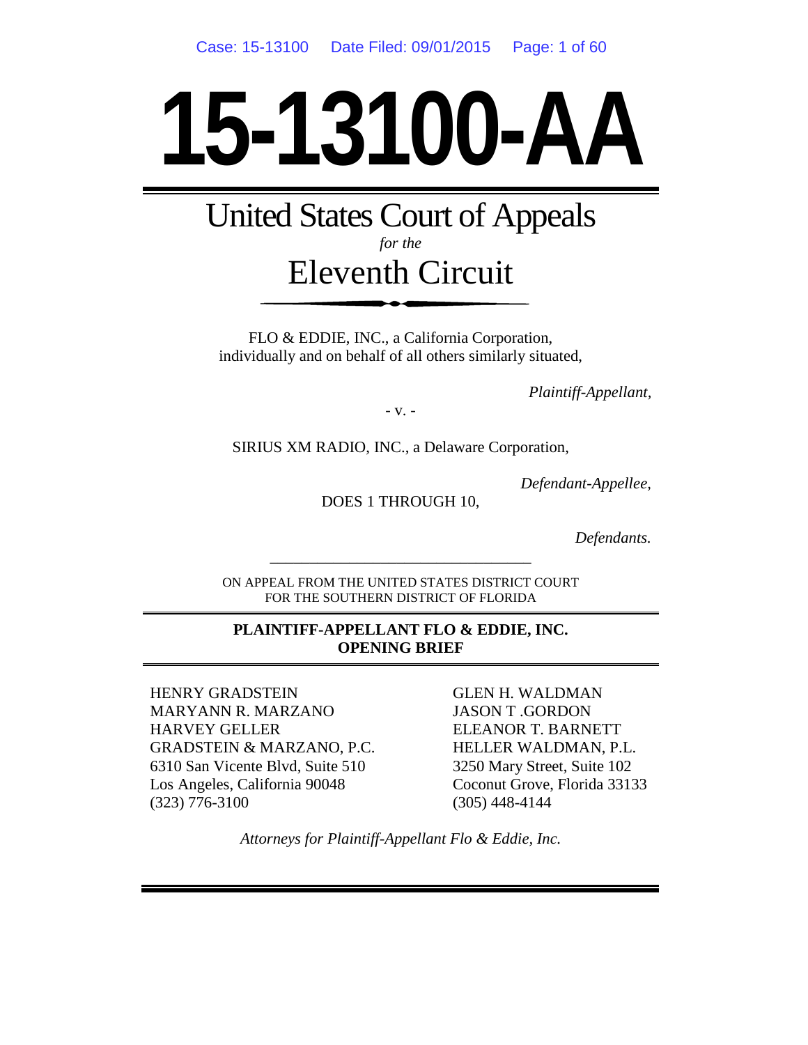# 15-13100-AA

## United States Court of Appeals
*for the*
## Eleventh Circuit

FLO & EDDIE, INC., a California Corporation, individually and on behalf of all others similarly situated,

*Plaintiff-Appellant,*

\- v. -

SIRIUS XM RADIO, INC., a Delaware Corporation,

*Defendant-Appellee,*

DOES 1 THROUGH 10,

*Defendants.*

---

ON APPEAL FROM THE UNITED STATES DISTRICT COURT FOR THE SOUTHERN DISTRICT OF FLORIDA

**PLAINTIFF-APPELLANT FLO & EDDIE, INC. OPENING BRIEF**

HENRY GRADSTEIN
MARYANN R. MARZANO
HARVEY GELLER
GRADSTEIN & MARZANO, P.C.
6310 San Vicente Blvd, Suite 510
Los Angeles, California 90048
(323) 776-3100

GLEN H. WALDMAN
JASON T .GORDON
ELEANOR T. BARNETT
HELLER WALDMAN, P.L.
3250 Mary Street, Suite 102
Coconut Grove, Florida 33133
(305) 448-4144

*Attorneys for Plaintiff-Appellant Flo & Eddie, Inc.*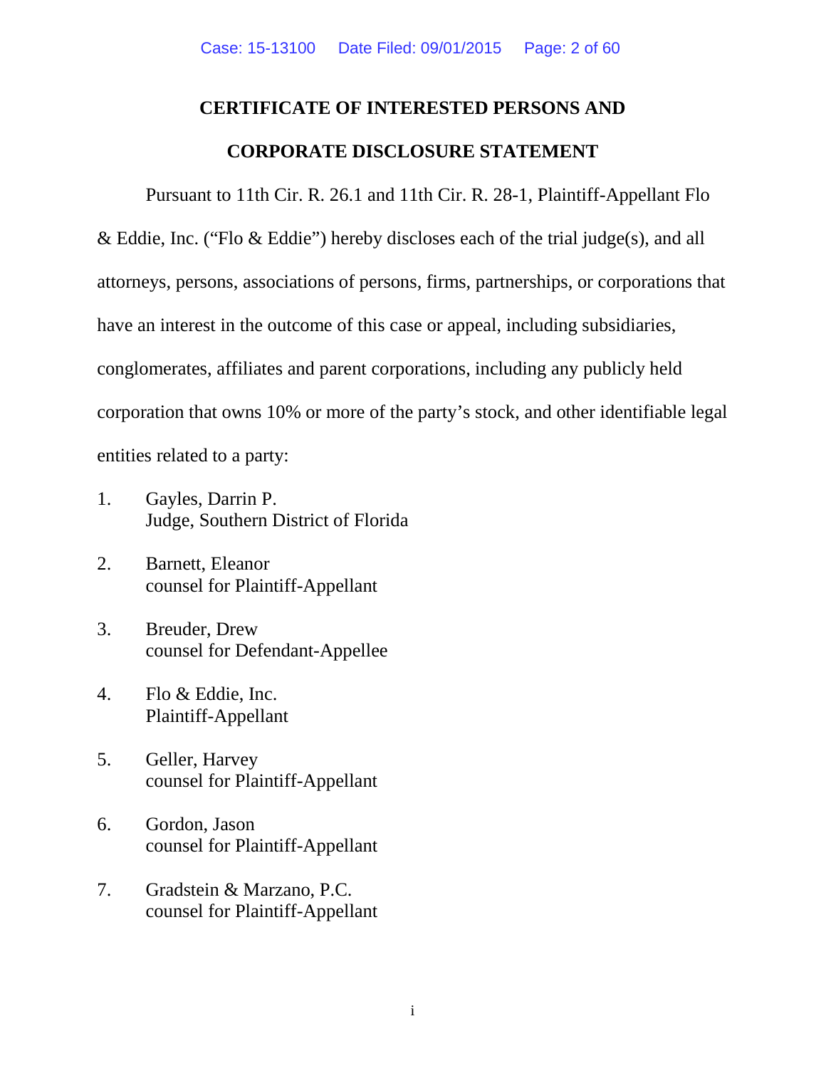# CERTIFICATE OF INTERESTED PERSONS AND CORPORATE DISCLOSURE STATEMENT

Pursuant to 11th Cir. R. 26.1 and 11th Cir. R. 28-1, Plaintiff-Appellant Flo & Eddie, Inc. ("Flo & Eddie") hereby discloses each of the trial judge(s), and all attorneys, persons, associations of persons, firms, partnerships, or corporations that have an interest in the outcome of this case or appeal, including subsidiaries, conglomerates, affiliates and parent corporations, including any publicly held corporation that owns 10% or more of the party's stock, and other identifiable legal entities related to a party:

1. Gayles, Darrin P.
   Judge, Southern District of Florida

2. Barnett, Eleanor
   counsel for Plaintiff-Appellant

3. Breuder, Drew
   counsel for Defendant-Appellee

4. Flo & Eddie, Inc.
   Plaintiff-Appellant

5. Geller, Harvey
   counsel for Plaintiff-Appellant

6. Gordon, Jason
   counsel for Plaintiff-Appellant

7. Gradstein & Marzano, P.C.
   counsel for Plaintiff-Appellant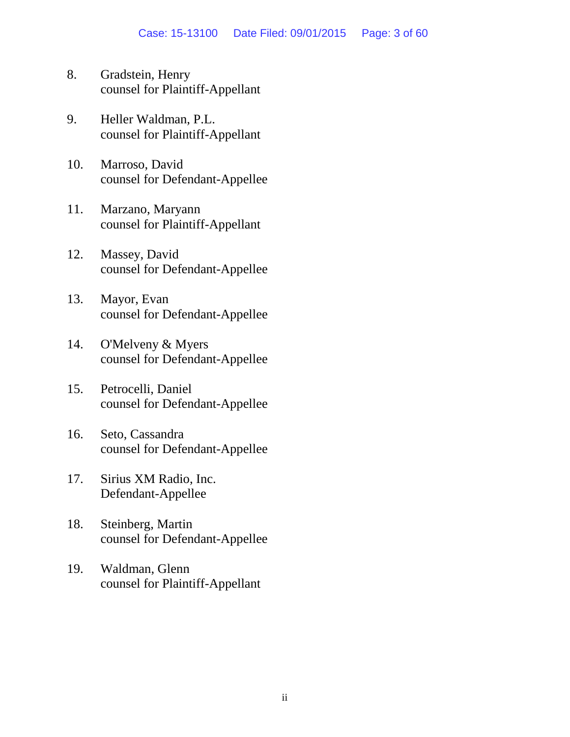8. Gradstein, Henry
   counsel for Plaintiff-Appellant

9. Heller Waldman, P.L.
   counsel for Plaintiff-Appellant

10. Marroso, David
    counsel for Defendant-Appellee

11. Marzano, Maryann
    counsel for Plaintiff-Appellant

12. Massey, David
    counsel for Defendant-Appellee

13. Mayor, Evan
    counsel for Defendant-Appellee

14. O'Melveny & Myers
    counsel for Defendant-Appellee

15. Petrocelli, Daniel
    counsel for Defendant-Appellee

16. Seto, Cassandra
    counsel for Defendant-Appellee

17. Sirius XM Radio, Inc.
    Defendant-Appellee

18. Steinberg, Martin
    counsel for Defendant-Appellee

19. Waldman, Glenn
    counsel for Plaintiff-Appellant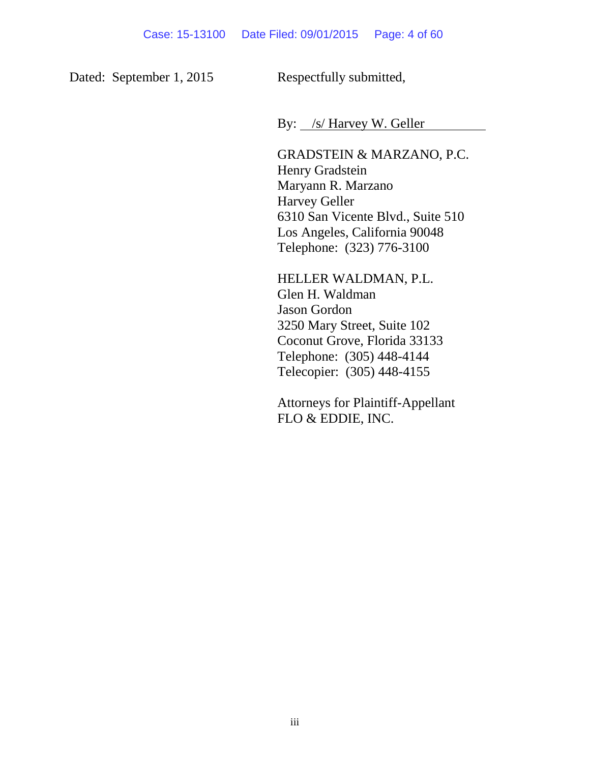Dated: September 1, 2015

Respectfully submitted,

By: /s/ Harvey W. Geller

GRADSTEIN & MARZANO, P.C.
Henry Gradstein
Maryann R. Marzano
Harvey Geller
6310 San Vicente Blvd., Suite 510
Los Angeles, California 90048
Telephone: (323) 776-3100

HELLER WALDMAN, P.L.
Glen H. Waldman
Jason Gordon
3250 Mary Street, Suite 102
Coconut Grove, Florida 33133
Telephone: (305) 448-4144
Telecopier: (305) 448-4155

Attorneys for Plaintiff-Appellant
FLO & EDDIE, INC.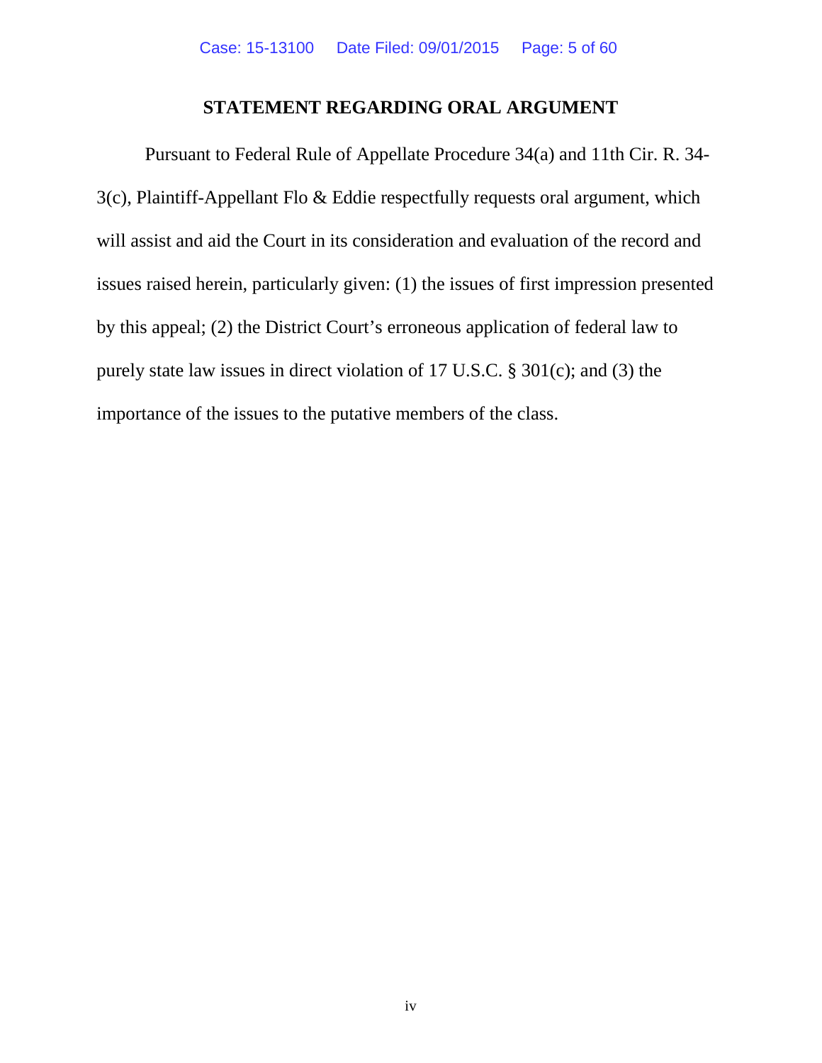## STATEMENT REGARDING ORAL ARGUMENT

Pursuant to Federal Rule of Appellate Procedure 34(a) and 11th Cir. R. 34-3(c), Plaintiff-Appellant Flo & Eddie respectfully requests oral argument, which will assist and aid the Court in its consideration and evaluation of the record and issues raised herein, particularly given: (1) the issues of first impression presented by this appeal; (2) the District Court's erroneous application of federal law to purely state law issues in direct violation of 17 U.S.C. § 301(c); and (3) the importance of the issues to the putative members of the class.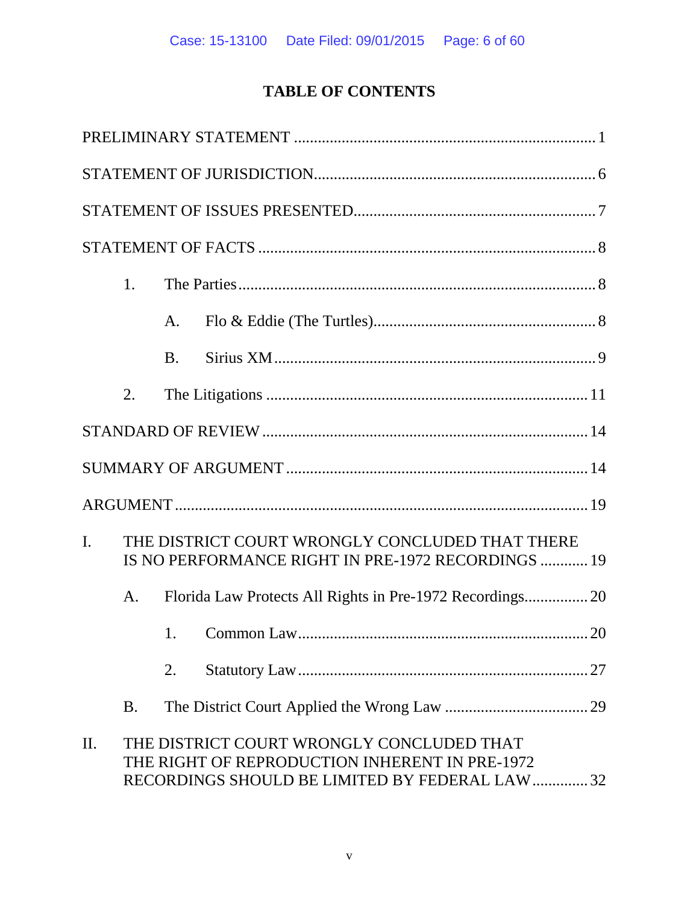# TABLE OF CONTENTS

PRELIMINARY STATEMENT ........................................................................... 1

STATEMENT OF JURISDICTION....................................................................... 6

STATEMENT OF ISSUES PRESENTED............................................................. 7

STATEMENT OF FACTS ..................................................................................... 8

1. The Parties .......................................................................................... 8

   A. Flo & Eddie (The Turtles)........................................................ 8

   B. Sirius XM ................................................................................. 9

2. The Litigations ................................................................................. 11

STANDARD OF REVIEW .................................................................................. 14

SUMMARY OF ARGUMENT ............................................................................ 14

ARGUMENT ........................................................................................................ 19

I. THE DISTRICT COURT WRONGLY CONCLUDED THAT THERE IS NO PERFORMANCE RIGHT IN PRE-1972 RECORDINGS ............ 19

   A. Florida Law Protects All Rights in Pre-1972 Recordings................ 20

      1. Common Law......................................................................... 20

      2. Statutory Law ......................................................................... 27

   B. The District Court Applied the Wrong Law .................................... 29

II. THE DISTRICT COURT WRONGLY CONCLUDED THAT THE RIGHT OF REPRODUCTION INHERENT IN PRE-1972 RECORDINGS SHOULD BE LIMITED BY FEDERAL LAW.............. 32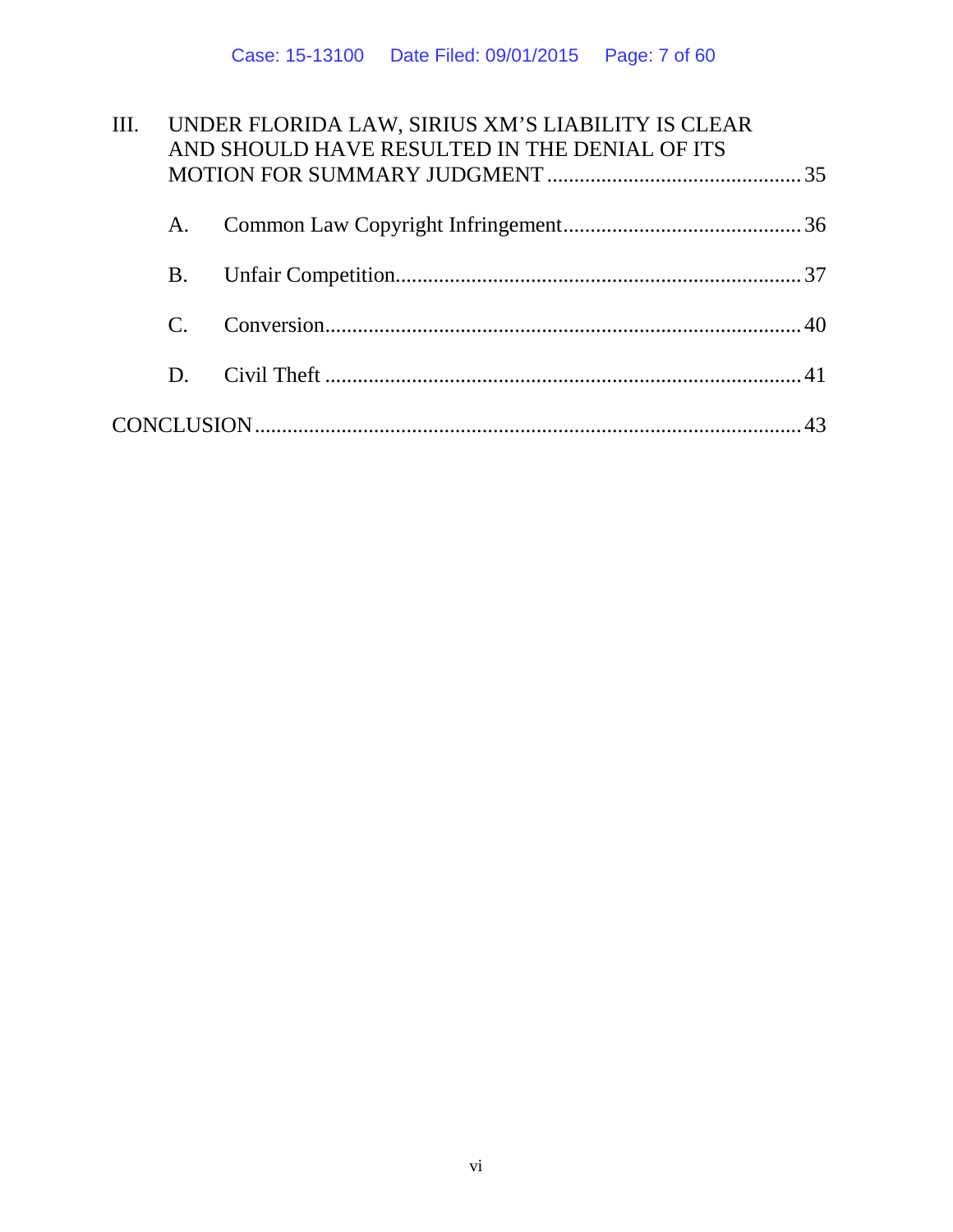III. UNDER FLORIDA LAW, SIRIUS XM'S LIABILITY IS CLEAR AND SHOULD HAVE RESULTED IN THE DENIAL OF ITS MOTION FOR SUMMARY JUDGMENT .............................................. 35

   A. Common Law Copyright Infringement............................................ 36

   B. Unfair Competition.......................................................................... 37

   C. Conversion....................................................................................... 40

   D. Civil Theft ....................................................................................... 41

CONCLUSION.................................................................................................. 43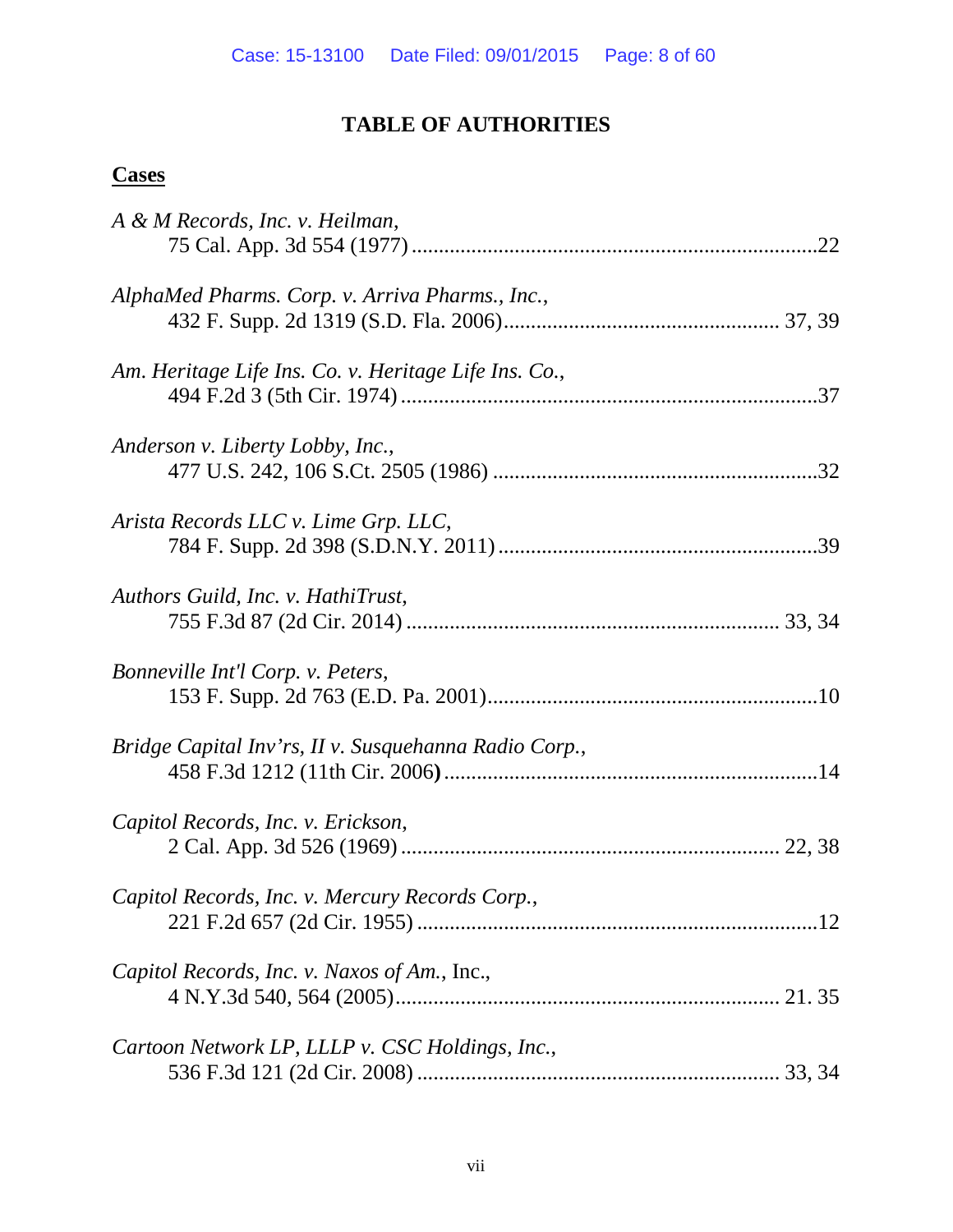# TABLE OF AUTHORITIES

## Cases

*A & M Records, Inc. v. Heilman*,
75 Cal. App. 3d 554 (1977) ..........................................................................22

*AlphaMed Pharms. Corp. v. Arriva Pharms., Inc.*,
432 F. Supp. 2d 1319 (S.D. Fla. 2006)................................................. 37, 39

*Am. Heritage Life Ins. Co. v. Heritage Life Ins. Co.*,
494 F.2d 3 (5th Cir. 1974) ............................................................................37

*Anderson v. Liberty Lobby, Inc.*,
477 U.S. 242, 106 S.Ct. 2505 (1986) ...........................................................32

*Arista Records LLC v. Lime Grp. LLC*,
784 F. Supp. 2d 398 (S.D.N.Y. 2011) ..........................................................39

*Authors Guild, Inc. v. HathiTrust*,
755 F.3d 87 (2d Cir. 2014) ................................................................... 33, 34

*Bonneville Int'l Corp. v. Peters*,
153 F. Supp. 2d 763 (E.D. Pa. 2001).............................................................10

*Bridge Capital Inv'rs, II v. Susquehanna Radio Corp.*,
458 F.3d 1212 (11th Cir. 2006) ....................................................................14

*Capitol Records, Inc. v. Erickson*,
2 Cal. App. 3d 526 (1969) .................................................................... 22, 38

*Capitol Records, Inc. v. Mercury Records Corp.*,
221 F.2d 657 (2d Cir. 1955) .........................................................................12

*Capitol Records, Inc. v. Naxos of Am.*, Inc.,
4 N.Y.3d 540, 564 (2005)..................................................................... 21. 35

*Cartoon Network LP, LLLP v. CSC Holdings, Inc.*,
536 F.3d 121 (2d Cir. 2008) ................................................................. 33, 34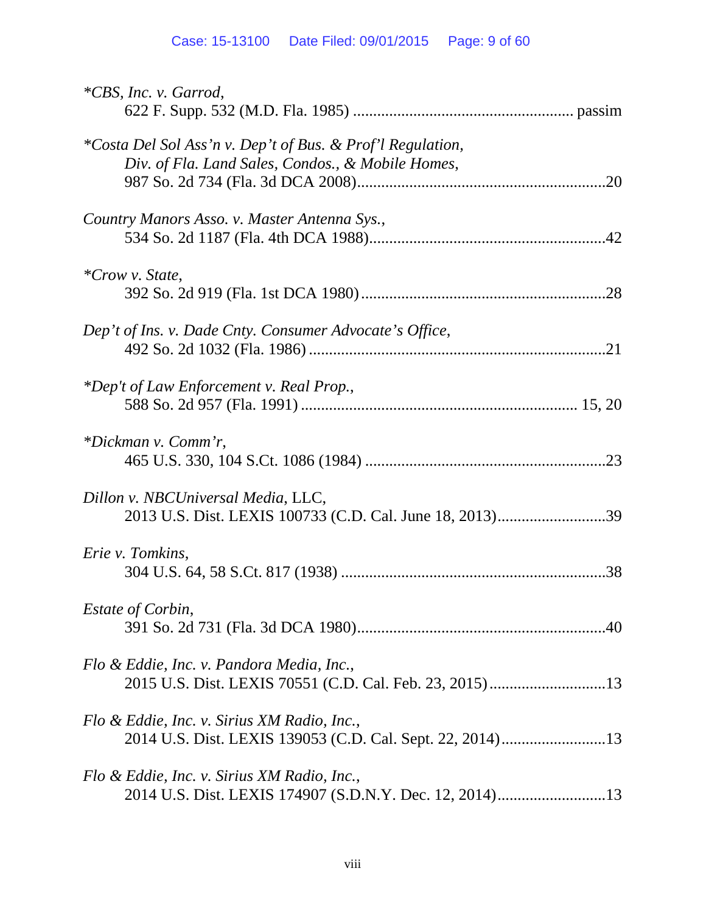*\*CBS, Inc. v. Garrod*,
622 F. Supp. 532 (M.D. Fla. 1985) ...................................................... passim

*\*Costa Del Sol Ass'n v. Dep't of Bus. & Prof'l Regulation, Div. of Fla. Land Sales, Condos., & Mobile Homes*,
987 So. 2d 734 (Fla. 3d DCA 2008)..............................................................20

*Country Manors Asso. v. Master Antenna Sys.*,
534 So. 2d 1187 (Fla. 4th DCA 1988)...........................................................42

*\*Crow v. State*,
392 So. 2d 919 (Fla. 1st DCA 1980).............................................................28

*Dep't of Ins. v. Dade Cnty. Consumer Advocate's Office*,
492 So. 2d 1032 (Fla. 1986) .........................................................................21

*\*Dep't of Law Enforcement v. Real Prop.*,
588 So. 2d 957 (Fla. 1991) .................................................................... 15, 20

*\*Dickman v. Comm'r*,
465 U.S. 330, 104 S.Ct. 1086 (1984) ............................................................23

*Dillon v. NBCUniversal Media*, LLC,
2013 U.S. Dist. LEXIS 100733 (C.D. Cal. June 18, 2013)...........................39

*Erie v. Tomkins*,
304 U.S. 64, 58 S.Ct. 817 (1938) ..................................................................38

*Estate of Corbin*,
391 So. 2d 731 (Fla. 3d DCA 1980)..............................................................40

*Flo & Eddie, Inc. v. Pandora Media, Inc.*,
2015 U.S. Dist. LEXIS 70551 (C.D. Cal. Feb. 23, 2015).............................13

*Flo & Eddie, Inc. v. Sirius XM Radio, Inc.*,
2014 U.S. Dist. LEXIS 139053 (C.D. Cal. Sept. 22, 2014)..........................13

*Flo & Eddie, Inc. v. Sirius XM Radio, Inc.*,
2014 U.S. Dist. LEXIS 174907 (S.D.N.Y. Dec. 12, 2014)...........................13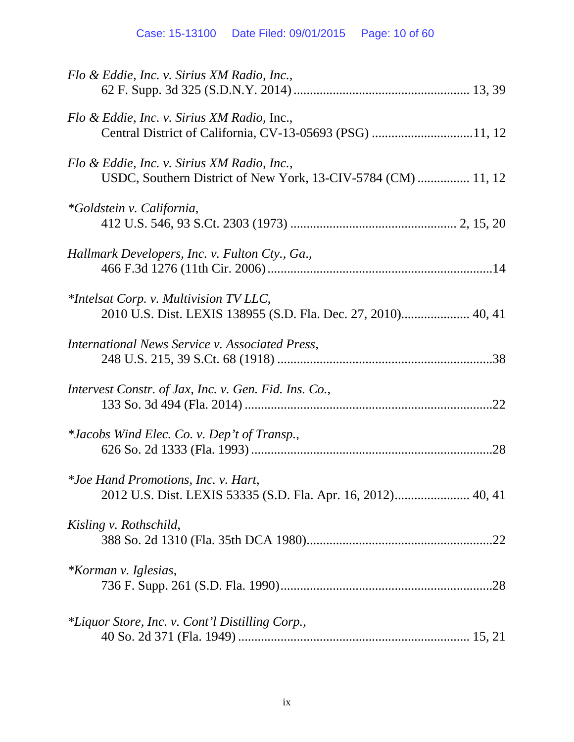*Flo & Eddie, Inc. v. Sirius XM Radio, Inc.*,
62 F. Supp. 3d 325 (S.D.N.Y. 2014) .................................................... 13, 39

*Flo & Eddie, Inc. v. Sirius XM Radio*, Inc.,
Central District of California, CV-13-05693 (PSG) ..............................11, 12

*Flo & Eddie, Inc. v. Sirius XM Radio, Inc.*,
USDC, Southern District of New York, 13-CIV-5784 (CM) ............... 11, 12

**Goldstein v. California*,
412 U.S. 546, 93 S.Ct. 2303 (1973) ................................................. 2, 15, 20

*Hallmark Developers, Inc. v. Fulton Cty., Ga.*,
466 F.3d 1276 (11th Cir. 2006) ....................................................................14

**Intelsat Corp. v. Multivision TV LLC*,
2010 U.S. Dist. LEXIS 138955 (S.D. Fla. Dec. 27, 2010).................... 40, 41

*International News Service v. Associated Press*,
248 U.S. 215, 39 S.Ct. 68 (1918) .................................................................38

*Intervest Constr. of Jax, Inc. v. Gen. Fid. Ins. Co.*,
133 So. 3d 494 (Fla. 2014) ...........................................................................22

**Jacobs Wind Elec. Co. v. Dep't of Transp.*,
626 So. 2d 1333 (Fla. 1993) .........................................................................28

**Joe Hand Promotions, Inc. v. Hart*,
2012 U.S. Dist. LEXIS 53335 (S.D. Fla. Apr. 16, 2012)....................... 40, 41

*Kisling v. Rothschild*,
388 So. 2d 1310 (Fla. 35th DCA 1980).........................................................22

**Korman v. Iglesias*,
736 F. Supp. 261 (S.D. Fla. 1990).................................................................28

**Liquor Store, Inc. v. Cont'l Distilling Corp.*,
40 So. 2d 371 (Fla. 1949) ..................................................................... 15, 21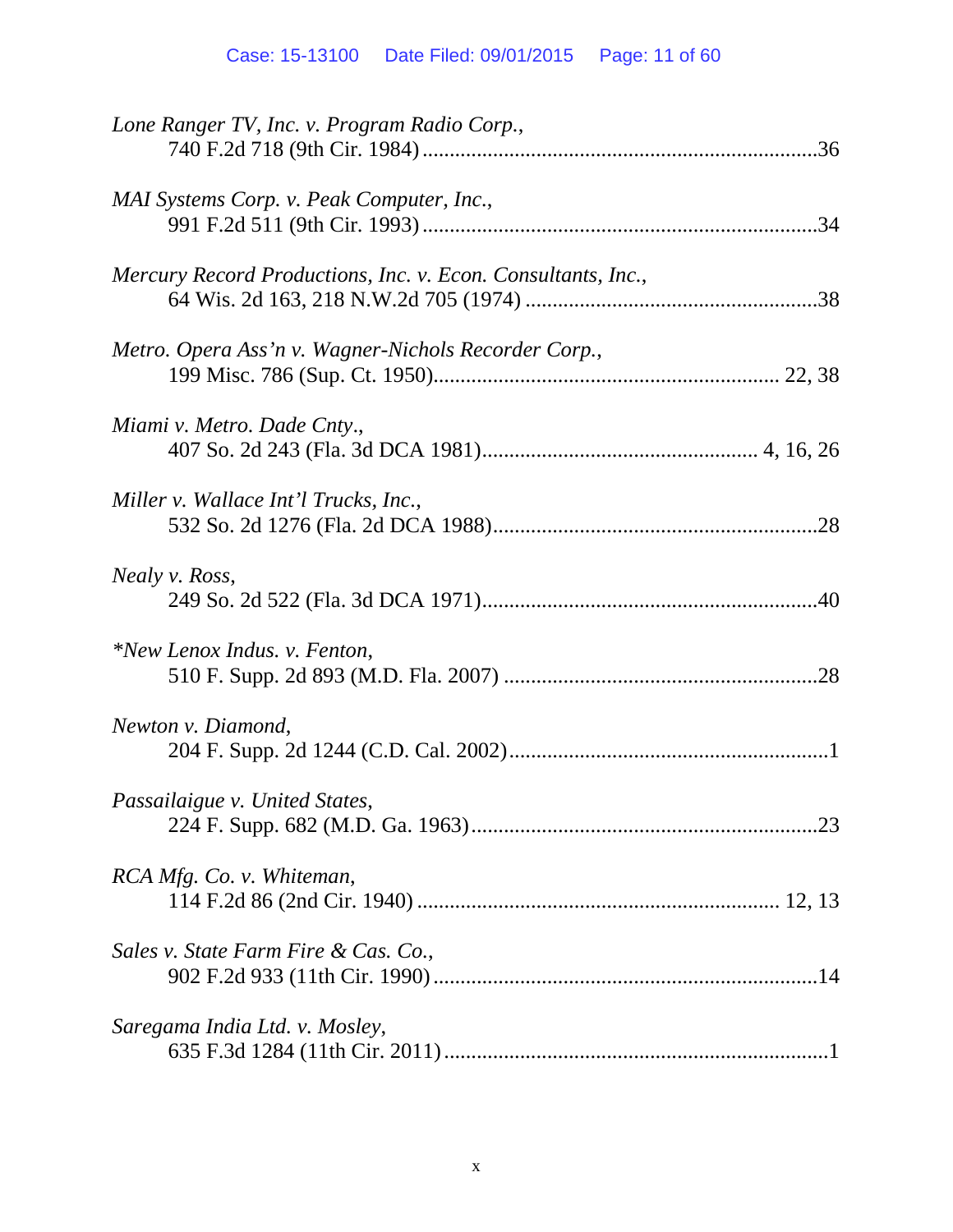*Lone Ranger TV, Inc. v. Program Radio Corp.*,
740 F.2d 718 (9th Cir. 1984) ........................................................................36

*MAI Systems Corp. v. Peak Computer, Inc.*,
991 F.2d 511 (9th Cir. 1993) ........................................................................34

*Mercury Record Productions, Inc. v. Econ. Consultants, Inc.*,
64 Wis. 2d 163, 218 N.W.2d 705 (1974) .....................................................38

*Metro. Opera Ass'n v. Wagner-Nichols Recorder Corp.*,
199 Misc. 786 (Sup. Ct. 1950)............................................................... 22, 38

*Miami v. Metro. Dade Cnty*.,
407 So. 2d 243 (Fla. 3d DCA 1981).................................................. 4, 16, 26

*Miller v. Wallace Int'l Trucks, Inc.*,
532 So. 2d 1276 (Fla. 2d DCA 1988)............................................................28

*Nealy v. Ross*,
249 So. 2d 522 (Fla. 3d DCA 1971).............................................................40

*\*New Lenox Indus. v. Fenton*,
510 F. Supp. 2d 893 (M.D. Fla. 2007) .........................................................28

*Newton v. Diamond*,
204 F. Supp. 2d 1244 (C.D. Cal. 2002)..........................................................1

*Passailaigue v. United States*,
224 F. Supp. 682 (M.D. Ga. 1963)................................................................23

*RCA Mfg. Co. v. Whiteman*,
114 F.2d 86 (2nd Cir. 1940) ................................................................. 12, 13

*Sales v. State Farm Fire & Cas. Co.*,
902 F.2d 933 (11th Cir. 1990) ......................................................................14

*Saregama India Ltd. v. Mosley*,
635 F.3d 1284 (11th Cir. 2011) ......................................................................1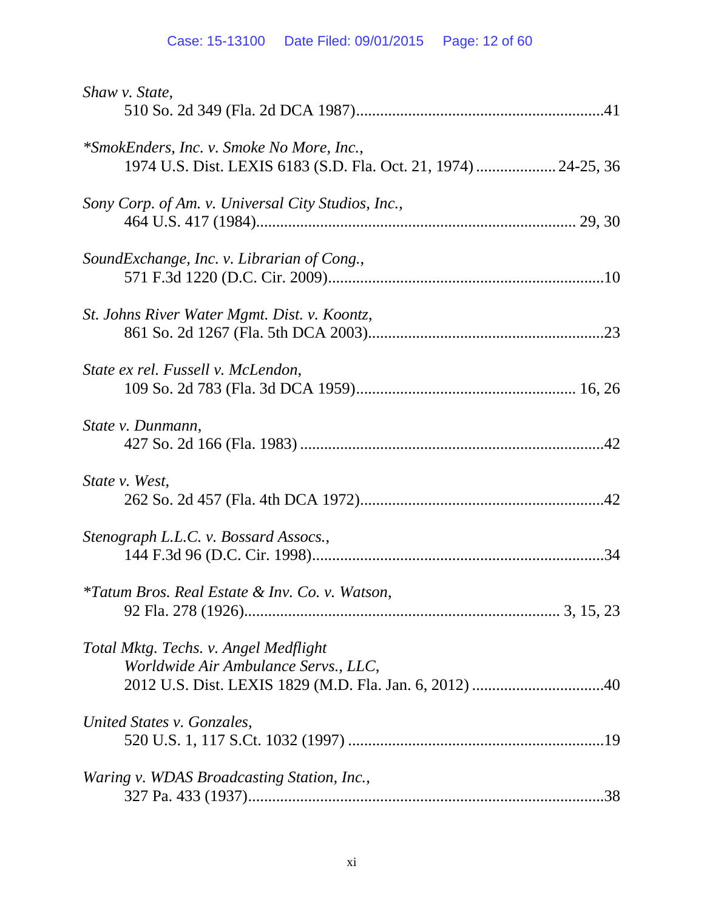*Shaw v. State*,
510 So. 2d 349 (Fla. 2d DCA 1987)..............................................................41

**SmokEnders, Inc. v. Smoke No More, Inc.*,
1974 U.S. Dist. LEXIS 6183 (S.D. Fla. Oct. 21, 1974) .................... 24-25, 36

*Sony Corp. of Am. v. Universal City Studios, Inc.*,
464 U.S. 417 (1984)............................................................................... 29, 30

*SoundExchange, Inc. v. Librarian of Cong.*,
571 F.3d 1220 (D.C. Cir. 2009)....................................................................10

*St. Johns River Water Mgmt. Dist. v. Koontz*,
861 So. 2d 1267 (Fla. 5th DCA 2003)..........................................................23

*State ex rel. Fussell v. McLendon*,
109 So. 2d 783 (Fla. 3d DCA 1959)...................................................... 16, 26

*State v. Dunmann*,
427 So. 2d 166 (Fla. 1983) ...........................................................................42

*State v. West*,
262 So. 2d 457 (Fla. 4th DCA 1972)............................................................42

*Stenograph L.L.C. v. Bossard Assocs.*,
144 F.3d 96 (D.C. Cir. 1998)........................................................................34

**Tatum Bros. Real Estate & Inv. Co. v. Watson*,
92 Fla. 278 (1926)............................................................................ 3, 15, 23

*Total Mktg. Techs. v. Angel Medflight Worldwide Air Ambulance Servs., LLC*,
2012 U.S. Dist. LEXIS 1829 (M.D. Fla. Jan. 6, 2012) .................................40

*United States v. Gonzales*,
520 U.S. 1, 117 S.Ct. 1032 (1997) ...............................................................19

*Waring v. WDAS Broadcasting Station, Inc.*,
327 Pa. 433 (1937)........................................................................................38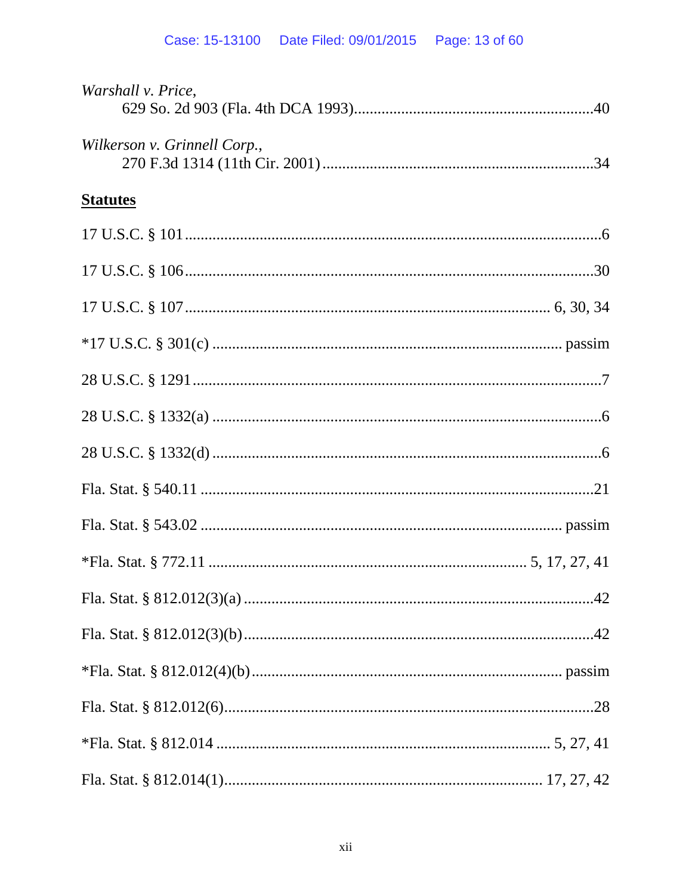*Warshall v. Price*,
629 So. 2d 903 (Fla. 4th DCA 1993)....................................................................40

*Wilkerson v. Grinnell Corp.*,
270 F.3d 1314 (11th Cir. 2001)..........................................................................34

**Statutes**

17 U.S.C. § 101.......................................................................................................6

17 U.S.C. § 106.....................................................................................................30

17 U.S.C. § 107............................................................................................ 6, 30, 34

*17 U.S.C. § 301(c) .......................................................................................... passim

28 U.S.C. § 1291.......................................................................................................7

28 U.S.C. § 1332(a) ...................................................................................................6

28 U.S.C. § 1332(d) ...................................................................................................6

Fla. Stat. § 540.11 ....................................................................................................21

Fla. Stat. § 543.02 ............................................................................................ passim

*Fla. Stat. § 772.11 ....................................................................................... 5, 17, 27, 41

Fla. Stat. § 812.012(3)(a) .........................................................................................42

Fla. Stat. § 812.012(3)(b)..........................................................................................42

*Fla. Stat. § 812.012(4)(b) ................................................................................. passim

Fla. Stat. § 812.012(6)...............................................................................................28

*Fla. Stat. § 812.014 ....................................................................................... 5, 27, 41

Fla. Stat. § 812.014(1)........................................................................................ 17, 27, 42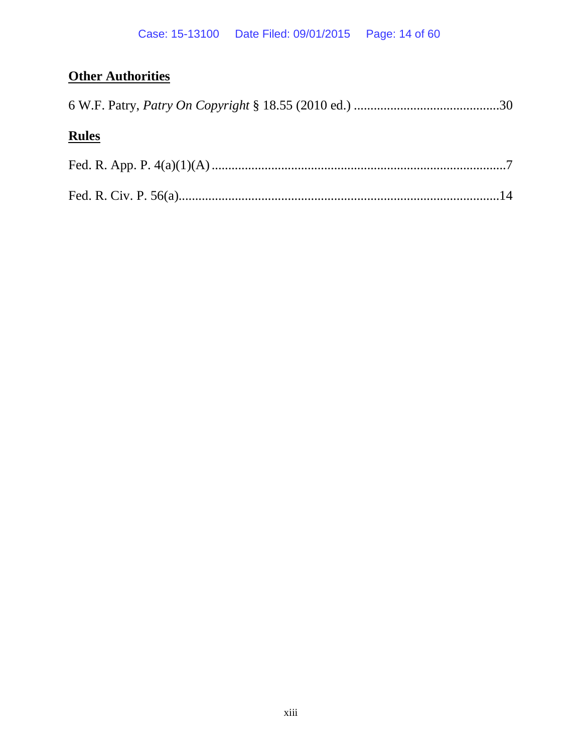**Other Authorities**

6 W.F. Patry, *Patry On Copyright* § 18.55 (2010 ed.) ............................................30

**Rules**

Fed. R. App. P. 4(a)(1)(A) ........................................................................................7

Fed. R. Civ. P. 56(a)................................................................................................14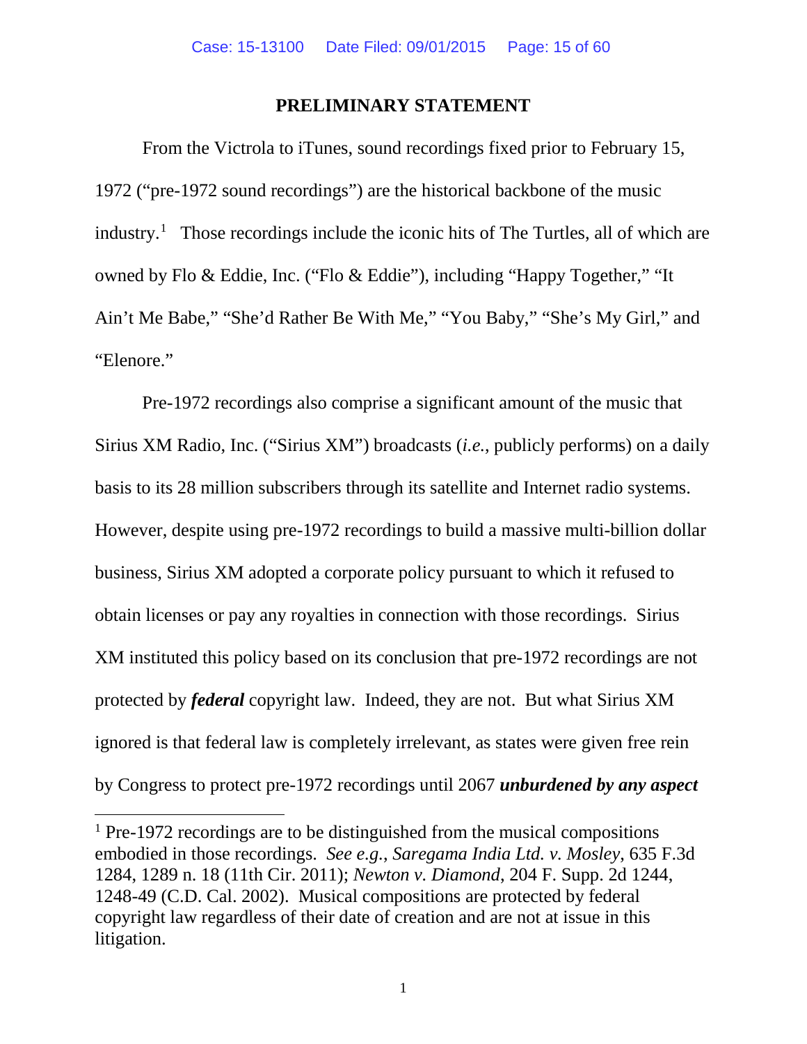## PRELIMINARY STATEMENT

From the Victrola to iTunes, sound recordings fixed prior to February 15, 1972 ("pre-1972 sound recordings") are the historical backbone of the music industry.[1] Those recordings include the iconic hits of The Turtles, all of which are owned by Flo & Eddie, Inc. ("Flo & Eddie"), including "Happy Together," "It Ain't Me Babe," "She'd Rather Be With Me," "You Baby," "She's My Girl," and "Elenore."

Pre-1972 recordings also comprise a significant amount of the music that Sirius XM Radio, Inc. ("Sirius XM") broadcasts (*i.e.*, publicly performs) on a daily basis to its 28 million subscribers through its satellite and Internet radio systems. However, despite using pre-1972 recordings to build a massive multi-billion dollar business, Sirius XM adopted a corporate policy pursuant to which it refused to obtain licenses or pay any royalties in connection with those recordings. Sirius XM instituted this policy based on its conclusion that pre-1972 recordings are not protected by ***federal*** copyright law. Indeed, they are not. But what Sirius XM ignored is that federal law is completely irrelevant, as states were given free rein by Congress to protect pre-1972 recordings until 2067 ***unburdened by any aspect***

---

[1] Pre-1972 recordings are to be distinguished from the musical compositions embodied in those recordings. *See e.g.*, *Saregama India Ltd. v. Mosley*, 635 F.3d 1284, 1289 n. 18 (11th Cir. 2011); *Newton v. Diamond*, 204 F. Supp. 2d 1244, 1248-49 (C.D. Cal. 2002). Musical compositions are protected by federal copyright law regardless of their date of creation and are not at issue in this litigation.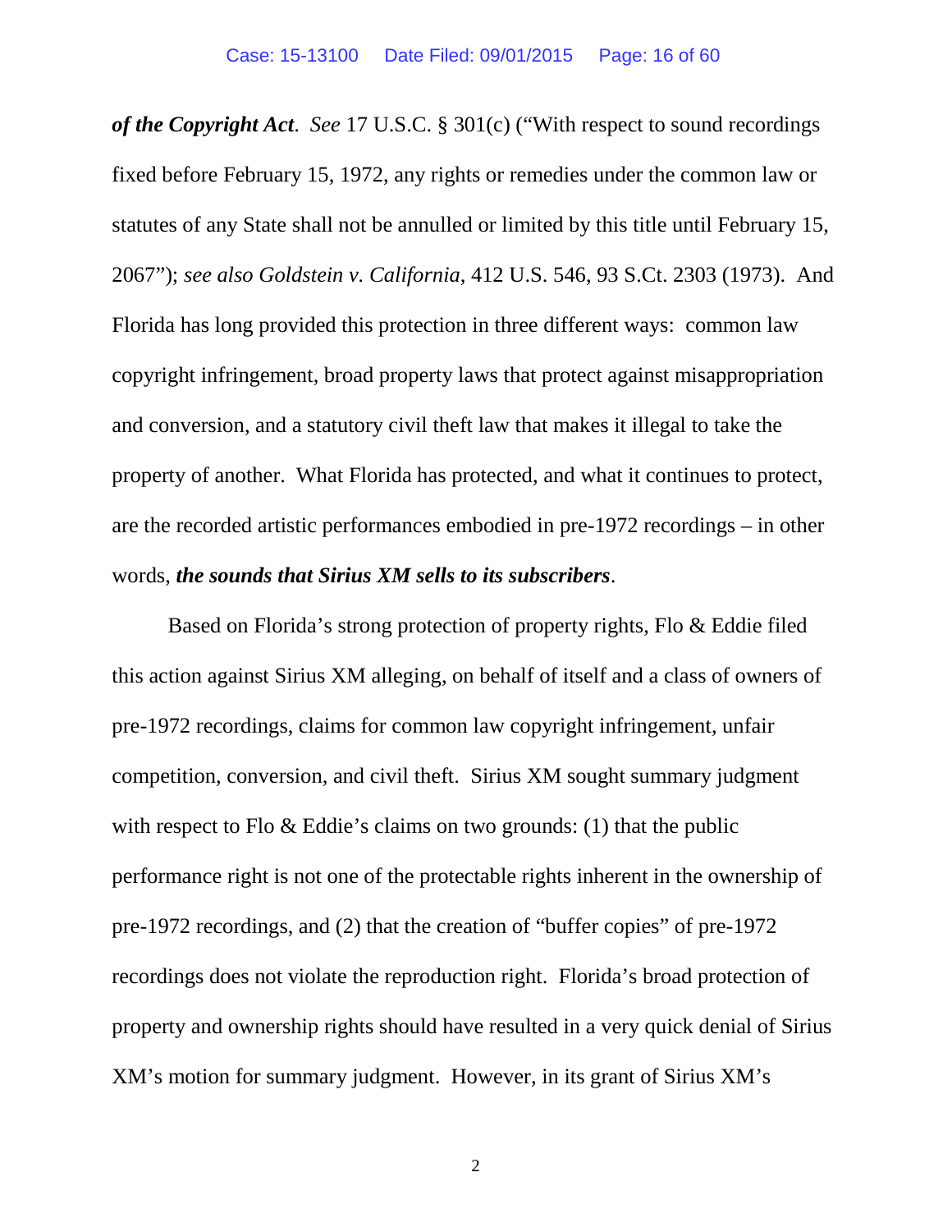***of the Copyright Act***. *See* 17 U.S.C. § 301(c) ("With respect to sound recordings fixed before February 15, 1972, any rights or remedies under the common law or statutes of any State shall not be annulled or limited by this title until February 15, 2067"); *see also Goldstein v. California*, 412 U.S. 546, 93 S.Ct. 2303 (1973). And Florida has long provided this protection in three different ways: common law copyright infringement, broad property laws that protect against misappropriation and conversion, and a statutory civil theft law that makes it illegal to take the property of another. What Florida has protected, and what it continues to protect, are the recorded artistic performances embodied in pre-1972 recordings – in other words, ***the sounds that Sirius XM sells to its subscribers***.

Based on Florida's strong protection of property rights, Flo & Eddie filed this action against Sirius XM alleging, on behalf of itself and a class of owners of pre-1972 recordings, claims for common law copyright infringement, unfair competition, conversion, and civil theft. Sirius XM sought summary judgment with respect to Flo & Eddie's claims on two grounds: (1) that the public performance right is not one of the protectable rights inherent in the ownership of pre-1972 recordings, and (2) that the creation of "buffer copies" of pre-1972 recordings does not violate the reproduction right. Florida's broad protection of property and ownership rights should have resulted in a very quick denial of Sirius XM's motion for summary judgment. However, in its grant of Sirius XM's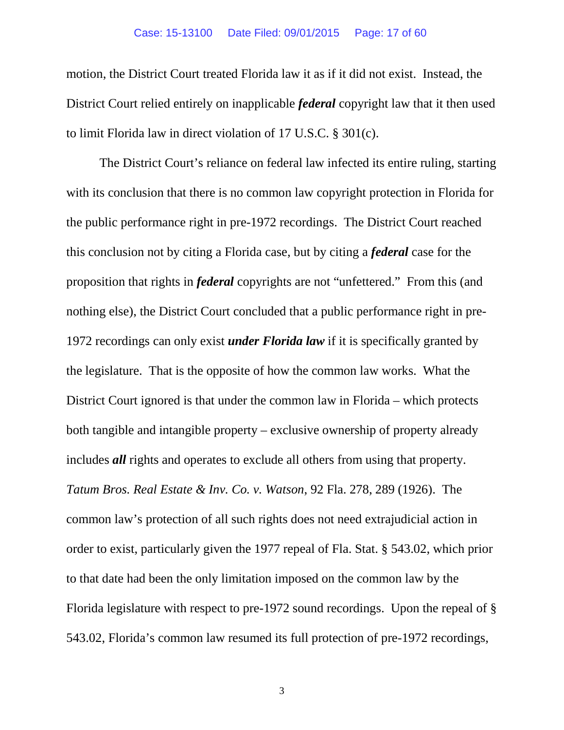motion, the District Court treated Florida law it as if it did not exist. Instead, the District Court relied entirely on inapplicable ***federal*** copyright law that it then used to limit Florida law in direct violation of 17 U.S.C. § 301(c).

The District Court's reliance on federal law infected its entire ruling, starting with its conclusion that there is no common law copyright protection in Florida for the public performance right in pre-1972 recordings. The District Court reached this conclusion not by citing a Florida case, but by citing a ***federal*** case for the proposition that rights in ***federal*** copyrights are not "unfettered." From this (and nothing else), the District Court concluded that a public performance right in pre-1972 recordings can only exist ***under Florida law*** if it is specifically granted by the legislature. That is the opposite of how the common law works. What the District Court ignored is that under the common law in Florida – which protects both tangible and intangible property – exclusive ownership of property already includes ***all*** rights and operates to exclude all others from using that property. *Tatum Bros. Real Estate & Inv. Co. v. Watson*, 92 Fla. 278, 289 (1926). The common law's protection of all such rights does not need extrajudicial action in order to exist, particularly given the 1977 repeal of Fla. Stat. § 543.02, which prior to that date had been the only limitation imposed on the common law by the Florida legislature with respect to pre-1972 sound recordings. Upon the repeal of § 543.02, Florida's common law resumed its full protection of pre-1972 recordings,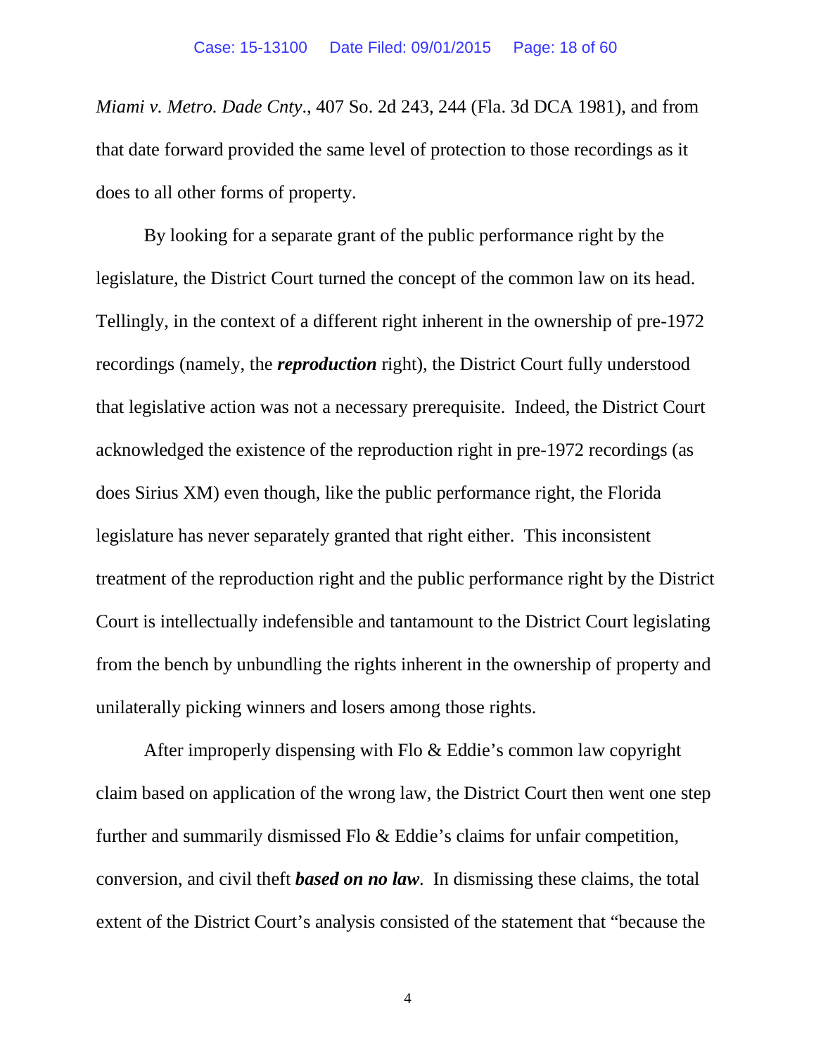*Miami v. Metro. Dade Cnty*., 407 So. 2d 243, 244 (Fla. 3d DCA 1981), and from that date forward provided the same level of protection to those recordings as it does to all other forms of property.

By looking for a separate grant of the public performance right by the legislature, the District Court turned the concept of the common law on its head. Tellingly, in the context of a different right inherent in the ownership of pre-1972 recordings (namely, the ***reproduction*** right), the District Court fully understood that legislative action was not a necessary prerequisite. Indeed, the District Court acknowledged the existence of the reproduction right in pre-1972 recordings (as does Sirius XM) even though, like the public performance right, the Florida legislature has never separately granted that right either. This inconsistent treatment of the reproduction right and the public performance right by the District Court is intellectually indefensible and tantamount to the District Court legislating from the bench by unbundling the rights inherent in the ownership of property and unilaterally picking winners and losers among those rights.

After improperly dispensing with Flo & Eddie's common law copyright claim based on application of the wrong law, the District Court then went one step further and summarily dismissed Flo & Eddie's claims for unfair competition, conversion, and civil theft ***based on no law***. In dismissing these claims, the total extent of the District Court's analysis consisted of the statement that "because the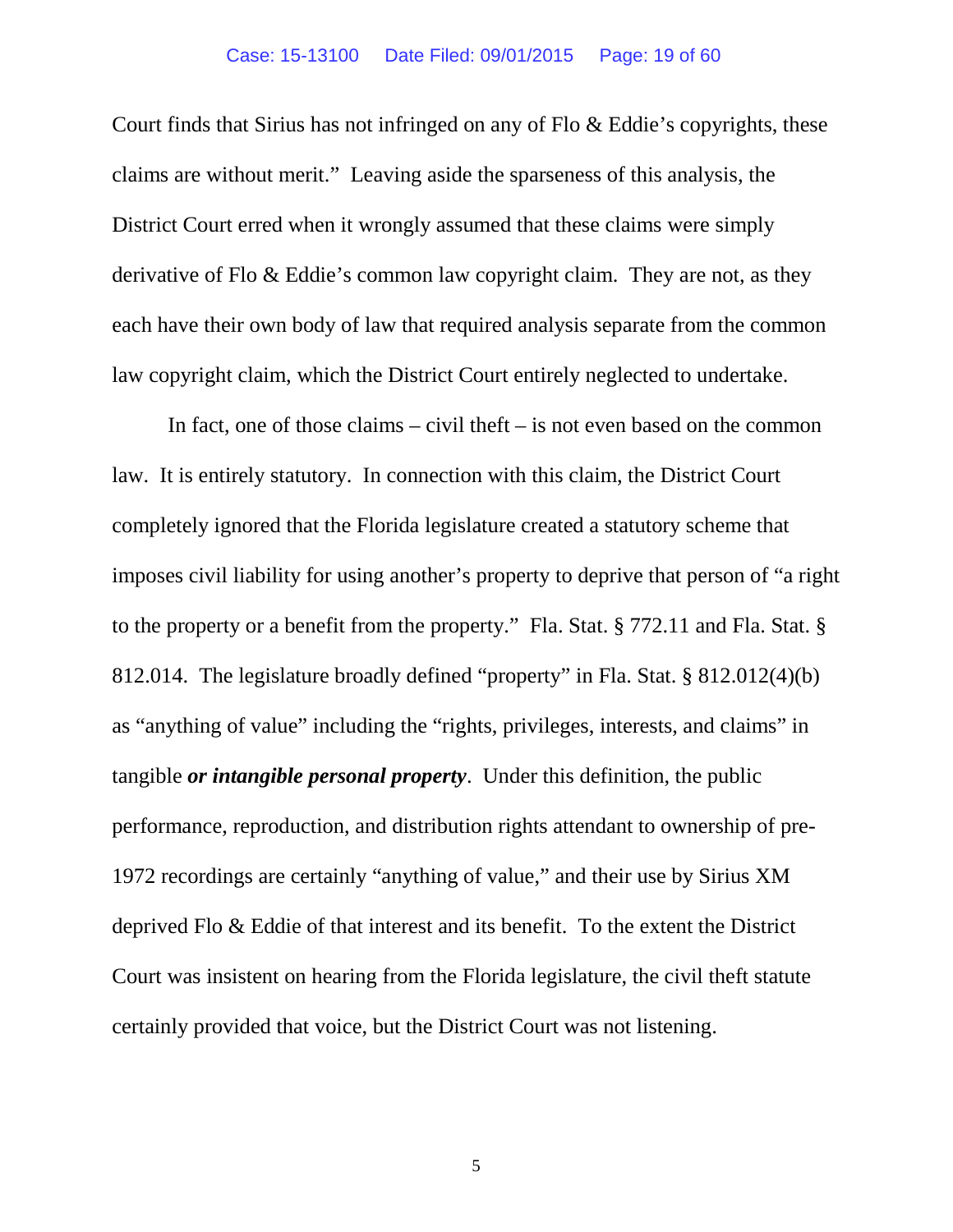Court finds that Sirius has not infringed on any of Flo & Eddie's copyrights, these claims are without merit." Leaving aside the sparseness of this analysis, the District Court erred when it wrongly assumed that these claims were simply derivative of Flo & Eddie's common law copyright claim. They are not, as they each have their own body of law that required analysis separate from the common law copyright claim, which the District Court entirely neglected to undertake.

In fact, one of those claims – civil theft – is not even based on the common law. It is entirely statutory. In connection with this claim, the District Court completely ignored that the Florida legislature created a statutory scheme that imposes civil liability for using another's property to deprive that person of "a right to the property or a benefit from the property." Fla. Stat. § 772.11 and Fla. Stat. § 812.014. The legislature broadly defined "property" in Fla. Stat. § 812.012(4)(b) as "anything of value" including the "rights, privileges, interests, and claims" in tangible ***or intangible personal property***. Under this definition, the public performance, reproduction, and distribution rights attendant to ownership of pre-1972 recordings are certainly "anything of value," and their use by Sirius XM deprived Flo & Eddie of that interest and its benefit. To the extent the District Court was insistent on hearing from the Florida legislature, the civil theft statute certainly provided that voice, but the District Court was not listening.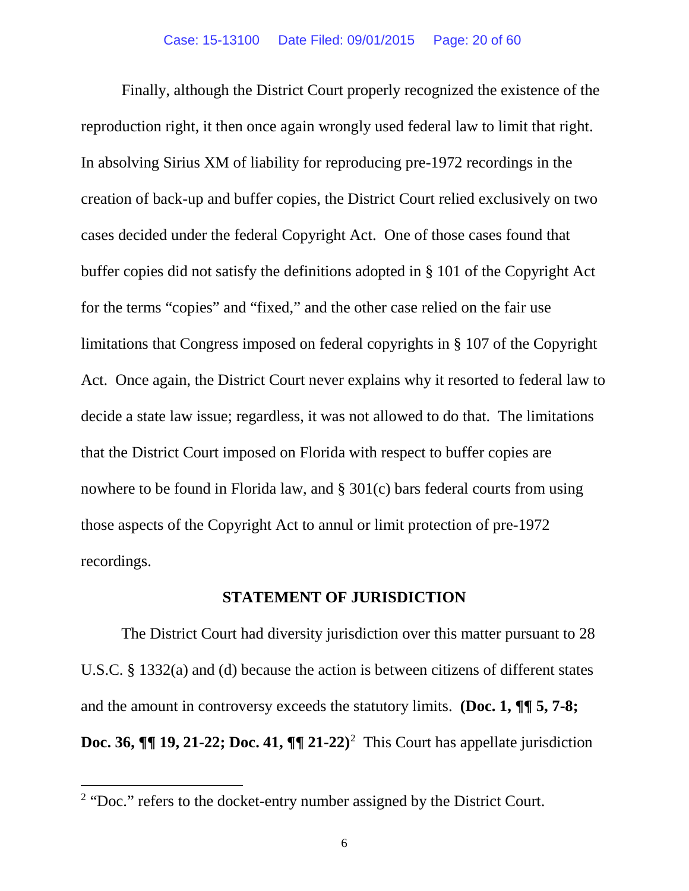Finally, although the District Court properly recognized the existence of the reproduction right, it then once again wrongly used federal law to limit that right. In absolving Sirius XM of liability for reproducing pre-1972 recordings in the creation of back-up and buffer copies, the District Court relied exclusively on two cases decided under the federal Copyright Act. One of those cases found that buffer copies did not satisfy the definitions adopted in § 101 of the Copyright Act for the terms "copies" and "fixed," and the other case relied on the fair use limitations that Congress imposed on federal copyrights in § 107 of the Copyright Act. Once again, the District Court never explains why it resorted to federal law to decide a state law issue; regardless, it was not allowed to do that. The limitations that the District Court imposed on Florida with respect to buffer copies are nowhere to be found in Florida law, and § 301(c) bars federal courts from using those aspects of the Copyright Act to annul or limit protection of pre-1972 recordings.

## STATEMENT OF JURISDICTION

The District Court had diversity jurisdiction over this matter pursuant to 28 U.S.C. § 1332(a) and (d) because the action is between citizens of different states and the amount in controversy exceeds the statutory limits. **(Doc. 1, ¶¶ 5, 7-8; Doc. 36, ¶¶ 19, 21-22; Doc. 41, ¶¶ 21-22)**[2] This Court has appellate jurisdiction

[2] "Doc." refers to the docket-entry number assigned by the District Court.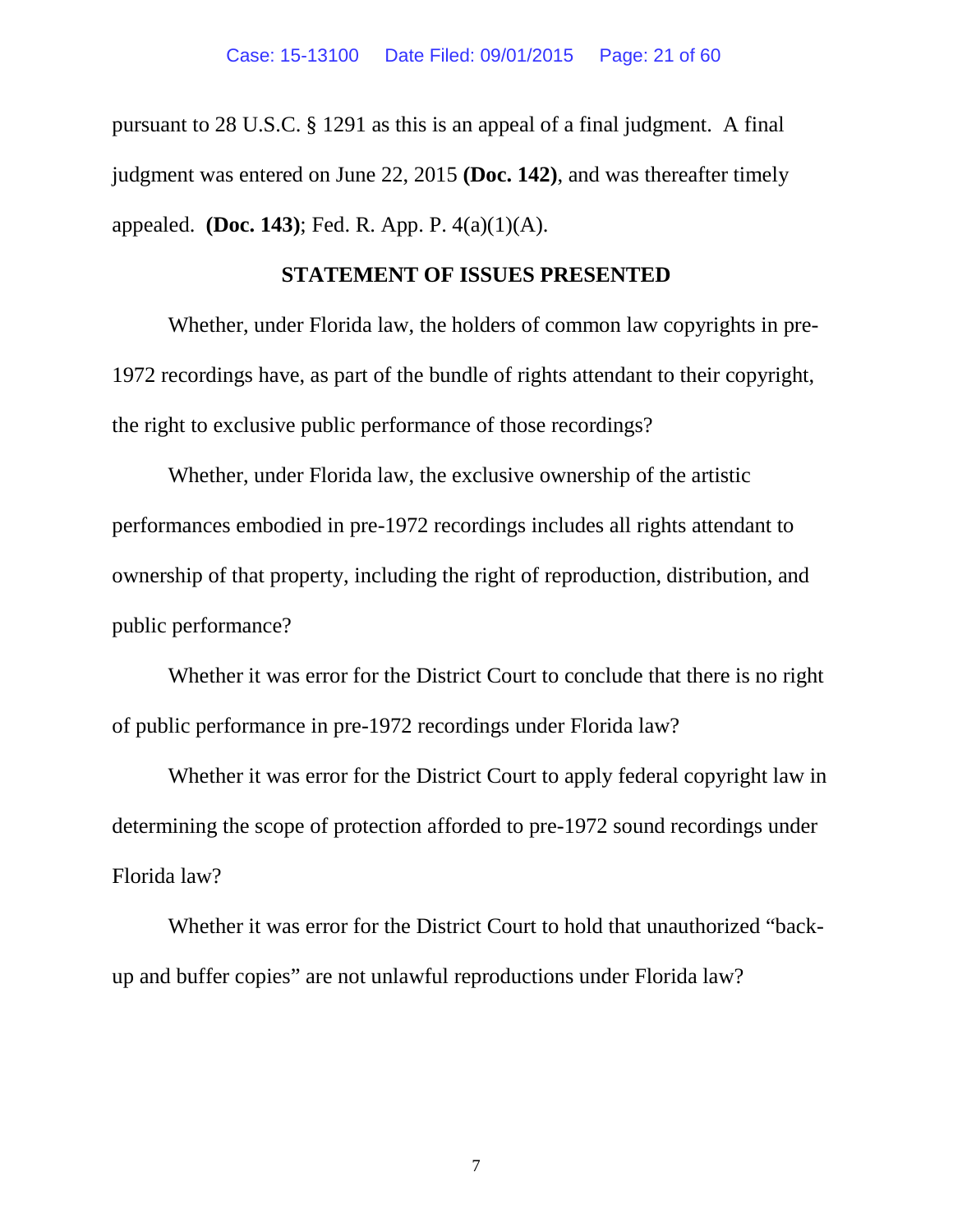pursuant to 28 U.S.C. § 1291 as this is an appeal of a final judgment. A final judgment was entered on June 22, 2015 **(Doc. 142)**, and was thereafter timely appealed. **(Doc. 143)**; Fed. R. App. P. 4(a)(1)(A).

## STATEMENT OF ISSUES PRESENTED

Whether, under Florida law, the holders of common law copyrights in pre-1972 recordings have, as part of the bundle of rights attendant to their copyright, the right to exclusive public performance of those recordings?

Whether, under Florida law, the exclusive ownership of the artistic performances embodied in pre-1972 recordings includes all rights attendant to ownership of that property, including the right of reproduction, distribution, and public performance?

Whether it was error for the District Court to conclude that there is no right of public performance in pre-1972 recordings under Florida law?

Whether it was error for the District Court to apply federal copyright law in determining the scope of protection afforded to pre-1972 sound recordings under Florida law?

Whether it was error for the District Court to hold that unauthorized "back-up and buffer copies" are not unlawful reproductions under Florida law?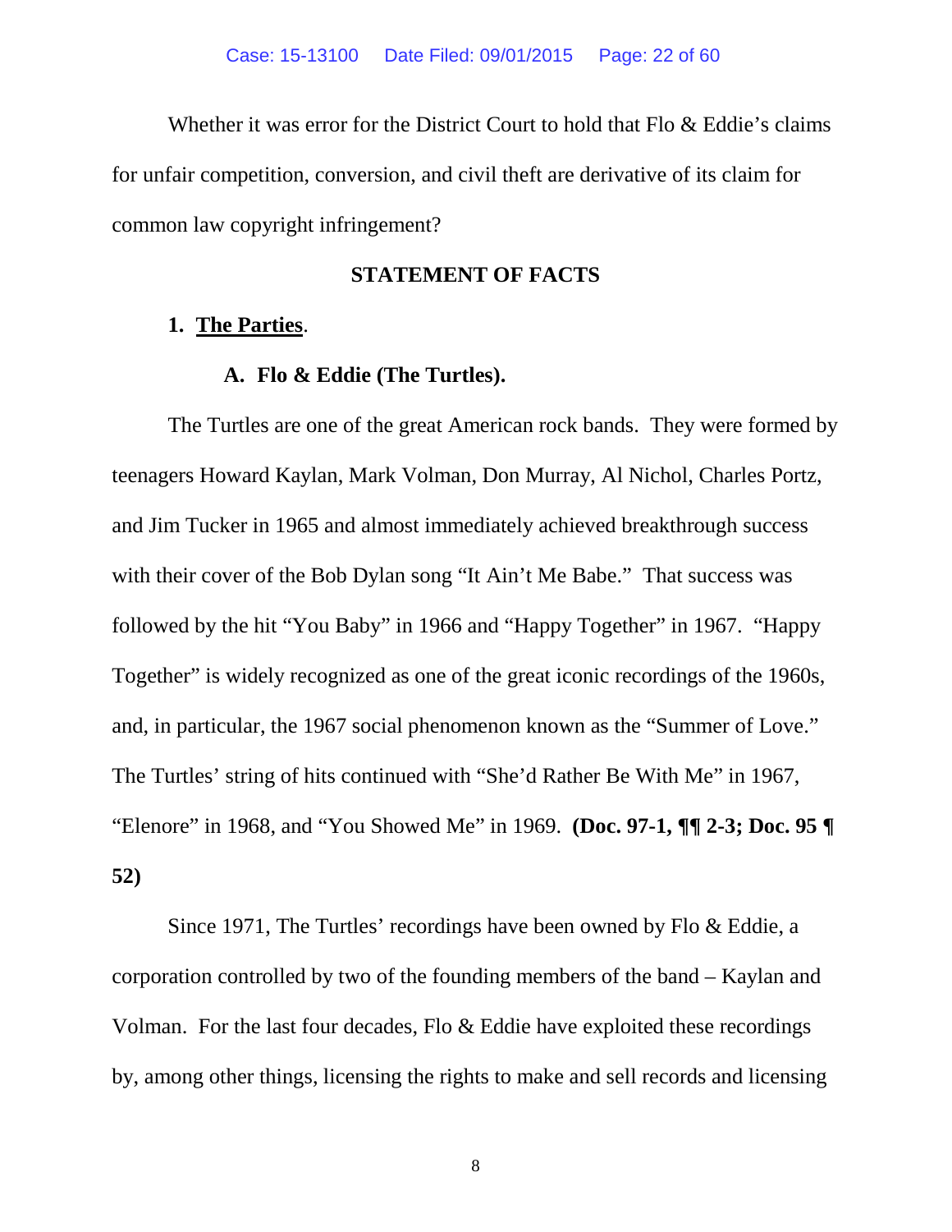Whether it was error for the District Court to hold that Flo & Eddie's claims for unfair competition, conversion, and civil theft are derivative of its claim for common law copyright infringement?

## STATEMENT OF FACTS

### 1. <u>The Parties</u>.

#### A. Flo & Eddie (The Turtles).

The Turtles are one of the great American rock bands. They were formed by teenagers Howard Kaylan, Mark Volman, Don Murray, Al Nichol, Charles Portz, and Jim Tucker in 1965 and almost immediately achieved breakthrough success with their cover of the Bob Dylan song "It Ain't Me Babe." That success was followed by the hit "You Baby" in 1966 and "Happy Together" in 1967. "Happy Together" is widely recognized as one of the great iconic recordings of the 1960s, and, in particular, the 1967 social phenomenon known as the "Summer of Love." The Turtles' string of hits continued with "She'd Rather Be With Me" in 1967, "Elenore" in 1968, and "You Showed Me" in 1969. **(Doc. 97-1, ¶¶ 2-3; Doc. 95 ¶ 52)**

Since 1971, The Turtles' recordings have been owned by Flo & Eddie, a corporation controlled by two of the founding members of the band – Kaylan and Volman. For the last four decades, Flo & Eddie have exploited these recordings by, among other things, licensing the rights to make and sell records and licensing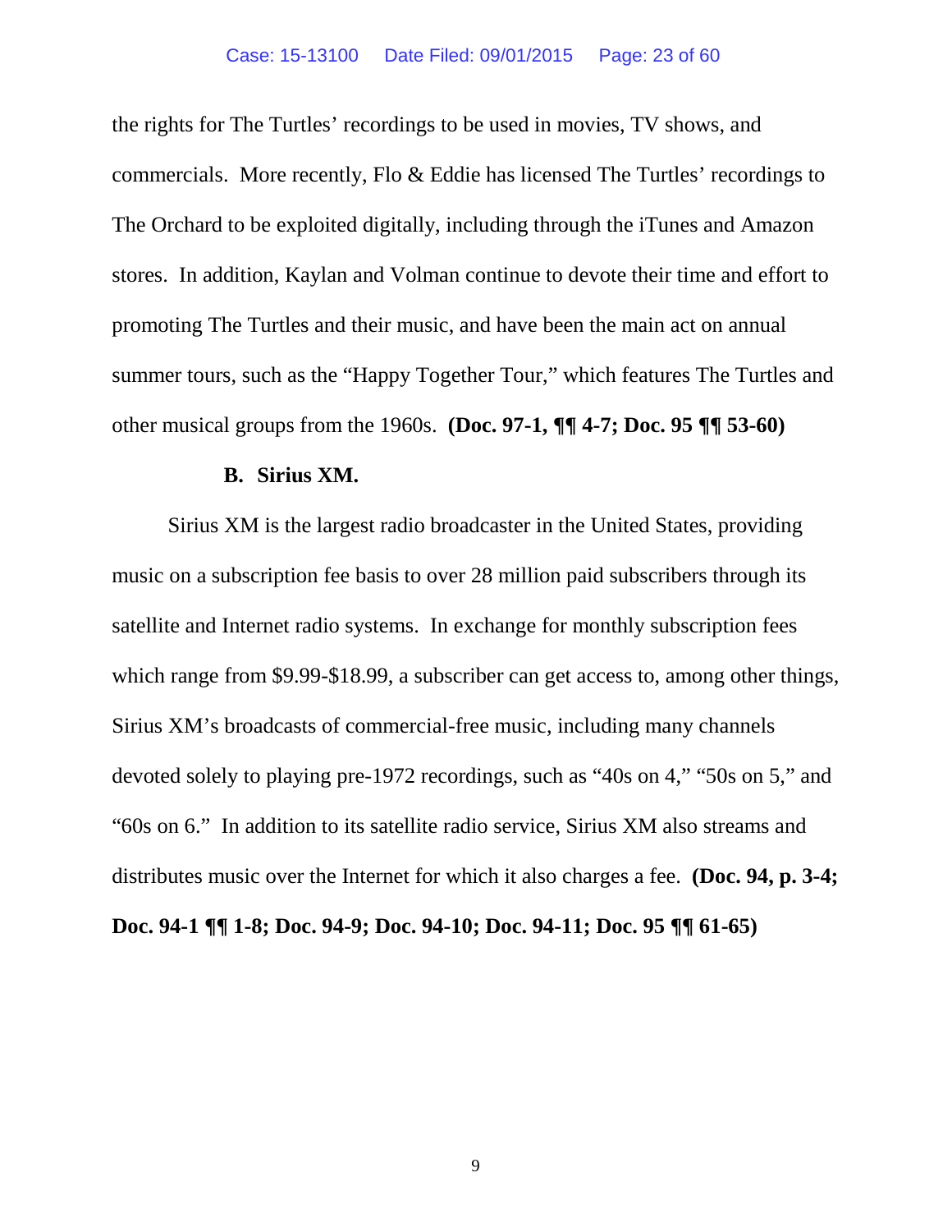the rights for The Turtles' recordings to be used in movies, TV shows, and commercials. More recently, Flo & Eddie has licensed The Turtles' recordings to The Orchard to be exploited digitally, including through the iTunes and Amazon stores. In addition, Kaylan and Volman continue to devote their time and effort to promoting The Turtles and their music, and have been the main act on annual summer tours, such as the "Happy Together Tour," which features The Turtles and other musical groups from the 1960s. **(Doc. 97-1, ¶¶ 4-7; Doc. 95 ¶¶ 53-60)**

### B. Sirius XM.

Sirius XM is the largest radio broadcaster in the United States, providing music on a subscription fee basis to over 28 million paid subscribers through its satellite and Internet radio systems. In exchange for monthly subscription fees which range from $9.99-$18.99, a subscriber can get access to, among other things, Sirius XM's broadcasts of commercial-free music, including many channels devoted solely to playing pre-1972 recordings, such as "40s on 4," "50s on 5," and "60s on 6." In addition to its satellite radio service, Sirius XM also streams and distributes music over the Internet for which it also charges a fee. **(Doc. 94, p. 3-4; Doc. 94-1 ¶¶ 1-8; Doc. 94-9; Doc. 94-10; Doc. 94-11; Doc. 95 ¶¶ 61-65)**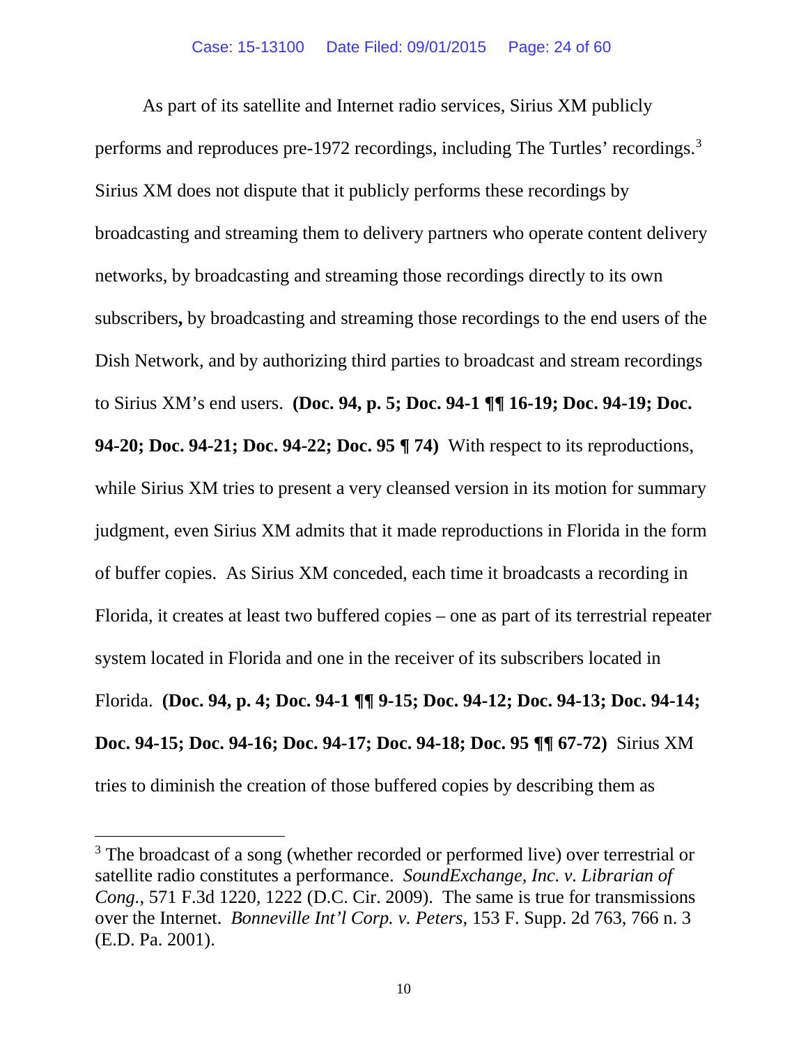As part of its satellite and Internet radio services, Sirius XM publicly performs and reproduces pre-1972 recordings, including The Turtles' recordings.[3] Sirius XM does not dispute that it publicly performs these recordings by broadcasting and streaming them to delivery partners who operate content delivery networks, by broadcasting and streaming those recordings directly to its own subscribers**,** by broadcasting and streaming those recordings to the end users of the Dish Network, and by authorizing third parties to broadcast and stream recordings to Sirius XM's end users. **(Doc. 94, p. 5; Doc. 94-1 ¶¶ 16-19; Doc. 94-19; Doc. 94-20; Doc. 94-21; Doc. 94-22; Doc. 95 ¶ 74)** With respect to its reproductions, while Sirius XM tries to present a very cleansed version in its motion for summary judgment, even Sirius XM admits that it made reproductions in Florida in the form of buffer copies. As Sirius XM conceded, each time it broadcasts a recording in Florida, it creates at least two buffered copies – one as part of its terrestrial repeater system located in Florida and one in the receiver of its subscribers located in Florida. **(Doc. 94, p. 4; Doc. 94-1 ¶¶ 9-15; Doc. 94-12; Doc. 94-13; Doc. 94-14; Doc. 94-15; Doc. 94-16; Doc. 94-17; Doc. 94-18; Doc. 95 ¶¶ 67-72)** Sirius XM tries to diminish the creation of those buffered copies by describing them as

---

[3] The broadcast of a song (whether recorded or performed live) over terrestrial or satellite radio constitutes a performance. *SoundExchange, Inc. v. Librarian of Cong.*, 571 F.3d 1220, 1222 (D.C. Cir. 2009). The same is true for transmissions over the Internet. *Bonneville Int'l Corp. v. Peters*, 153 F. Supp. 2d 763, 766 n. 3 (E.D. Pa. 2001).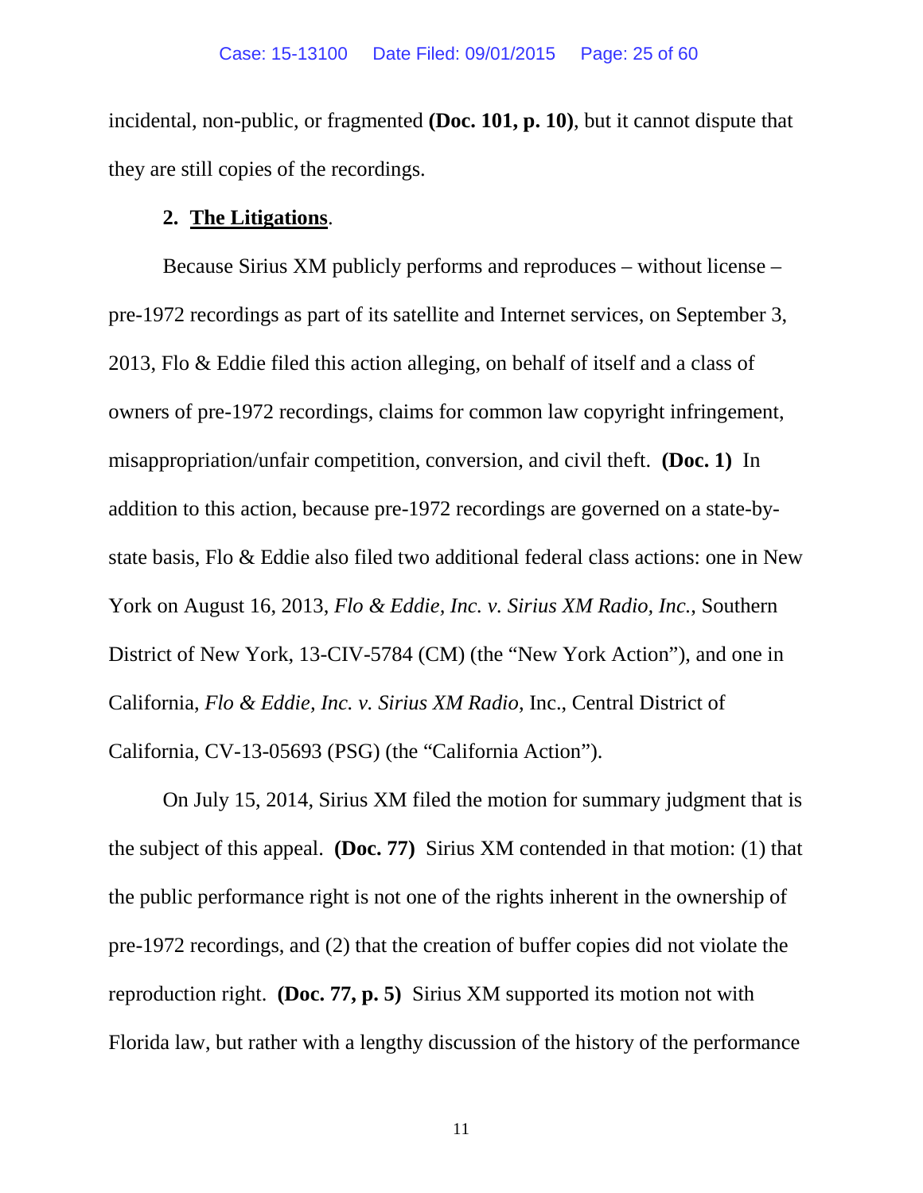incidental, non-public, or fragmented **(Doc. 101, p. 10)**, but it cannot dispute that they are still copies of the recordings.

### 2. <u>**The Litigations**</u>.

Because Sirius XM publicly performs and reproduces – without license – pre-1972 recordings as part of its satellite and Internet services, on September 3, 2013, Flo & Eddie filed this action alleging, on behalf of itself and a class of owners of pre-1972 recordings, claims for common law copyright infringement, misappropriation/unfair competition, conversion, and civil theft. **(Doc. 1)** In addition to this action, because pre-1972 recordings are governed on a state-by-state basis, Flo & Eddie also filed two additional federal class actions: one in New York on August 16, 2013, *Flo & Eddie, Inc. v. Sirius XM Radio, Inc.*, Southern District of New York, 13-CIV-5784 (CM) (the "New York Action"), and one in California, *Flo & Eddie, Inc. v. Sirius XM Radio*, Inc., Central District of California, CV-13-05693 (PSG) (the "California Action").

On July 15, 2014, Sirius XM filed the motion for summary judgment that is the subject of this appeal. **(Doc. 77)** Sirius XM contended in that motion: (1) that the public performance right is not one of the rights inherent in the ownership of pre-1972 recordings, and (2) that the creation of buffer copies did not violate the reproduction right. **(Doc. 77, p. 5)** Sirius XM supported its motion not with Florida law, but rather with a lengthy discussion of the history of the performance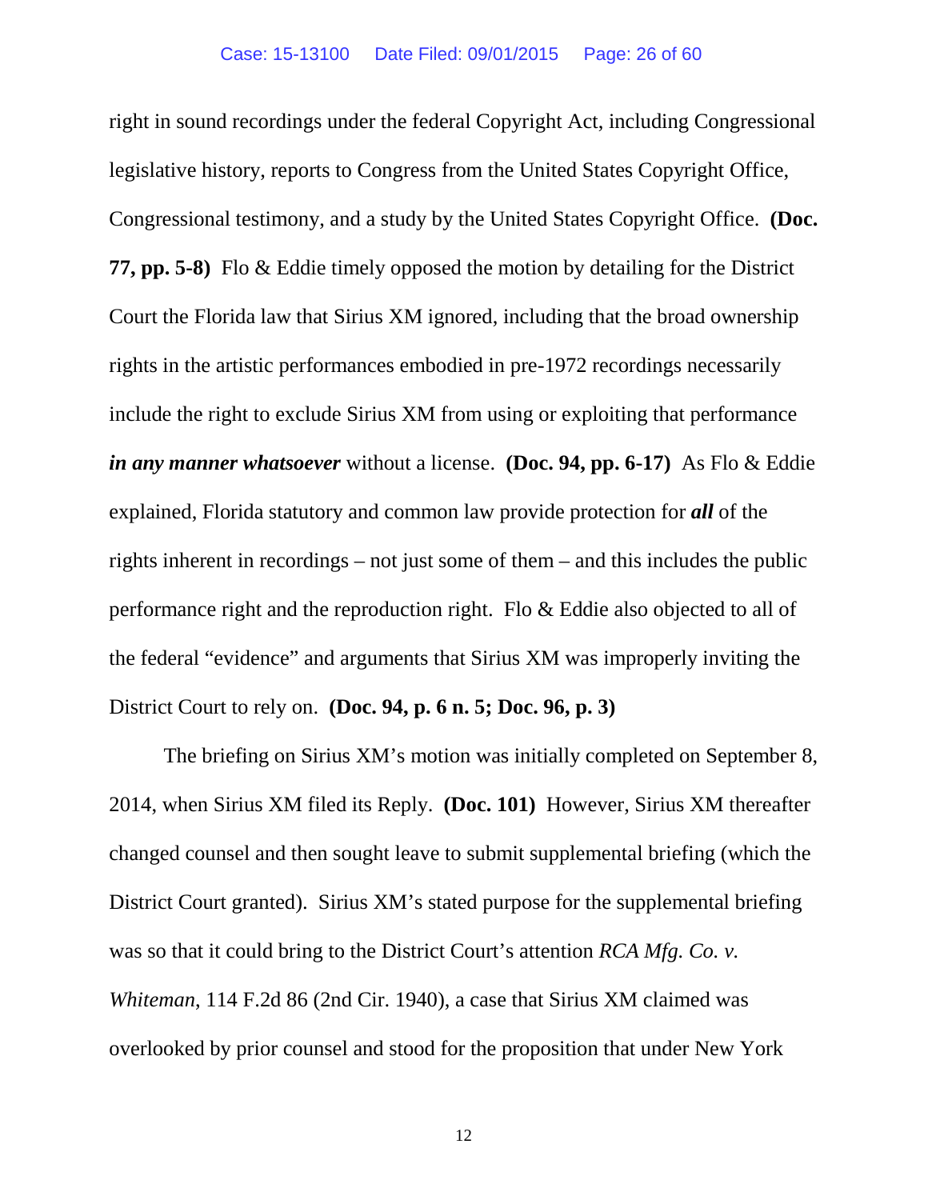right in sound recordings under the federal Copyright Act, including Congressional legislative history, reports to Congress from the United States Copyright Office, Congressional testimony, and a study by the United States Copyright Office. **(Doc. 77, pp. 5-8)** Flo & Eddie timely opposed the motion by detailing for the District Court the Florida law that Sirius XM ignored, including that the broad ownership rights in the artistic performances embodied in pre-1972 recordings necessarily include the right to exclude Sirius XM from using or exploiting that performance ***in any manner whatsoever*** without a license. **(Doc. 94, pp. 6-17)** As Flo & Eddie explained, Florida statutory and common law provide protection for ***all*** of the rights inherent in recordings – not just some of them – and this includes the public performance right and the reproduction right. Flo & Eddie also objected to all of the federal "evidence" and arguments that Sirius XM was improperly inviting the District Court to rely on. **(Doc. 94, p. 6 n. 5; Doc. 96, p. 3)**

The briefing on Sirius XM's motion was initially completed on September 8, 2014, when Sirius XM filed its Reply. **(Doc. 101)** However, Sirius XM thereafter changed counsel and then sought leave to submit supplemental briefing (which the District Court granted). Sirius XM's stated purpose for the supplemental briefing was so that it could bring to the District Court's attention *RCA Mfg. Co. v. Whiteman*, 114 F.2d 86 (2nd Cir. 1940), a case that Sirius XM claimed was overlooked by prior counsel and stood for the proposition that under New York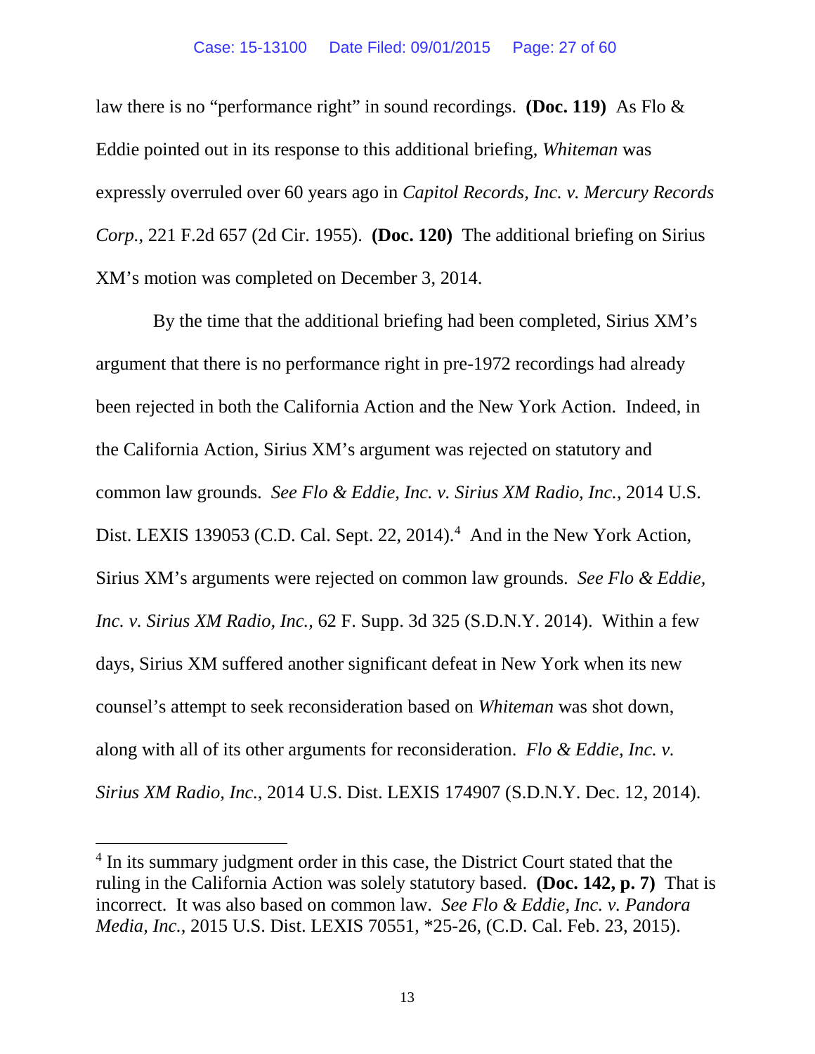law there is no "performance right" in sound recordings. **(Doc. 119)** As Flo & Eddie pointed out in its response to this additional briefing, *Whiteman* was expressly overruled over 60 years ago in *Capitol Records, Inc. v. Mercury Records Corp.*, 221 F.2d 657 (2d Cir. 1955). **(Doc. 120)** The additional briefing on Sirius XM's motion was completed on December 3, 2014.

By the time that the additional briefing had been completed, Sirius XM's argument that there is no performance right in pre-1972 recordings had already been rejected in both the California Action and the New York Action. Indeed, in the California Action, Sirius XM's argument was rejected on statutory and common law grounds. *See Flo & Eddie, Inc. v. Sirius XM Radio, Inc.*, 2014 U.S. Dist. LEXIS 139053 (C.D. Cal. Sept. 22, 2014).[4] And in the New York Action, Sirius XM's arguments were rejected on common law grounds. *See Flo & Eddie, Inc. v. Sirius XM Radio, Inc.,* 62 F. Supp. 3d 325 (S.D.N.Y. 2014). Within a few days, Sirius XM suffered another significant defeat in New York when its new counsel's attempt to seek reconsideration based on *Whiteman* was shot down, along with all of its other arguments for reconsideration. *Flo & Eddie, Inc. v. Sirius XM Radio, Inc.*, 2014 U.S. Dist. LEXIS 174907 (S.D.N.Y. Dec. 12, 2014).

---

[4] In its summary judgment order in this case, the District Court stated that the ruling in the California Action was solely statutory based. **(Doc. 142, p. 7)** That is incorrect. It was also based on common law. *See Flo & Eddie, Inc. v. Pandora Media, Inc.*, 2015 U.S. Dist. LEXIS 70551, *25-26, (C.D. Cal. Feb. 23, 2015).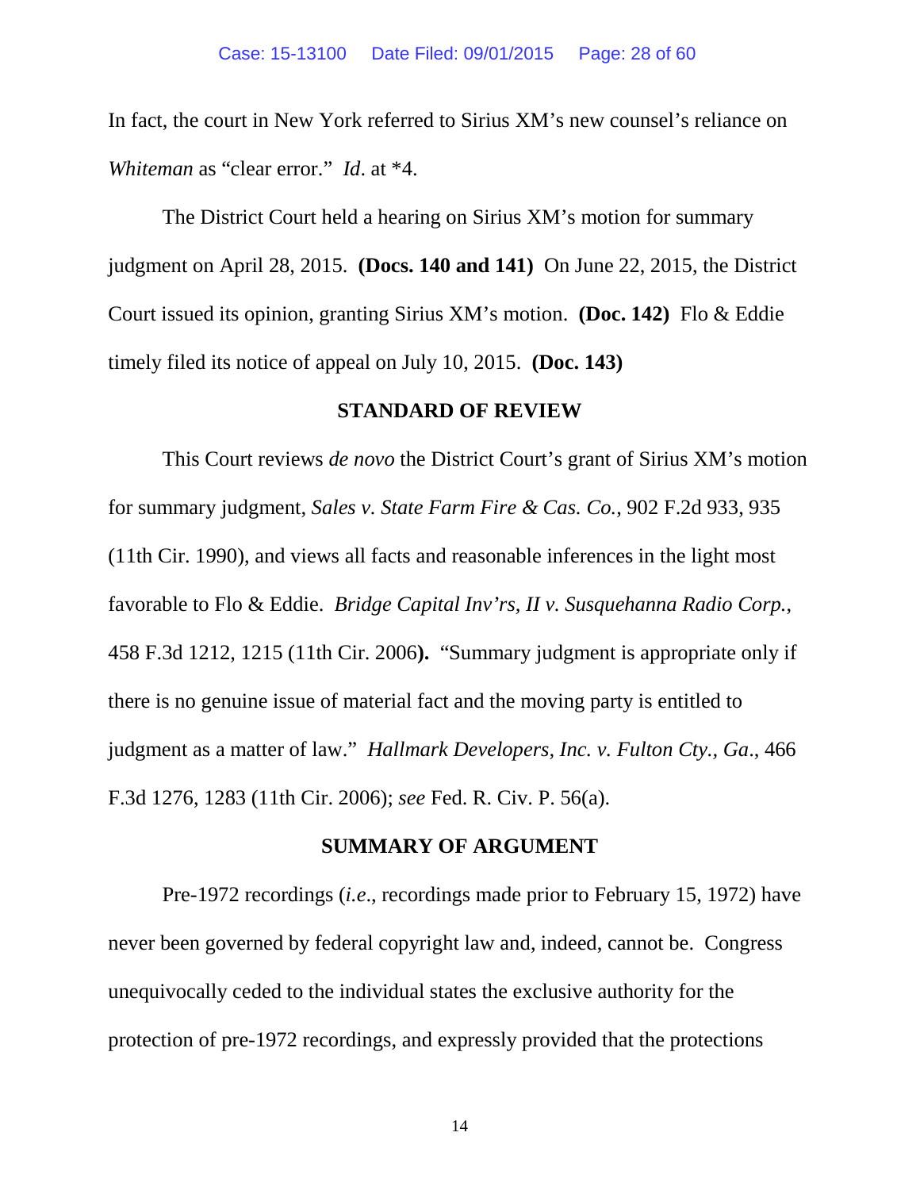In fact, the court in New York referred to Sirius XM's new counsel's reliance on *Whiteman* as "clear error." *Id*. at *4.

The District Court held a hearing on Sirius XM's motion for summary judgment on April 28, 2015. **(Docs. 140 and 141)** On June 22, 2015, the District Court issued its opinion, granting Sirius XM's motion. **(Doc. 142)** Flo & Eddie timely filed its notice of appeal on July 10, 2015. **(Doc. 143)**

## STANDARD OF REVIEW

This Court reviews *de novo* the District Court's grant of Sirius XM's motion for summary judgment, *Sales v. State Farm Fire & Cas. Co.*, 902 F.2d 933, 935 (11th Cir. 1990), and views all facts and reasonable inferences in the light most favorable to Flo & Eddie. *Bridge Capital Inv'rs, II v. Susquehanna Radio Corp.*, 458 F.3d 1212, 1215 (11th Cir. 2006**).** "Summary judgment is appropriate only if there is no genuine issue of material fact and the moving party is entitled to judgment as a matter of law." *Hallmark Developers, Inc. v. Fulton Cty., Ga*., 466 F.3d 1276, 1283 (11th Cir. 2006); *see* Fed. R. Civ. P. 56(a).

## SUMMARY OF ARGUMENT

Pre-1972 recordings (*i.e*., recordings made prior to February 15, 1972) have never been governed by federal copyright law and, indeed, cannot be. Congress unequivocally ceded to the individual states the exclusive authority for the protection of pre-1972 recordings, and expressly provided that the protections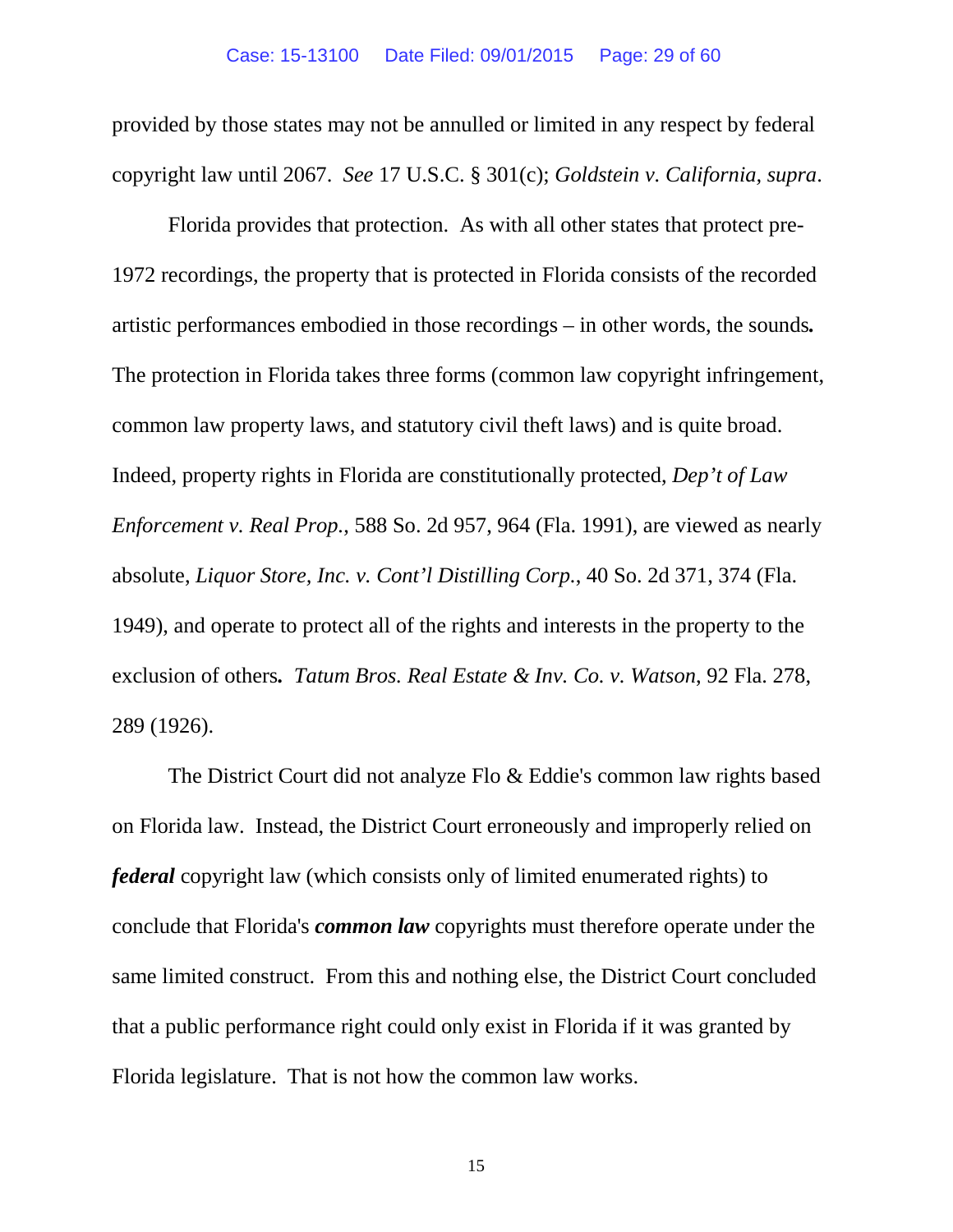provided by those states may not be annulled or limited in any respect by federal copyright law until 2067. *See* 17 U.S.C. § 301(c); *Goldstein v. California, supra*.

Florida provides that protection. As with all other states that protect pre-1972 recordings, the property that is protected in Florida consists of the recorded artistic performances embodied in those recordings – in other words, the sounds**.** The protection in Florida takes three forms (common law copyright infringement, common law property laws, and statutory civil theft laws) and is quite broad. Indeed, property rights in Florida are constitutionally protected, *Dep't of Law Enforcement v. Real Prop.*, 588 So. 2d 957, 964 (Fla. 1991), are viewed as nearly absolute, *Liquor Store, Inc. v. Cont'l Distilling Corp.*, 40 So. 2d 371, 374 (Fla. 1949), and operate to protect all of the rights and interests in the property to the exclusion of others**.** *Tatum Bros. Real Estate & Inv. Co. v. Watson*, 92 Fla. 278, 289 (1926).

The District Court did not analyze Flo & Eddie's common law rights based on Florida law. Instead, the District Court erroneously and improperly relied on ***federal*** copyright law (which consists only of limited enumerated rights) to conclude that Florida's ***common law*** copyrights must therefore operate under the same limited construct. From this and nothing else, the District Court concluded that a public performance right could only exist in Florida if it was granted by Florida legislature. That is not how the common law works.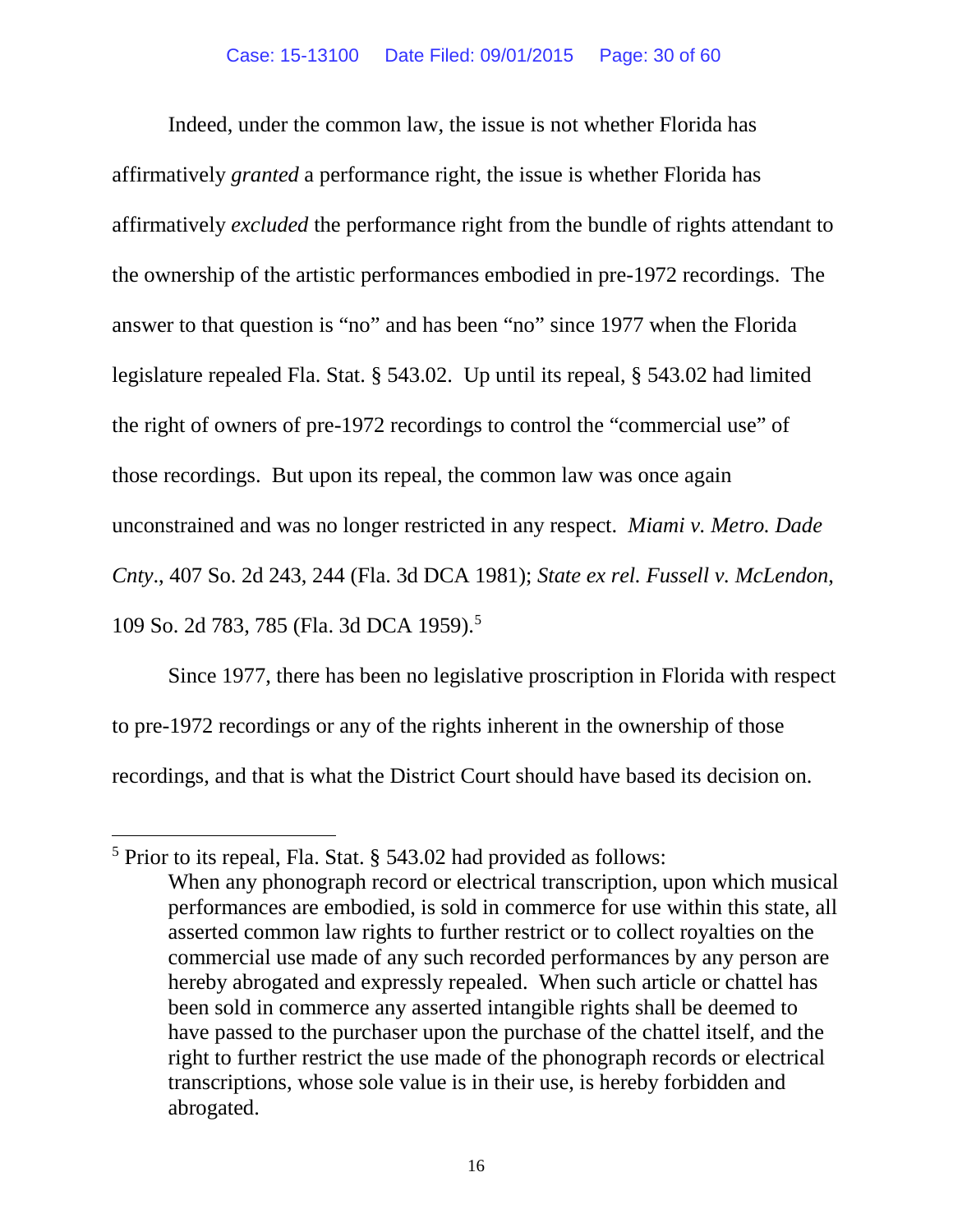Indeed, under the common law, the issue is not whether Florida has affirmatively *granted* a performance right, the issue is whether Florida has affirmatively *excluded* the performance right from the bundle of rights attendant to the ownership of the artistic performances embodied in pre-1972 recordings. The answer to that question is "no" and has been "no" since 1977 when the Florida legislature repealed Fla. Stat. § 543.02. Up until its repeal, § 543.02 had limited the right of owners of pre-1972 recordings to control the "commercial use" of those recordings. But upon its repeal, the common law was once again unconstrained and was no longer restricted in any respect. *Miami v. Metro. Dade Cnty.*, 407 So. 2d 243, 244 (Fla. 3d DCA 1981); *State ex rel. Fussell v. McLendon*, 109 So. 2d 783, 785 (Fla. 3d DCA 1959).[5]

Since 1977, there has been no legislative proscription in Florida with respect to pre-1972 recordings or any of the rights inherent in the ownership of those recordings, and that is what the District Court should have based its decision on.

---

[5] Prior to its repeal, Fla. Stat. § 543.02 had provided as follows:

> When any phonograph record or electrical transcription, upon which musical performances are embodied, is sold in commerce for use within this state, all asserted common law rights to further restrict or to collect royalties on the commercial use made of any such recorded performances by any person are hereby abrogated and expressly repealed. When such article or chattel has been sold in commerce any asserted intangible rights shall be deemed to have passed to the purchaser upon the purchase of the chattel itself, and the right to further restrict the use made of the phonograph records or electrical transcriptions, whose sole value is in their use, is hereby forbidden and abrogated.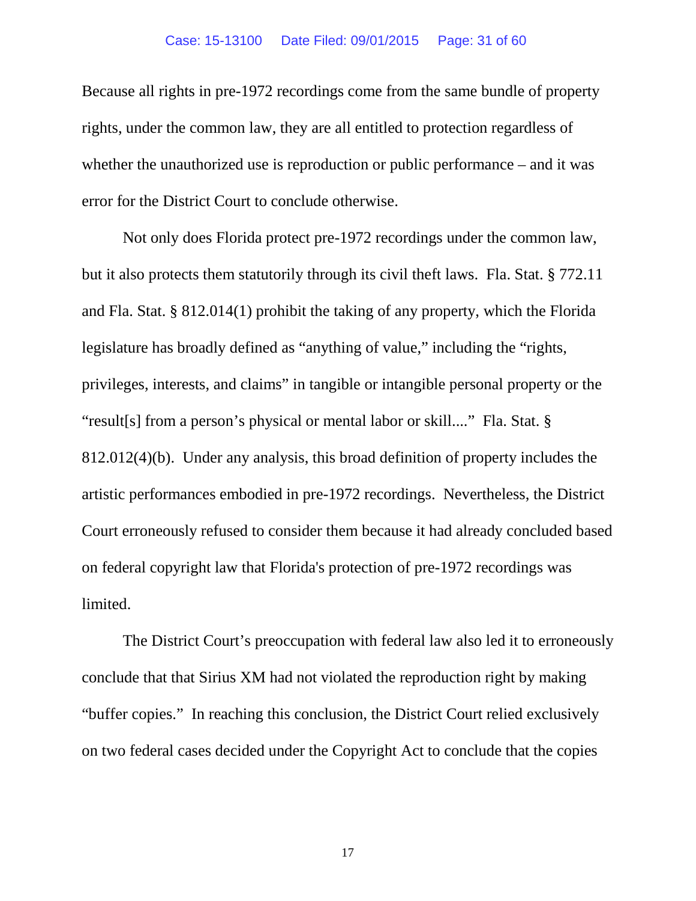Because all rights in pre-1972 recordings come from the same bundle of property rights, under the common law, they are all entitled to protection regardless of whether the unauthorized use is reproduction or public performance – and it was error for the District Court to conclude otherwise.

Not only does Florida protect pre-1972 recordings under the common law, but it also protects them statutorily through its civil theft laws. Fla. Stat. § 772.11 and Fla. Stat. § 812.014(1) prohibit the taking of any property, which the Florida legislature has broadly defined as "anything of value," including the "rights, privileges, interests, and claims" in tangible or intangible personal property or the "result[s] from a person's physical or mental labor or skill...." Fla. Stat. § 812.012(4)(b). Under any analysis, this broad definition of property includes the artistic performances embodied in pre-1972 recordings. Nevertheless, the District Court erroneously refused to consider them because it had already concluded based on federal copyright law that Florida's protection of pre-1972 recordings was limited.

The District Court's preoccupation with federal law also led it to erroneously conclude that that Sirius XM had not violated the reproduction right by making "buffer copies." In reaching this conclusion, the District Court relied exclusively on two federal cases decided under the Copyright Act to conclude that the copies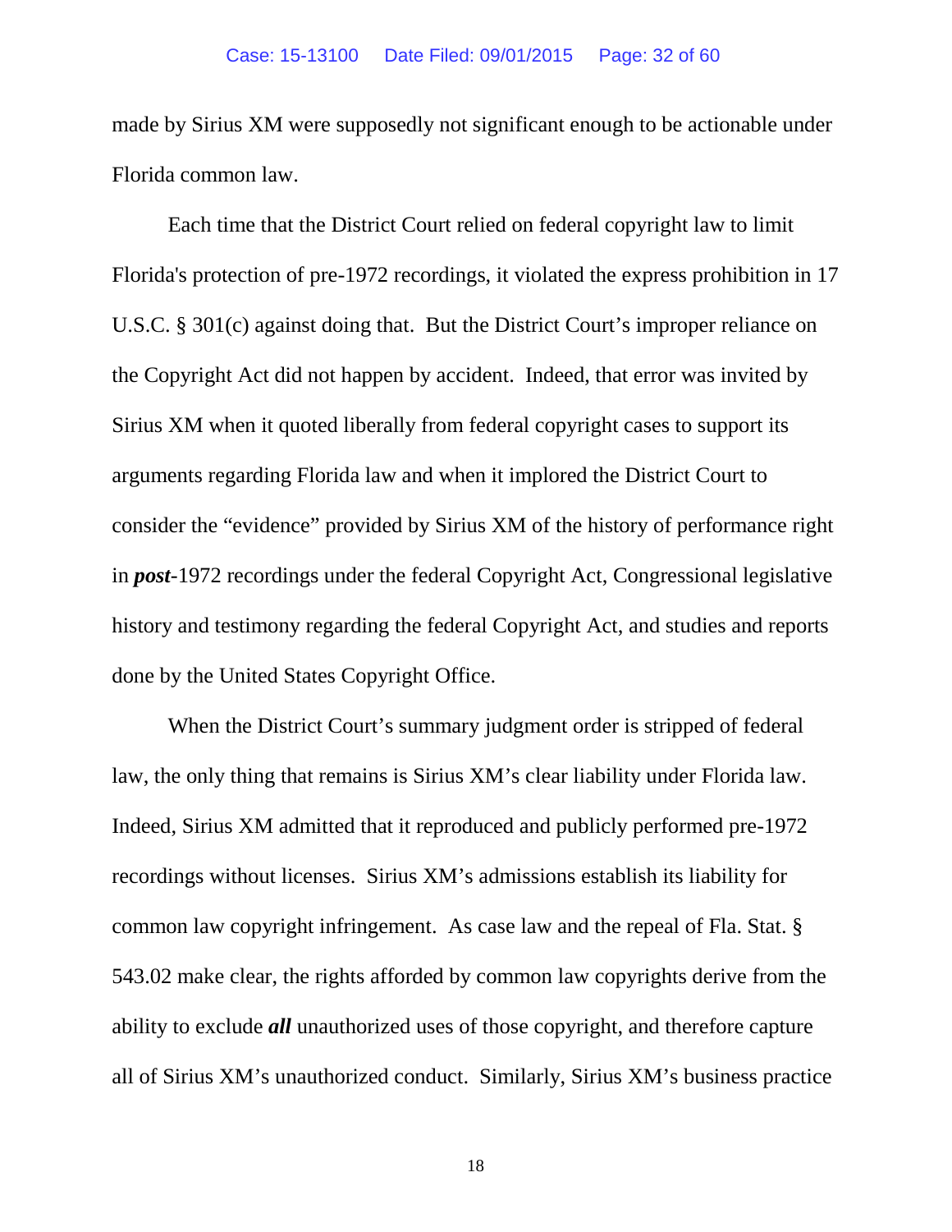made by Sirius XM were supposedly not significant enough to be actionable under Florida common law.

Each time that the District Court relied on federal copyright law to limit Florida's protection of pre-1972 recordings, it violated the express prohibition in 17 U.S.C. § 301(c) against doing that. But the District Court's improper reliance on the Copyright Act did not happen by accident. Indeed, that error was invited by Sirius XM when it quoted liberally from federal copyright cases to support its arguments regarding Florida law and when it implored the District Court to consider the "evidence" provided by Sirius XM of the history of performance right in ***post***-1972 recordings under the federal Copyright Act, Congressional legislative history and testimony regarding the federal Copyright Act, and studies and reports done by the United States Copyright Office.

When the District Court's summary judgment order is stripped of federal law, the only thing that remains is Sirius XM's clear liability under Florida law. Indeed, Sirius XM admitted that it reproduced and publicly performed pre-1972 recordings without licenses. Sirius XM's admissions establish its liability for common law copyright infringement. As case law and the repeal of Fla. Stat. § 543.02 make clear, the rights afforded by common law copyrights derive from the ability to exclude ***all*** unauthorized uses of those copyright, and therefore capture all of Sirius XM's unauthorized conduct. Similarly, Sirius XM's business practice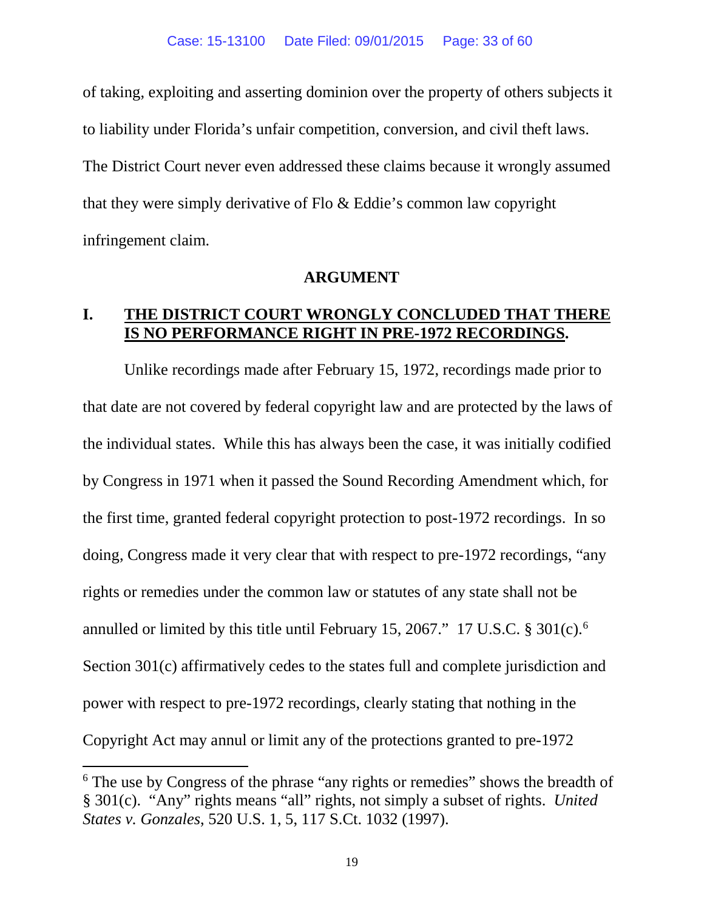of taking, exploiting and asserting dominion over the property of others subjects it to liability under Florida's unfair competition, conversion, and civil theft laws. The District Court never even addressed these claims because it wrongly assumed that they were simply derivative of Flo & Eddie's common law copyright infringement claim.

## ARGUMENT

### I. THE DISTRICT COURT WRONGLY CONCLUDED THAT THERE IS NO PERFORMANCE RIGHT IN PRE-1972 RECORDINGS.

Unlike recordings made after February 15, 1972, recordings made prior to that date are not covered by federal copyright law and are protected by the laws of the individual states. While this has always been the case, it was initially codified by Congress in 1971 when it passed the Sound Recording Amendment which, for the first time, granted federal copyright protection to post-1972 recordings. In so doing, Congress made it very clear that with respect to pre-1972 recordings, "any rights or remedies under the common law or statutes of any state shall not be annulled or limited by this title until February 15, 2067." 17 U.S.C. § 301(c).[6] Section 301(c) affirmatively cedes to the states full and complete jurisdiction and power with respect to pre-1972 recordings, clearly stating that nothing in the Copyright Act may annul or limit any of the protections granted to pre-1972

[6] The use by Congress of the phrase "any rights or remedies" shows the breadth of § 301(c). "Any" rights means "all" rights, not simply a subset of rights. *United States v. Gonzales*, 520 U.S. 1, 5, 117 S.Ct. 1032 (1997).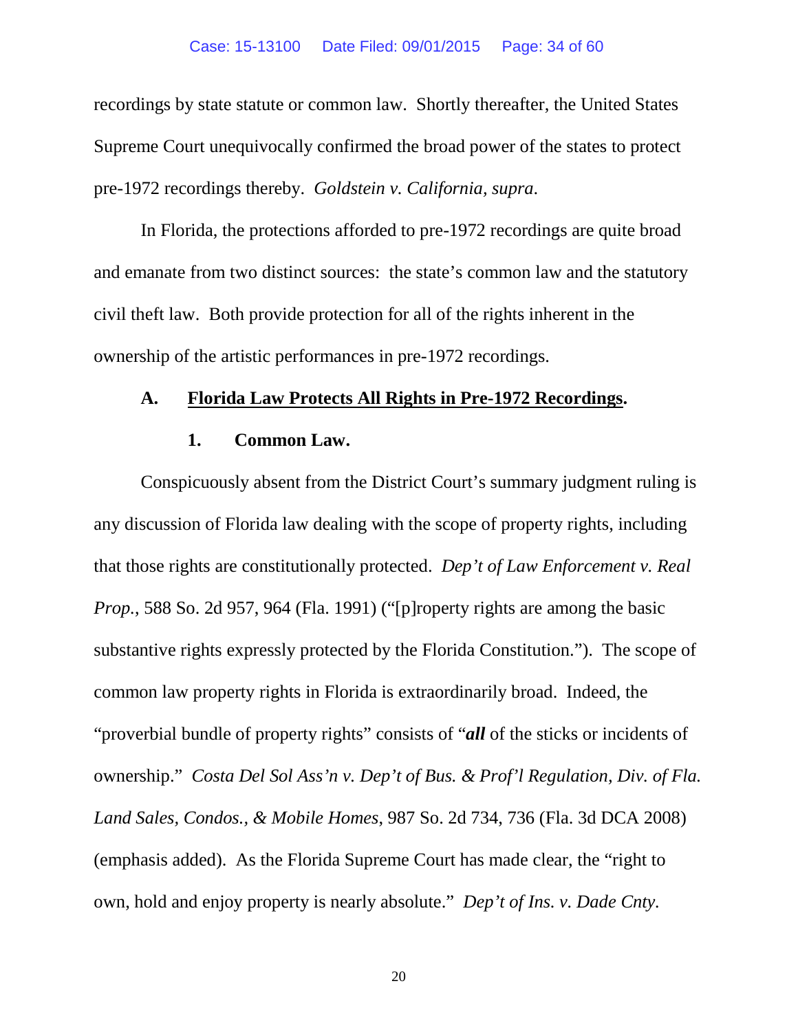recordings by state statute or common law. Shortly thereafter, the United States Supreme Court unequivocally confirmed the broad power of the states to protect pre-1972 recordings thereby. *Goldstein v. California*, *supra*.

In Florida, the protections afforded to pre-1972 recordings are quite broad and emanate from two distinct sources: the state's common law and the statutory civil theft law. Both provide protection for all of the rights inherent in the ownership of the artistic performances in pre-1972 recordings.

### A. Florida Law Protects All Rights in Pre-1972 Recordings.

#### 1. Common Law.

Conspicuously absent from the District Court's summary judgment ruling is any discussion of Florida law dealing with the scope of property rights, including that those rights are constitutionally protected. *Dep't of Law Enforcement v. Real Prop.*, 588 So. 2d 957, 964 (Fla. 1991) ("[p]roperty rights are among the basic substantive rights expressly protected by the Florida Constitution."). The scope of common law property rights in Florida is extraordinarily broad. Indeed, the "proverbial bundle of property rights" consists of "***all*** of the sticks or incidents of ownership." *Costa Del Sol Ass'n v. Dep't of Bus. & Prof'l Regulation, Div. of Fla. Land Sales, Condos., & Mobile Homes*, 987 So. 2d 734, 736 (Fla. 3d DCA 2008) (emphasis added). As the Florida Supreme Court has made clear, the "right to own, hold and enjoy property is nearly absolute." *Dep't of Ins. v. Dade Cnty.*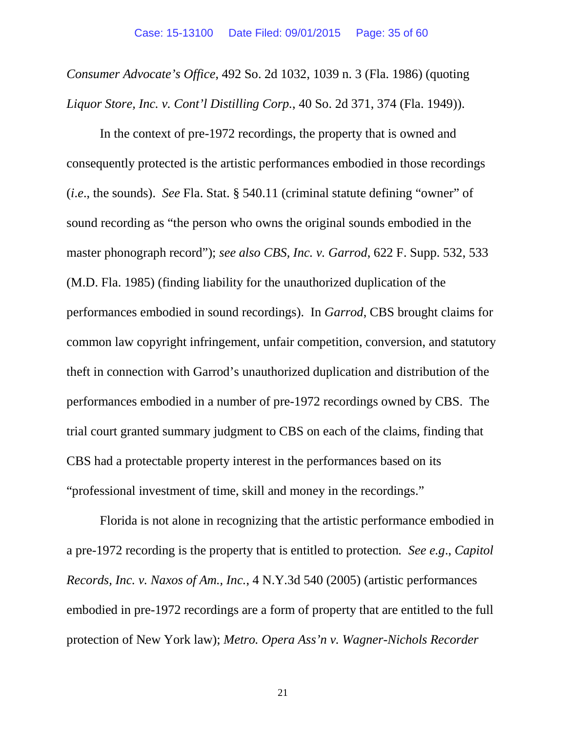*Consumer Advocate's Office*, 492 So. 2d 1032, 1039 n. 3 (Fla. 1986) (quoting *Liquor Store, Inc. v. Cont'l Distilling Corp.*, 40 So. 2d 371, 374 (Fla. 1949)).

In the context of pre-1972 recordings, the property that is owned and consequently protected is the artistic performances embodied in those recordings (*i.e*., the sounds). *See* Fla. Stat. § 540.11 (criminal statute defining "owner" of sound recording as "the person who owns the original sounds embodied in the master phonograph record"); *see also CBS, Inc. v. Garrod*, 622 F. Supp. 532, 533 (M.D. Fla. 1985) (finding liability for the unauthorized duplication of the performances embodied in sound recordings). In *Garrod*, CBS brought claims for common law copyright infringement, unfair competition, conversion, and statutory theft in connection with Garrod's unauthorized duplication and distribution of the performances embodied in a number of pre-1972 recordings owned by CBS. The trial court granted summary judgment to CBS on each of the claims, finding that CBS had a protectable property interest in the performances based on its "professional investment of time, skill and money in the recordings."

Florida is not alone in recognizing that the artistic performance embodied in a pre-1972 recording is the property that is entitled to protection*.* *See e.g*., *Capitol Records, Inc. v. Naxos of Am., Inc.*, 4 N.Y.3d 540 (2005) (artistic performances embodied in pre-1972 recordings are a form of property that are entitled to the full protection of New York law); *Metro. Opera Ass'n v. Wagner-Nichols Recorder*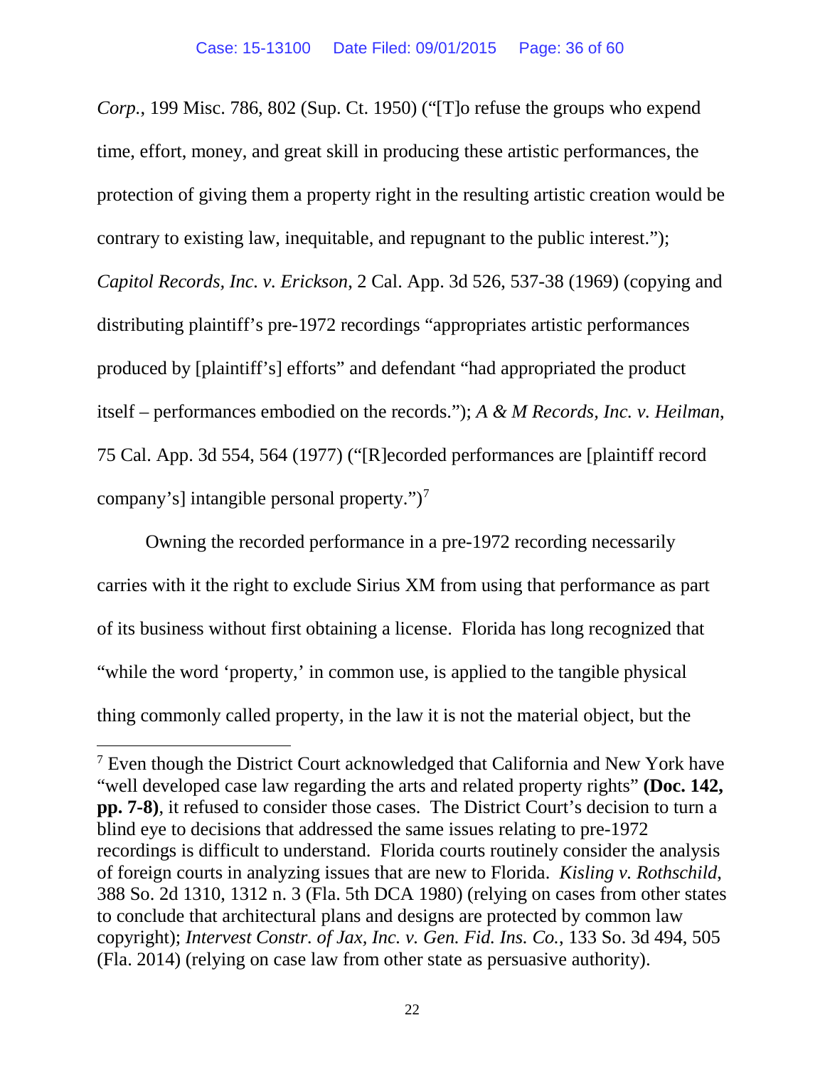*Corp.*, 199 Misc. 786, 802 (Sup. Ct. 1950) ("[T]o refuse the groups who expend time, effort, money, and great skill in producing these artistic performances, the protection of giving them a property right in the resulting artistic creation would be contrary to existing law, inequitable, and repugnant to the public interest."); *Capitol Records, Inc. v. Erickson*, 2 Cal. App. 3d 526, 537-38 (1969) (copying and distributing plaintiff's pre-1972 recordings "appropriates artistic performances produced by [plaintiff's] efforts" and defendant "had appropriated the product itself – performances embodied on the records."); *A & M Records, Inc. v. Heilman*, 75 Cal. App. 3d 554, 564 (1977) ("[R]ecorded performances are [plaintiff record company's] intangible personal property.")[7]

Owning the recorded performance in a pre-1972 recording necessarily carries with it the right to exclude Sirius XM from using that performance as part of its business without first obtaining a license. Florida has long recognized that "while the word 'property,' in common use, is applied to the tangible physical thing commonly called property, in the law it is not the material object, but the

---

[7] Even though the District Court acknowledged that California and New York have "well developed case law regarding the arts and related property rights" **(Doc. 142, pp. 7-8)**, it refused to consider those cases. The District Court's decision to turn a blind eye to decisions that addressed the same issues relating to pre-1972 recordings is difficult to understand. Florida courts routinely consider the analysis of foreign courts in analyzing issues that are new to Florida. *Kisling v. Rothschild*, 388 So. 2d 1310, 1312 n. 3 (Fla. 5th DCA 1980) (relying on cases from other states to conclude that architectural plans and designs are protected by common law copyright); *Intervest Constr. of Jax, Inc. v. Gen. Fid. Ins. Co.*, 133 So. 3d 494, 505 (Fla. 2014) (relying on case law from other state as persuasive authority).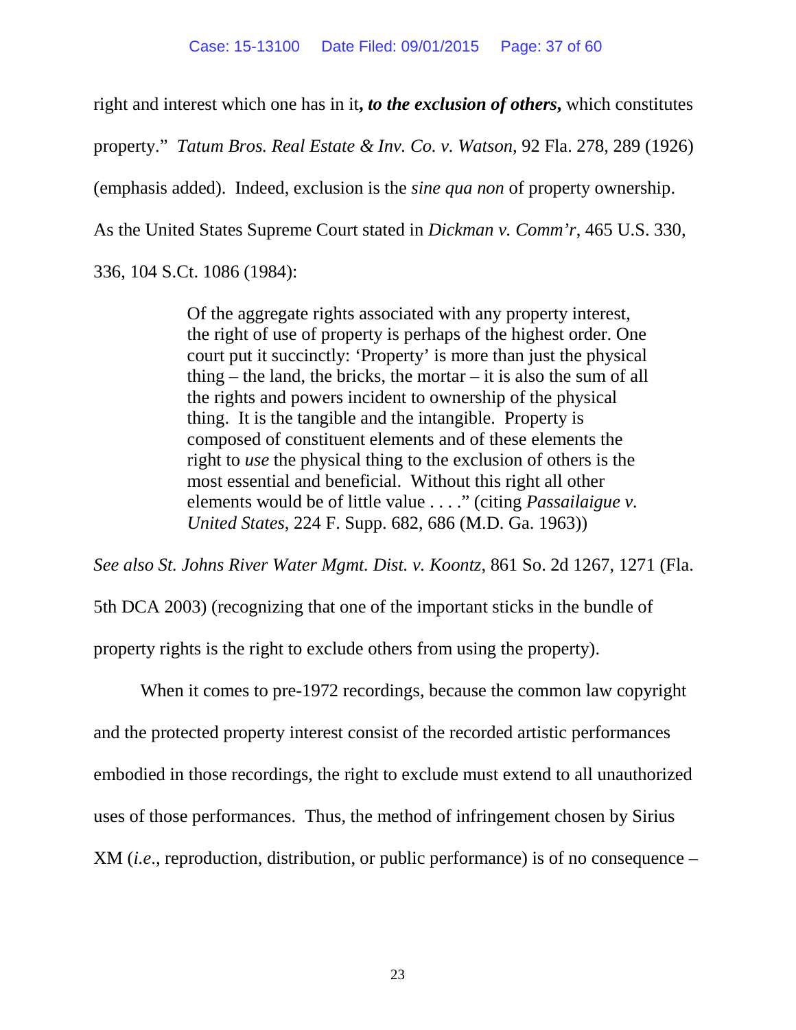right and interest which one has in it***, to the exclusion of others,*** which constitutes property." *Tatum Bros. Real Estate & Inv. Co. v. Watson*, 92 Fla. 278, 289 (1926) (emphasis added). Indeed, exclusion is the *sine qua non* of property ownership. As the United States Supreme Court stated in *Dickman v. Comm'r*, 465 U.S. 330, 336, 104 S.Ct. 1086 (1984):

> Of the aggregate rights associated with any property interest, the right of use of property is perhaps of the highest order. One court put it succinctly: 'Property' is more than just the physical thing – the land, the bricks, the mortar – it is also the sum of all the rights and powers incident to ownership of the physical thing. It is the tangible and the intangible. Property is composed of constituent elements and of these elements the right to *use* the physical thing to the exclusion of others is the most essential and beneficial. Without this right all other elements would be of little value . . . ." (citing *Passailaigue v. United States*, 224 F. Supp. 682, 686 (M.D. Ga. 1963))

*See also St. Johns River Water Mgmt. Dist. v. Koontz*, 861 So. 2d 1267, 1271 (Fla. 5th DCA 2003) (recognizing that one of the important sticks in the bundle of property rights is the right to exclude others from using the property).

When it comes to pre-1972 recordings, because the common law copyright and the protected property interest consist of the recorded artistic performances embodied in those recordings, the right to exclude must extend to all unauthorized uses of those performances. Thus, the method of infringement chosen by Sirius XM (*i.e.*, reproduction, distribution, or public performance) is of no consequence –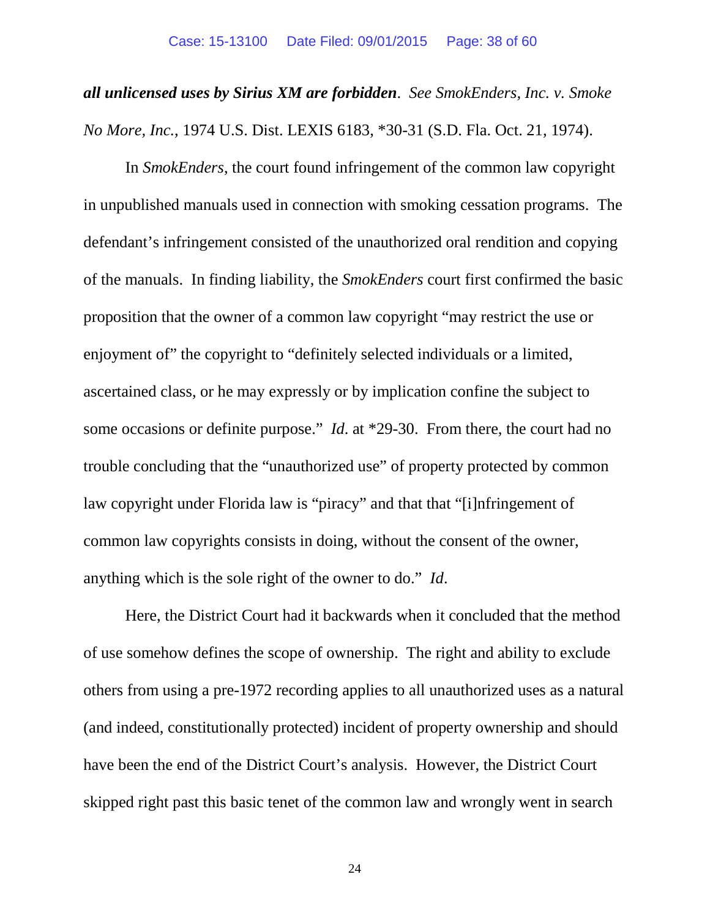***all unlicensed uses by Sirius XM are forbidden***. *See SmokEnders, Inc. v. Smoke No More, Inc.*, 1974 U.S. Dist. LEXIS 6183, *30-31 (S.D. Fla. Oct. 21, 1974).

In *SmokEnders*, the court found infringement of the common law copyright in unpublished manuals used in connection with smoking cessation programs. The defendant's infringement consisted of the unauthorized oral rendition and copying of the manuals. In finding liability, the *SmokEnders* court first confirmed the basic proposition that the owner of a common law copyright "may restrict the use or enjoyment of" the copyright to "definitely selected individuals or a limited, ascertained class, or he may expressly or by implication confine the subject to some occasions or definite purpose." *Id*. at *29-30. From there, the court had no trouble concluding that the "unauthorized use" of property protected by common law copyright under Florida law is "piracy" and that that "[i]nfringement of common law copyrights consists in doing, without the consent of the owner, anything which is the sole right of the owner to do." *Id*.

Here, the District Court had it backwards when it concluded that the method of use somehow defines the scope of ownership. The right and ability to exclude others from using a pre-1972 recording applies to all unauthorized uses as a natural (and indeed, constitutionally protected) incident of property ownership and should have been the end of the District Court's analysis. However, the District Court skipped right past this basic tenet of the common law and wrongly went in search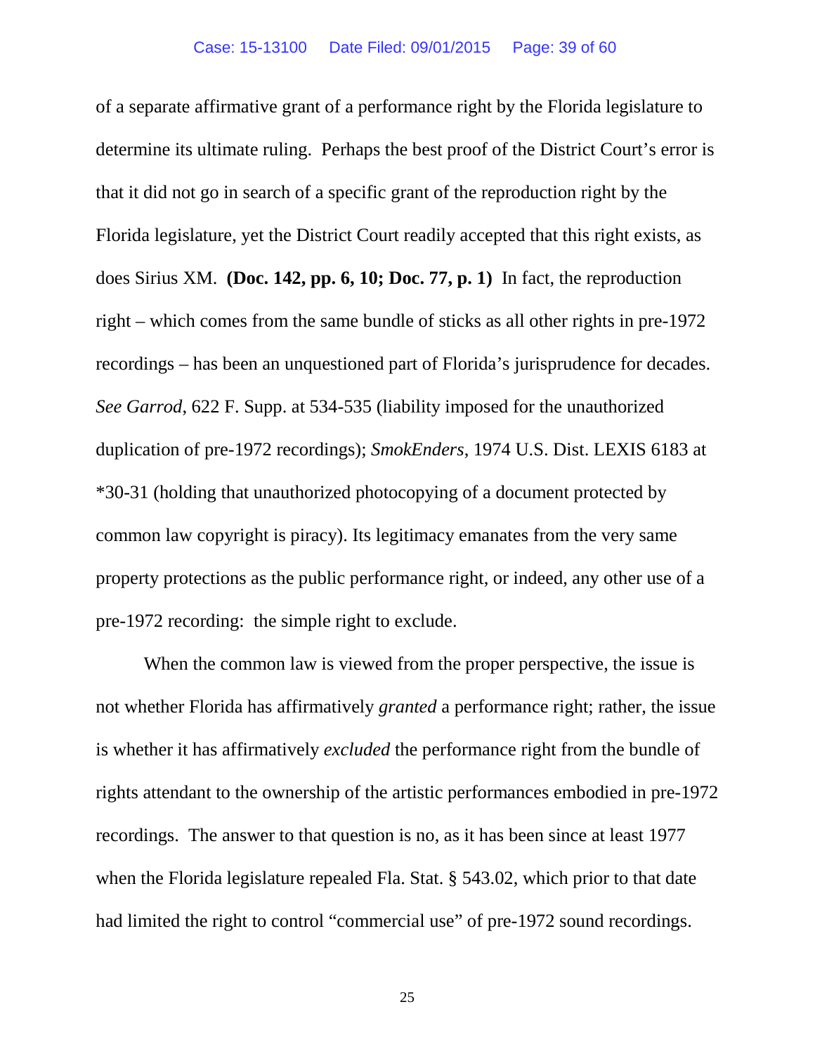of a separate affirmative grant of a performance right by the Florida legislature to determine its ultimate ruling. Perhaps the best proof of the District Court's error is that it did not go in search of a specific grant of the reproduction right by the Florida legislature, yet the District Court readily accepted that this right exists, as does Sirius XM. **(Doc. 142, pp. 6, 10; Doc. 77, p. 1)** In fact, the reproduction right – which comes from the same bundle of sticks as all other rights in pre-1972 recordings – has been an unquestioned part of Florida's jurisprudence for decades. *See Garrod*, 622 F. Supp. at 534-535 (liability imposed for the unauthorized duplication of pre-1972 recordings); *SmokEnders*, 1974 U.S. Dist. LEXIS 6183 at *30-31 (holding that unauthorized photocopying of a document protected by common law copyright is piracy). Its legitimacy emanates from the very same property protections as the public performance right, or indeed, any other use of a pre-1972 recording: the simple right to exclude.

When the common law is viewed from the proper perspective, the issue is not whether Florida has affirmatively *granted* a performance right; rather, the issue is whether it has affirmatively *excluded* the performance right from the bundle of rights attendant to the ownership of the artistic performances embodied in pre-1972 recordings. The answer to that question is no, as it has been since at least 1977 when the Florida legislature repealed Fla. Stat. § 543.02, which prior to that date had limited the right to control "commercial use" of pre-1972 sound recordings.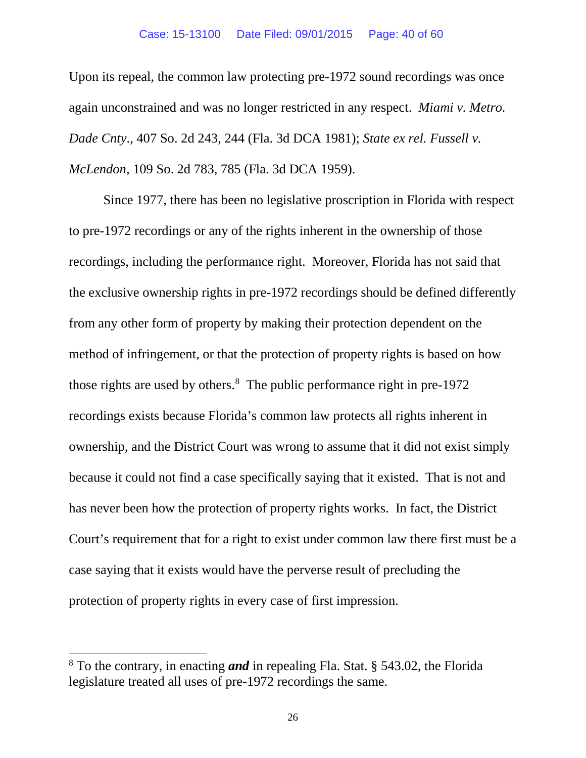Upon its repeal, the common law protecting pre-1972 sound recordings was once again unconstrained and was no longer restricted in any respect. *Miami v. Metro. Dade Cnty*., 407 So. 2d 243, 244 (Fla. 3d DCA 1981); *State ex rel. Fussell v. McLendon*, 109 So. 2d 783, 785 (Fla. 3d DCA 1959).

Since 1977, there has been no legislative proscription in Florida with respect to pre-1972 recordings or any of the rights inherent in the ownership of those recordings, including the performance right. Moreover, Florida has not said that the exclusive ownership rights in pre-1972 recordings should be defined differently from any other form of property by making their protection dependent on the method of infringement, or that the protection of property rights is based on how those rights are used by others.[8] The public performance right in pre-1972 recordings exists because Florida's common law protects all rights inherent in ownership, and the District Court was wrong to assume that it did not exist simply because it could not find a case specifically saying that it existed. That is not and has never been how the protection of property rights works. In fact, the District Court's requirement that for a right to exist under common law there first must be a case saying that it exists would have the perverse result of precluding the protection of property rights in every case of first impression.

---

[8] To the contrary, in enacting ***and*** in repealing Fla. Stat. § 543.02, the Florida legislature treated all uses of pre-1972 recordings the same.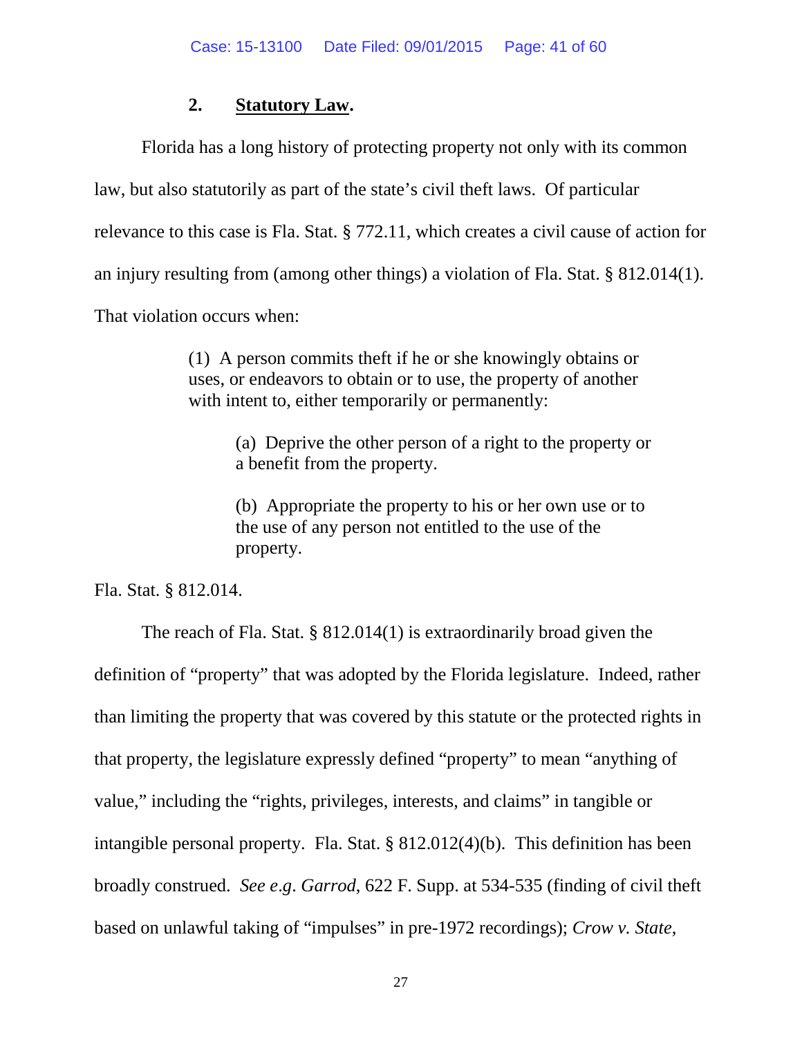### 2. **Statutory Law**.

Florida has a long history of protecting property not only with its common law, but also statutorily as part of the state's civil theft laws. Of particular relevance to this case is Fla. Stat. § 772.11, which creates a civil cause of action for an injury resulting from (among other things) a violation of Fla. Stat. § 812.014(1). That violation occurs when:

> (1) A person commits theft if he or she knowingly obtains or uses, or endeavors to obtain or to use, the property of another with intent to, either temporarily or permanently:
>
> > (a) Deprive the other person of a right to the property or a benefit from the property.
> >
> > (b) Appropriate the property to his or her own use or to the use of any person not entitled to the use of the property.

Fla. Stat. § 812.014.

The reach of Fla. Stat. § 812.014(1) is extraordinarily broad given the definition of "property" that was adopted by the Florida legislature. Indeed, rather than limiting the property that was covered by this statute or the protected rights in that property, the legislature expressly defined "property" to mean "anything of value," including the "rights, privileges, interests, and claims" in tangible or intangible personal property. Fla. Stat. § 812.012(4)(b). This definition has been broadly construed. *See e.g*. *Garrod*, 622 F. Supp. at 534-535 (finding of civil theft based on unlawful taking of "impulses" in pre-1972 recordings); *Crow v. State*,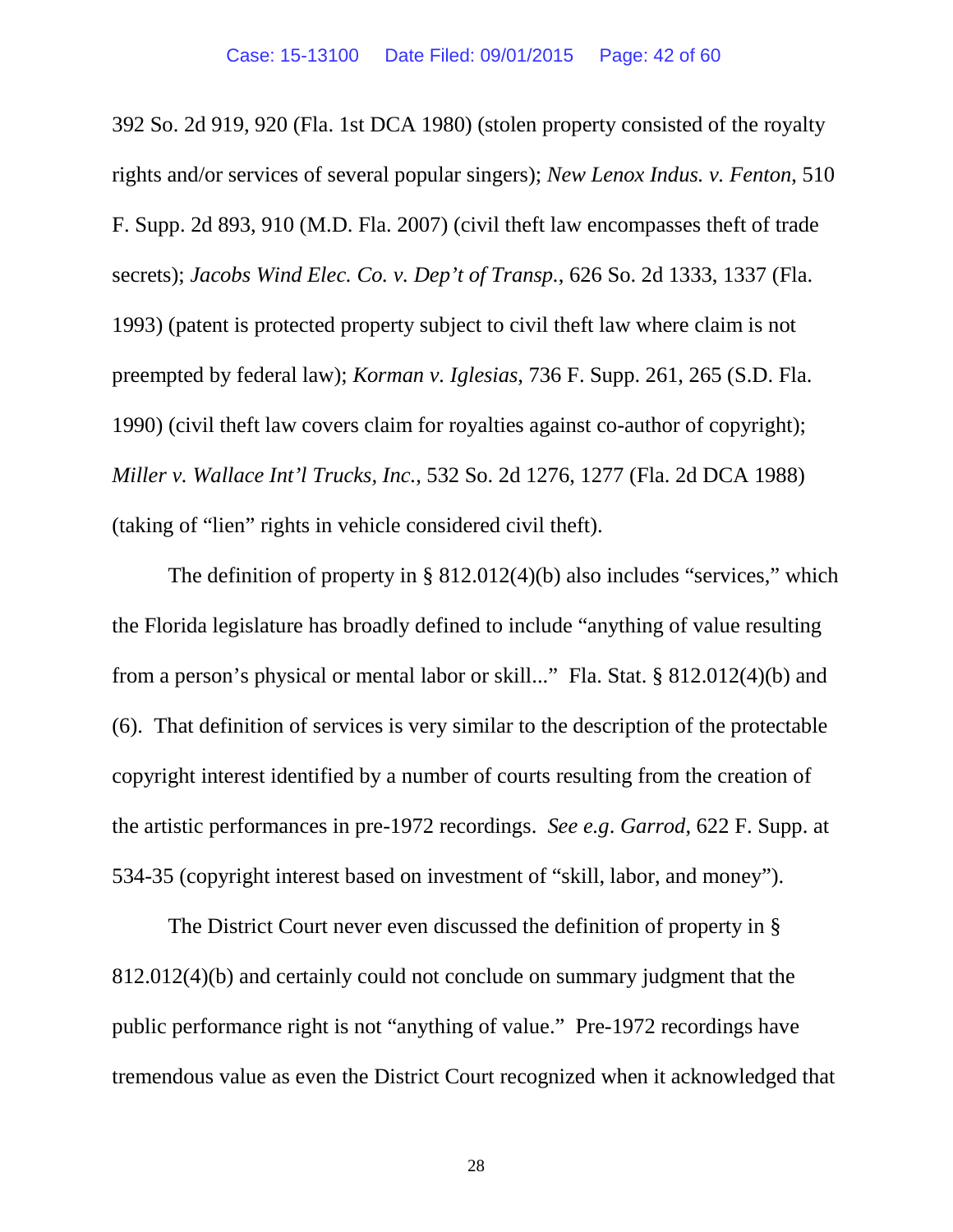392 So. 2d 919, 920 (Fla. 1st DCA 1980) (stolen property consisted of the royalty rights and/or services of several popular singers); *New Lenox Indus. v. Fenton*, 510 F. Supp. 2d 893, 910 (M.D. Fla. 2007) (civil theft law encompasses theft of trade secrets); *Jacobs Wind Elec. Co. v. Dep't of Transp.*, 626 So. 2d 1333, 1337 (Fla. 1993) (patent is protected property subject to civil theft law where claim is not preempted by federal law); *Korman v. Iglesias*, 736 F. Supp. 261, 265 (S.D. Fla. 1990) (civil theft law covers claim for royalties against co-author of copyright); *Miller v. Wallace Int'l Trucks, Inc.*, 532 So. 2d 1276, 1277 (Fla. 2d DCA 1988) (taking of "lien" rights in vehicle considered civil theft).

The definition of property in § 812.012(4)(b) also includes "services," which the Florida legislature has broadly defined to include "anything of value resulting from a person's physical or mental labor or skill..." Fla. Stat. § 812.012(4)(b) and (6). That definition of services is very similar to the description of the protectable copyright interest identified by a number of courts resulting from the creation of the artistic performances in pre-1972 recordings. *See e.g*. *Garrod*, 622 F. Supp. at 534-35 (copyright interest based on investment of "skill, labor, and money").

The District Court never even discussed the definition of property in § 812.012(4)(b) and certainly could not conclude on summary judgment that the public performance right is not "anything of value." Pre-1972 recordings have tremendous value as even the District Court recognized when it acknowledged that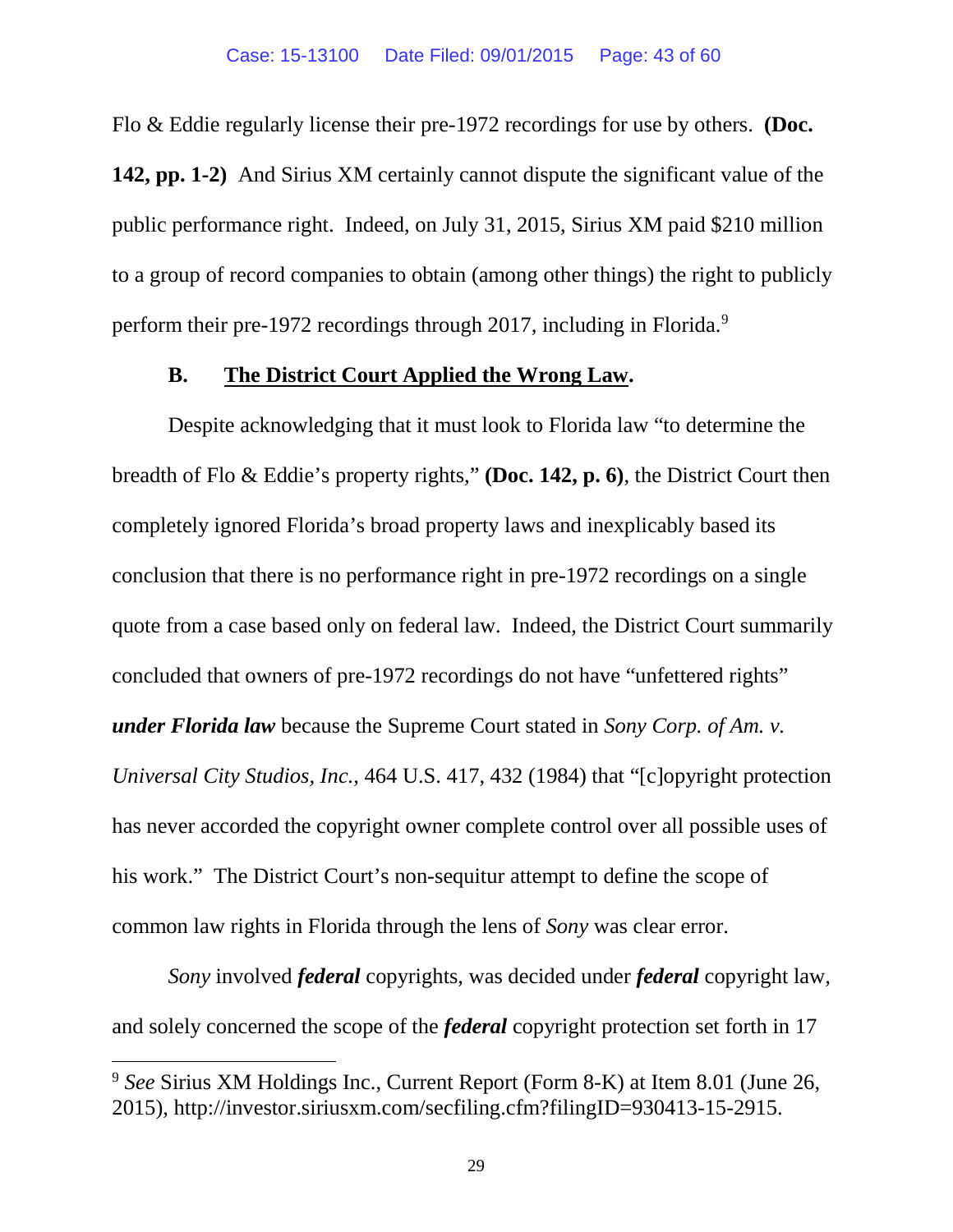Flo & Eddie regularly license their pre-1972 recordings for use by others. **(Doc. 142, pp. 1-2)** And Sirius XM certainly cannot dispute the significant value of the public performance right. Indeed, on July 31, 2015, Sirius XM paid $210 million to a group of record companies to obtain (among other things) the right to publicly perform their pre-1972 recordings through 2017, including in Florida.[9]

### B. The District Court Applied the Wrong Law.

Despite acknowledging that it must look to Florida law "to determine the breadth of Flo & Eddie's property rights," **(Doc. 142, p. 6)**, the District Court then completely ignored Florida's broad property laws and inexplicably based its conclusion that there is no performance right in pre-1972 recordings on a single quote from a case based only on federal law. Indeed, the District Court summarily concluded that owners of pre-1972 recordings do not have "unfettered rights" ***under Florida law*** because the Supreme Court stated in *Sony Corp. of Am. v. Universal City Studios, Inc.*, 464 U.S. 417, 432 (1984) that "[c]opyright protection has never accorded the copyright owner complete control over all possible uses of his work." The District Court's non-sequitur attempt to define the scope of common law rights in Florida through the lens of *Sony* was clear error.

*Sony* involved ***federal*** copyrights, was decided under ***federal*** copyright law, and solely concerned the scope of the ***federal*** copyright protection set forth in 17

[9] *See* Sirius XM Holdings Inc., Current Report (Form 8-K) at Item 8.01 (June 26, 2015), http://investor.siriusxm.com/secfiling.cfm?filingID=930413-15-2915.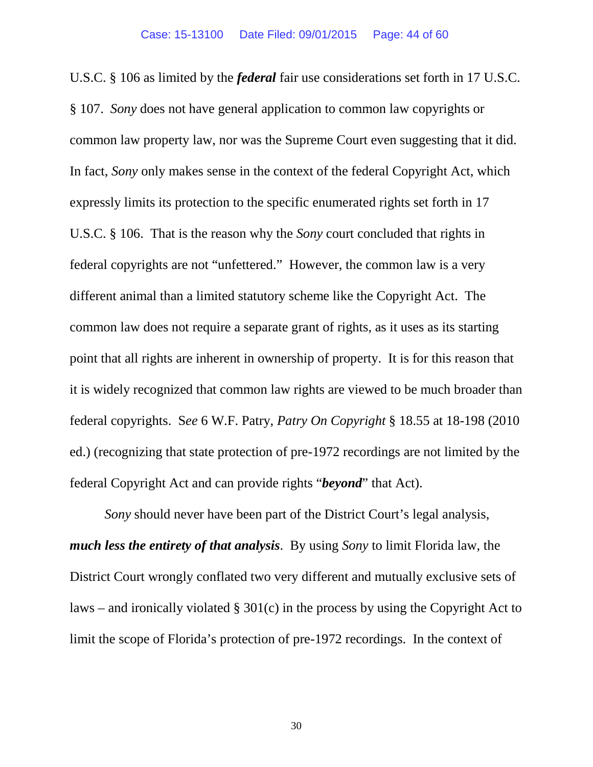U.S.C. § 106 as limited by the ***federal*** fair use considerations set forth in 17 U.S.C. § 107. *Sony* does not have general application to common law copyrights or common law property law, nor was the Supreme Court even suggesting that it did. In fact, *Sony* only makes sense in the context of the federal Copyright Act, which expressly limits its protection to the specific enumerated rights set forth in 17 U.S.C. § 106. That is the reason why the *Sony* court concluded that rights in federal copyrights are not "unfettered." However, the common law is a very different animal than a limited statutory scheme like the Copyright Act. The common law does not require a separate grant of rights, as it uses as its starting point that all rights are inherent in ownership of property. It is for this reason that it is widely recognized that common law rights are viewed to be much broader than federal copyrights. S*ee* 6 W.F. Patry, *Patry On Copyright* § 18.55 at 18-198 (2010 ed.) (recognizing that state protection of pre-1972 recordings are not limited by the federal Copyright Act and can provide rights "***beyond***" that Act).

*Sony* should never have been part of the District Court's legal analysis, ***much less the entirety of that analysis***. By using *Sony* to limit Florida law, the District Court wrongly conflated two very different and mutually exclusive sets of laws – and ironically violated § 301(c) in the process by using the Copyright Act to limit the scope of Florida's protection of pre-1972 recordings. In the context of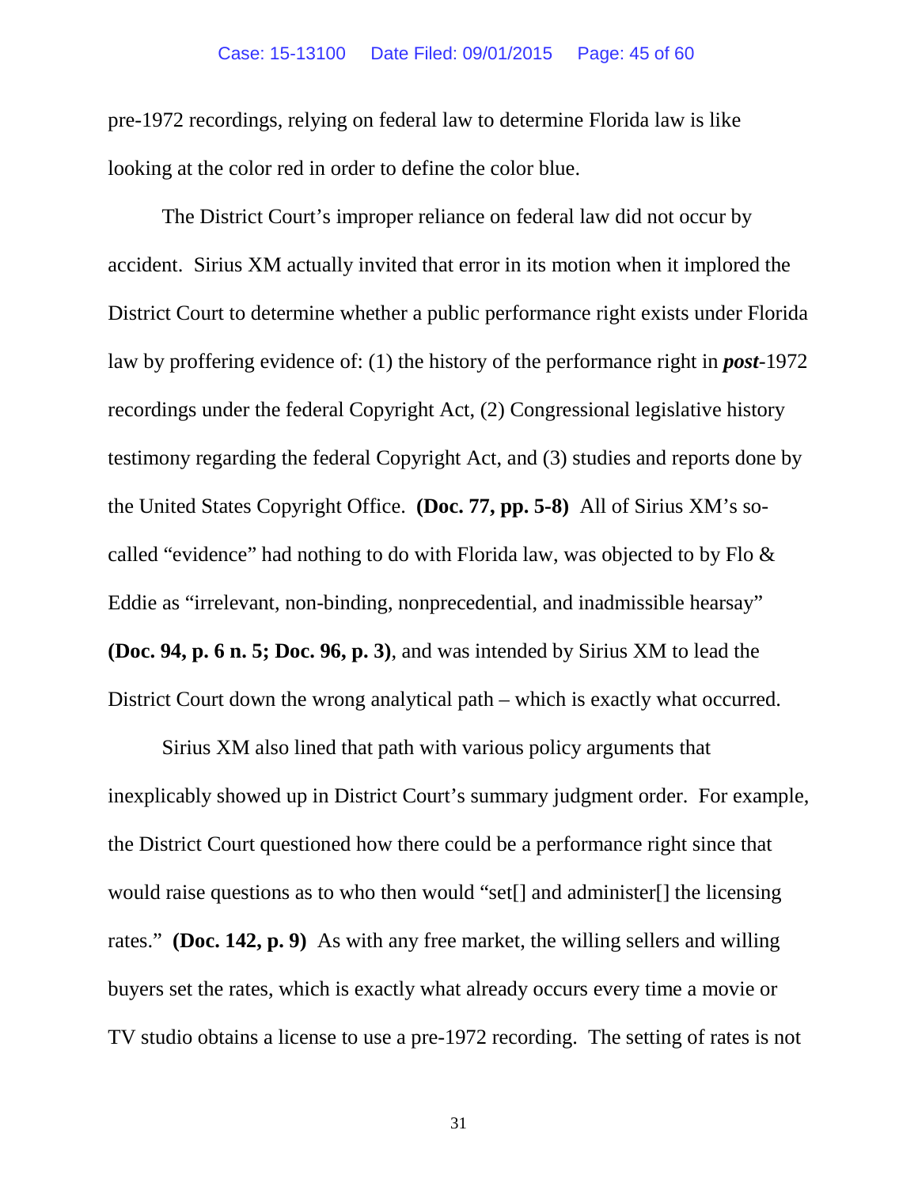pre-1972 recordings, relying on federal law to determine Florida law is like looking at the color red in order to define the color blue.

The District Court's improper reliance on federal law did not occur by accident. Sirius XM actually invited that error in its motion when it implored the District Court to determine whether a public performance right exists under Florida law by proffering evidence of: (1) the history of the performance right in ***post***-1972 recordings under the federal Copyright Act, (2) Congressional legislative history testimony regarding the federal Copyright Act, and (3) studies and reports done by the United States Copyright Office. **(Doc. 77, pp. 5-8)** All of Sirius XM's so-called "evidence" had nothing to do with Florida law, was objected to by Flo & Eddie as "irrelevant, non-binding, nonprecedential, and inadmissible hearsay" **(Doc. 94, p. 6 n. 5; Doc. 96, p. 3)**, and was intended by Sirius XM to lead the District Court down the wrong analytical path – which is exactly what occurred.

Sirius XM also lined that path with various policy arguments that inexplicably showed up in District Court's summary judgment order. For example, the District Court questioned how there could be a performance right since that would raise questions as to who then would "set[] and administer[] the licensing rates." **(Doc. 142, p. 9)** As with any free market, the willing sellers and willing buyers set the rates, which is exactly what already occurs every time a movie or TV studio obtains a license to use a pre-1972 recording. The setting of rates is not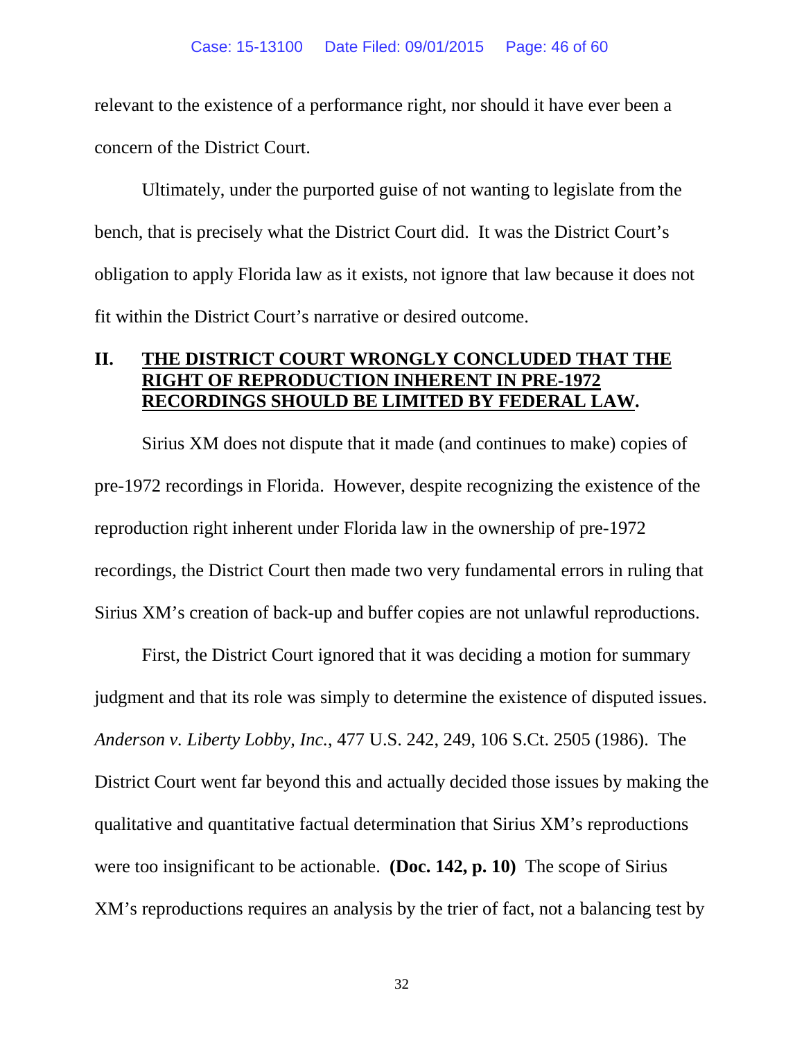relevant to the existence of a performance right, nor should it have ever been a concern of the District Court.

Ultimately, under the purported guise of not wanting to legislate from the bench, that is precisely what the District Court did. It was the District Court's obligation to apply Florida law as it exists, not ignore that law because it does not fit within the District Court's narrative or desired outcome.

## II. THE DISTRICT COURT WRONGLY CONCLUDED THAT THE RIGHT OF REPRODUCTION INHERENT IN PRE-1972 RECORDINGS SHOULD BE LIMITED BY FEDERAL LAW.

Sirius XM does not dispute that it made (and continues to make) copies of pre-1972 recordings in Florida. However, despite recognizing the existence of the reproduction right inherent under Florida law in the ownership of pre-1972 recordings, the District Court then made two very fundamental errors in ruling that Sirius XM's creation of back-up and buffer copies are not unlawful reproductions.

First, the District Court ignored that it was deciding a motion for summary judgment and that its role was simply to determine the existence of disputed issues. *Anderson v. Liberty Lobby, Inc.*, 477 U.S. 242, 249, 106 S.Ct. 2505 (1986). The District Court went far beyond this and actually decided those issues by making the qualitative and quantitative factual determination that Sirius XM's reproductions were too insignificant to be actionable. **(Doc. 142, p. 10)** The scope of Sirius XM's reproductions requires an analysis by the trier of fact, not a balancing test by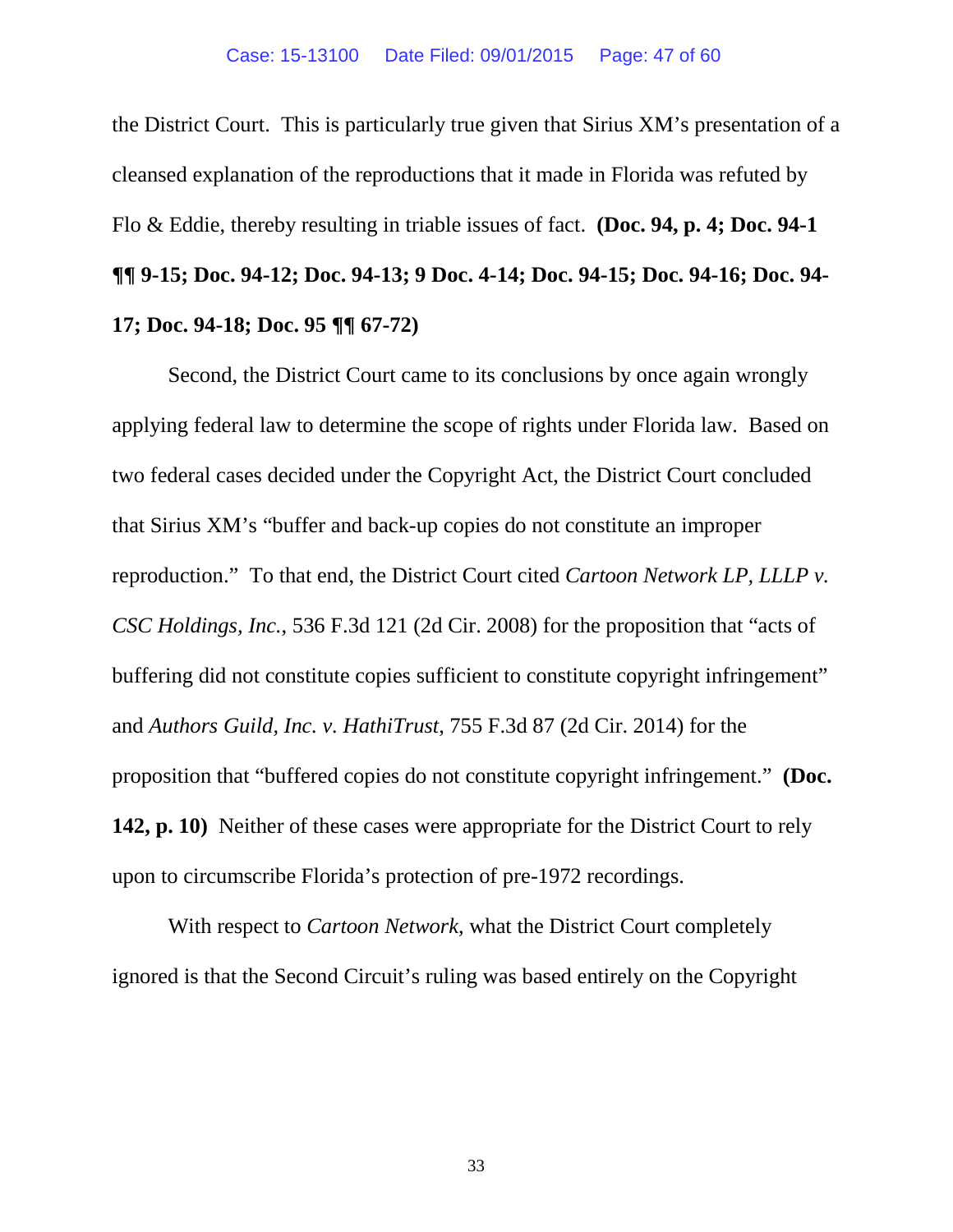the District Court. This is particularly true given that Sirius XM's presentation of a cleansed explanation of the reproductions that it made in Florida was refuted by Flo & Eddie, thereby resulting in triable issues of fact. **(Doc. 94, p. 4; Doc. 94-1 ¶¶ 9-15; Doc. 94-12; Doc. 94-13; 9 Doc. 4-14; Doc. 94-15; Doc. 94-16; Doc. 94-17; Doc. 94-18; Doc. 95 ¶¶ 67-72)**

Second, the District Court came to its conclusions by once again wrongly applying federal law to determine the scope of rights under Florida law. Based on two federal cases decided under the Copyright Act, the District Court concluded that Sirius XM's "buffer and back-up copies do not constitute an improper reproduction." To that end, the District Court cited *Cartoon Network LP, LLLP v. CSC Holdings, Inc.*, 536 F.3d 121 (2d Cir. 2008) for the proposition that "acts of buffering did not constitute copies sufficient to constitute copyright infringement" and *Authors Guild, Inc. v. HathiTrust*, 755 F.3d 87 (2d Cir. 2014) for the proposition that "buffered copies do not constitute copyright infringement." **(Doc. 142, p. 10)** Neither of these cases were appropriate for the District Court to rely upon to circumscribe Florida's protection of pre-1972 recordings.

With respect to *Cartoon Network*, what the District Court completely ignored is that the Second Circuit's ruling was based entirely on the Copyright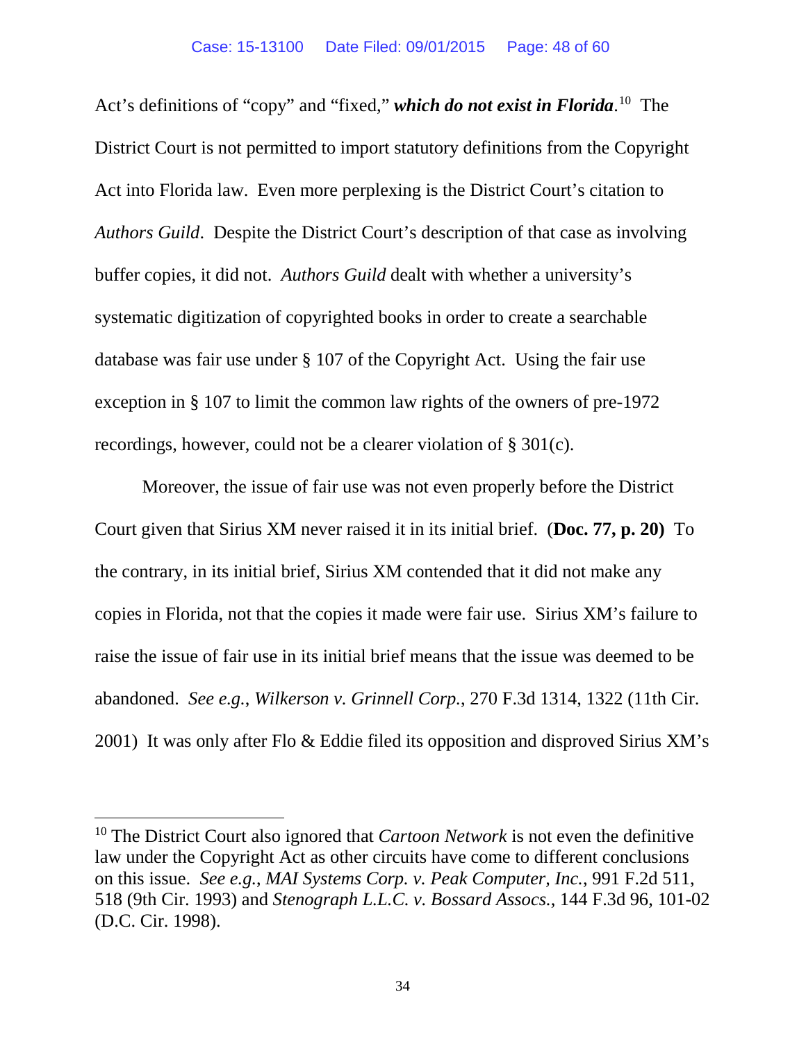Act's definitions of "copy" and "fixed," ***which do not exist in Florida***.[10] The District Court is not permitted to import statutory definitions from the Copyright Act into Florida law. Even more perplexing is the District Court's citation to *Authors Guild*. Despite the District Court's description of that case as involving buffer copies, it did not. *Authors Guild* dealt with whether a university's systematic digitization of copyrighted books in order to create a searchable database was fair use under § 107 of the Copyright Act. Using the fair use exception in § 107 to limit the common law rights of the owners of pre-1972 recordings, however, could not be a clearer violation of § 301(c).

Moreover, the issue of fair use was not even properly before the District Court given that Sirius XM never raised it in its initial brief. (**Doc. 77, p. 20**) To the contrary, in its initial brief, Sirius XM contended that it did not make any copies in Florida, not that the copies it made were fair use. Sirius XM's failure to raise the issue of fair use in its initial brief means that the issue was deemed to be abandoned. *See e.g.*, *Wilkerson v. Grinnell Corp.*, 270 F.3d 1314, 1322 (11th Cir. 2001) It was only after Flo & Eddie filed its opposition and disproved Sirius XM's

---

[10] The District Court also ignored that *Cartoon Network* is not even the definitive law under the Copyright Act as other circuits have come to different conclusions on this issue. *See e.g.*, *MAI Systems Corp. v. Peak Computer, Inc.*, 991 F.2d 511, 518 (9th Cir. 1993) and *Stenograph L.L.C. v. Bossard Assocs.*, 144 F.3d 96, 101-02 (D.C. Cir. 1998).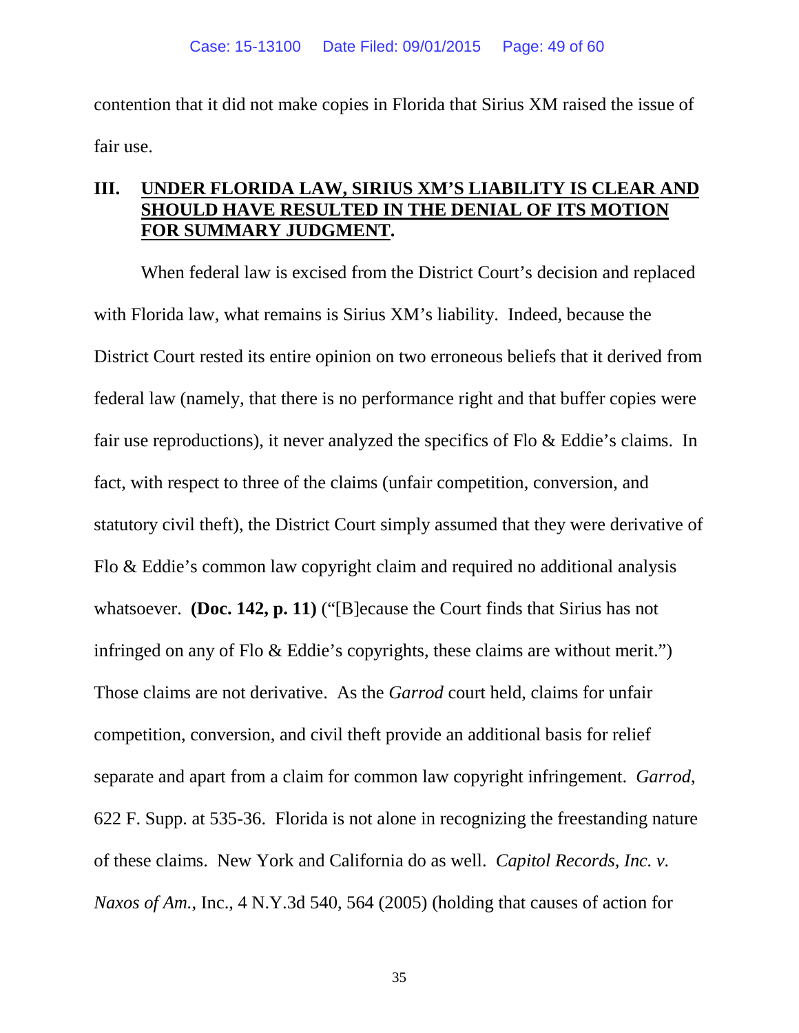contention that it did not make copies in Florida that Sirius XM raised the issue of fair use.

## III. UNDER FLORIDA LAW, SIRIUS XM'S LIABILITY IS CLEAR AND SHOULD HAVE RESULTED IN THE DENIAL OF ITS MOTION FOR SUMMARY JUDGMENT.

When federal law is excised from the District Court's decision and replaced with Florida law, what remains is Sirius XM's liability. Indeed, because the District Court rested its entire opinion on two erroneous beliefs that it derived from federal law (namely, that there is no performance right and that buffer copies were fair use reproductions), it never analyzed the specifics of Flo & Eddie's claims. In fact, with respect to three of the claims (unfair competition, conversion, and statutory civil theft), the District Court simply assumed that they were derivative of Flo & Eddie's common law copyright claim and required no additional analysis whatsoever. **(Doc. 142, p. 11)** ("[B]ecause the Court finds that Sirius has not infringed on any of Flo & Eddie's copyrights, these claims are without merit.") Those claims are not derivative. As the *Garrod* court held, claims for unfair competition, conversion, and civil theft provide an additional basis for relief separate and apart from a claim for common law copyright infringement. *Garrod*, 622 F. Supp. at 535-36. Florida is not alone in recognizing the freestanding nature of these claims. New York and California do as well. *Capitol Records, Inc. v. Naxos of Am.*, Inc., 4 N.Y.3d 540, 564 (2005) (holding that causes of action for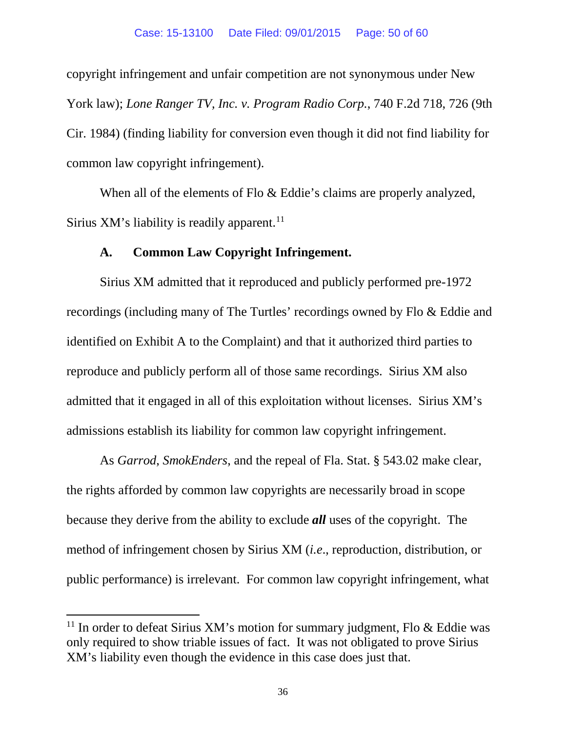copyright infringement and unfair competition are not synonymous under New York law); *Lone Ranger TV, Inc. v. Program Radio Corp.*, 740 F.2d 718, 726 (9th Cir. 1984) (finding liability for conversion even though it did not find liability for common law copyright infringement).

When all of the elements of Flo & Eddie's claims are properly analyzed, Sirius XM's liability is readily apparent.[11]

### A. Common Law Copyright Infringement.

Sirius XM admitted that it reproduced and publicly performed pre-1972 recordings (including many of The Turtles' recordings owned by Flo & Eddie and identified on Exhibit A to the Complaint) and that it authorized third parties to reproduce and publicly perform all of those same recordings. Sirius XM also admitted that it engaged in all of this exploitation without licenses. Sirius XM's admissions establish its liability for common law copyright infringement.

As *Garrod*, *SmokEnders*, and the repeal of Fla. Stat. § 543.02 make clear, the rights afforded by common law copyrights are necessarily broad in scope because they derive from the ability to exclude ***all*** uses of the copyright. The method of infringement chosen by Sirius XM (*i.e.*, reproduction, distribution, or public performance) is irrelevant. For common law copyright infringement, what

---

[11] In order to defeat Sirius XM's motion for summary judgment, Flo & Eddie was only required to show triable issues of fact. It was not obligated to prove Sirius XM's liability even though the evidence in this case does just that.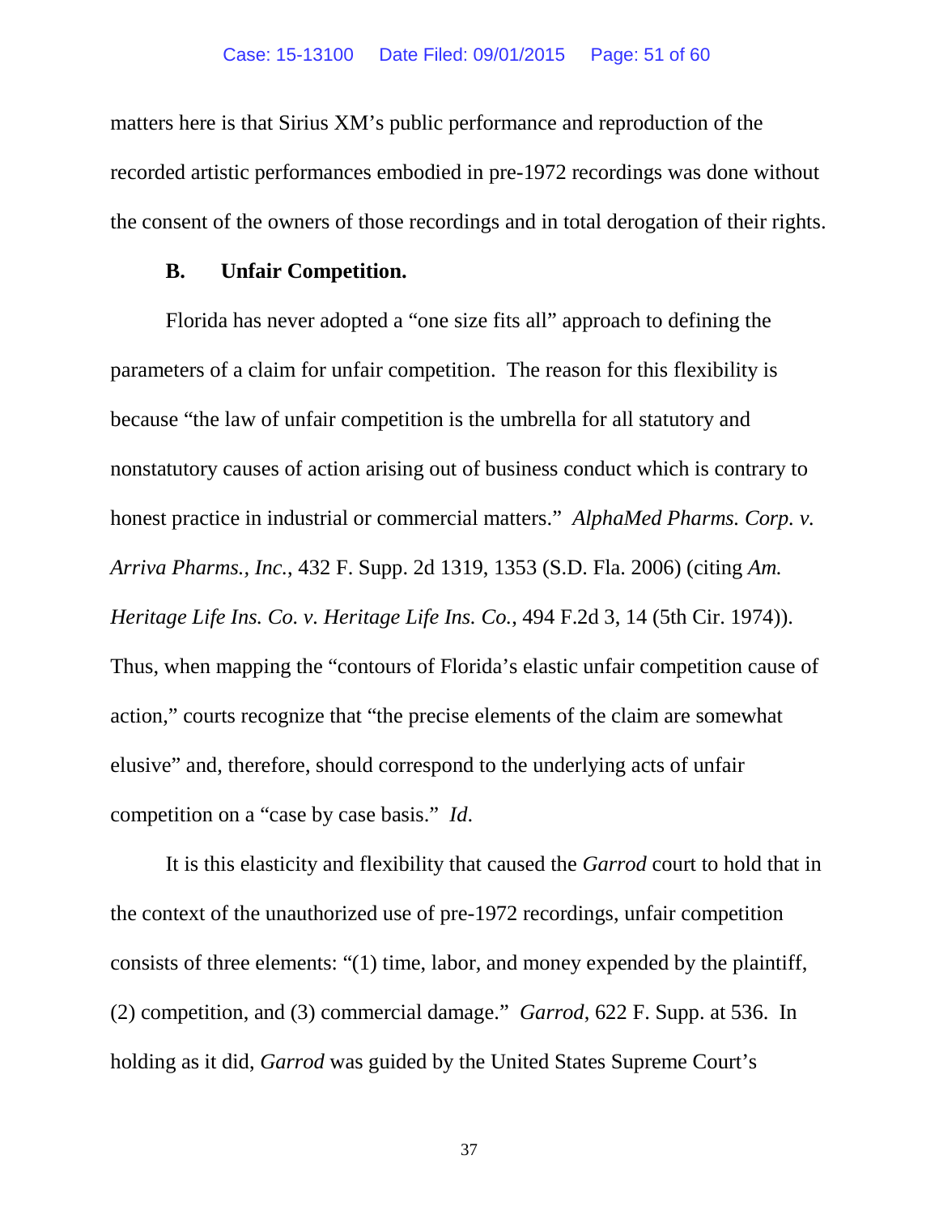matters here is that Sirius XM's public performance and reproduction of the recorded artistic performances embodied in pre-1972 recordings was done without the consent of the owners of those recordings and in total derogation of their rights.

### B. Unfair Competition.

Florida has never adopted a "one size fits all" approach to defining the parameters of a claim for unfair competition. The reason for this flexibility is because "the law of unfair competition is the umbrella for all statutory and nonstatutory causes of action arising out of business conduct which is contrary to honest practice in industrial or commercial matters." *AlphaMed Pharms. Corp. v. Arriva Pharms., Inc.*, 432 F. Supp. 2d 1319, 1353 (S.D. Fla. 2006) (citing *Am. Heritage Life Ins. Co. v. Heritage Life Ins. Co.*, 494 F.2d 3, 14 (5th Cir. 1974)). Thus, when mapping the "contours of Florida's elastic unfair competition cause of action," courts recognize that "the precise elements of the claim are somewhat elusive" and, therefore, should correspond to the underlying acts of unfair competition on a "case by case basis." *Id.*

It is this elasticity and flexibility that caused the *Garrod* court to hold that in the context of the unauthorized use of pre-1972 recordings, unfair competition consists of three elements: "(1) time, labor, and money expended by the plaintiff, (2) competition, and (3) commercial damage." *Garrod*, 622 F. Supp. at 536. In holding as it did, *Garrod* was guided by the United States Supreme Court's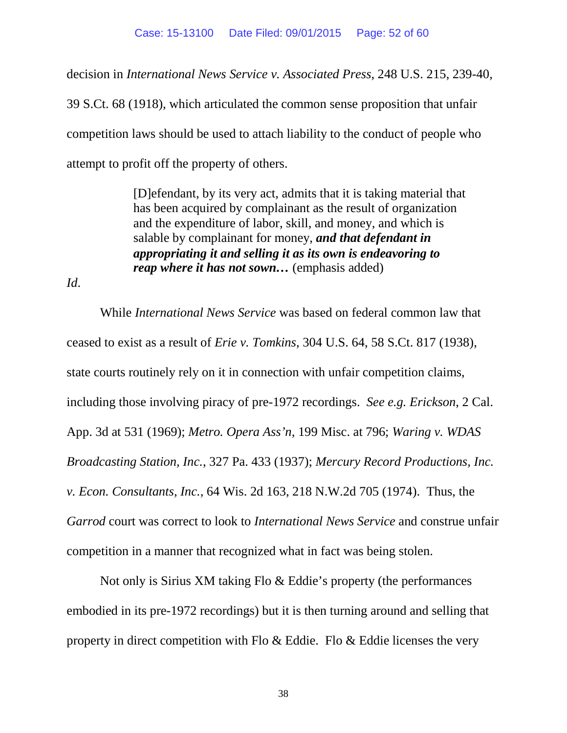decision in *International News Service v. Associated Press*, 248 U.S. 215, 239-40, 39 S.Ct. 68 (1918), which articulated the common sense proposition that unfair competition laws should be used to attach liability to the conduct of people who attempt to profit off the property of others.

> [D]efendant, by its very act, admits that it is taking material that has been acquired by complainant as the result of organization and the expenditure of labor, skill, and money, and which is salable by complainant for money, ***and that defendant in appropriating it and selling it as its own is endeavoring to reap where it has not sown…*** (emphasis added)

*Id*.

While *International News Service* was based on federal common law that ceased to exist as a result of *Erie v. Tomkins*, 304 U.S. 64, 58 S.Ct. 817 (1938), state courts routinely rely on it in connection with unfair competition claims, including those involving piracy of pre-1972 recordings. *See e.g. Erickson*, 2 Cal. App. 3d at 531 (1969); *Metro. Opera Ass'n*, 199 Misc. at 796; *Waring v. WDAS Broadcasting Station, Inc.*, 327 Pa. 433 (1937); *Mercury Record Productions, Inc. v. Econ. Consultants, Inc.*, 64 Wis. 2d 163, 218 N.W.2d 705 (1974). Thus, the *Garrod* court was correct to look to *International News Service* and construe unfair competition in a manner that recognized what in fact was being stolen.

Not only is Sirius XM taking Flo & Eddie's property (the performances embodied in its pre-1972 recordings) but it is then turning around and selling that property in direct competition with Flo & Eddie. Flo & Eddie licenses the very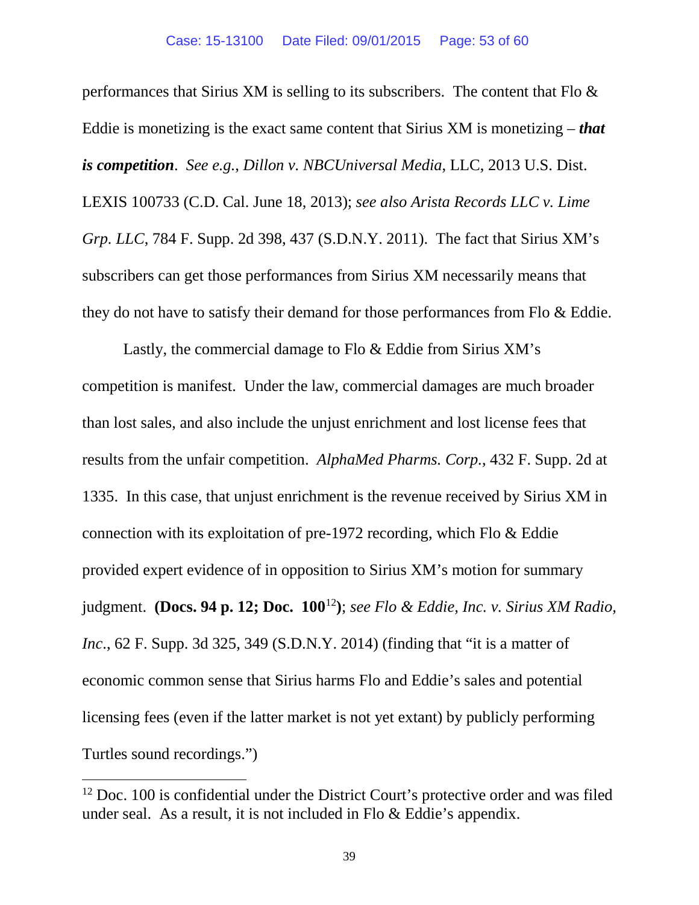performances that Sirius XM is selling to its subscribers. The content that Flo & Eddie is monetizing is the exact same content that Sirius XM is monetizing – ***that is competition***. *See e.g.*, *Dillon v. NBCUniversal Media*, LLC, 2013 U.S. Dist. LEXIS 100733 (C.D. Cal. June 18, 2013); *see also Arista Records LLC v. Lime Grp. LLC*, 784 F. Supp. 2d 398, 437 (S.D.N.Y. 2011). The fact that Sirius XM's subscribers can get those performances from Sirius XM necessarily means that they do not have to satisfy their demand for those performances from Flo & Eddie.

Lastly, the commercial damage to Flo & Eddie from Sirius XM's competition is manifest. Under the law, commercial damages are much broader than lost sales, and also include the unjust enrichment and lost license fees that results from the unfair competition. *AlphaMed Pharms. Corp.*, 432 F. Supp. 2d at 1335. In this case, that unjust enrichment is the revenue received by Sirius XM in connection with its exploitation of pre-1972 recording, which Flo & Eddie provided expert evidence of in opposition to Sirius XM's motion for summary judgment. **(Docs. 94 p. 12; Doc. 100**[12]**)**; *see Flo & Eddie, Inc. v. Sirius XM Radio, Inc.*, 62 F. Supp. 3d 325, 349 (S.D.N.Y. 2014) (finding that "it is a matter of economic common sense that Sirius harms Flo and Eddie's sales and potential licensing fees (even if the latter market is not yet extant) by publicly performing Turtles sound recordings.")

---

[12] Doc. 100 is confidential under the District Court's protective order and was filed under seal. As a result, it is not included in Flo & Eddie's appendix.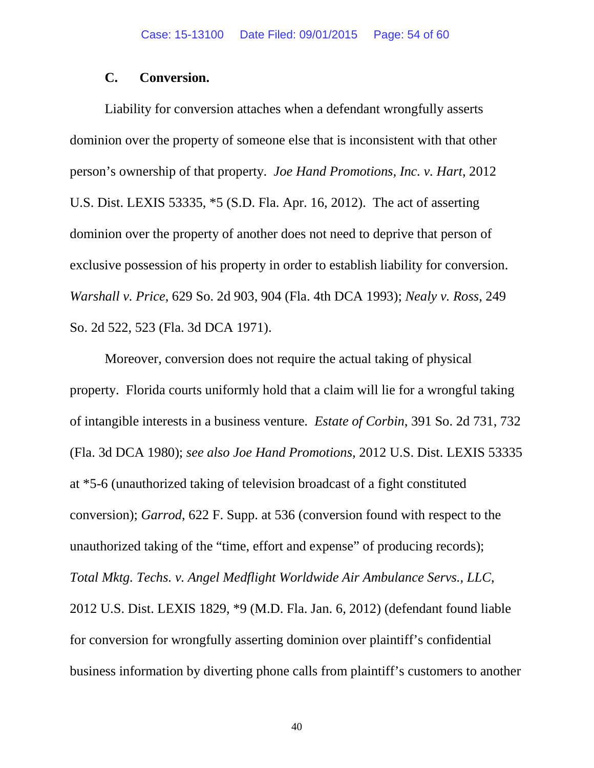### C. Conversion.

Liability for conversion attaches when a defendant wrongfully asserts dominion over the property of someone else that is inconsistent with that other person's ownership of that property. *Joe Hand Promotions, Inc. v. Hart*, 2012 U.S. Dist. LEXIS 53335, *5 (S.D. Fla. Apr. 16, 2012). The act of asserting dominion over the property of another does not need to deprive that person of exclusive possession of his property in order to establish liability for conversion. *Warshall v. Price*, 629 So. 2d 903, 904 (Fla. 4th DCA 1993); *Nealy v. Ross*, 249 So. 2d 522, 523 (Fla. 3d DCA 1971).

Moreover, conversion does not require the actual taking of physical property. Florida courts uniformly hold that a claim will lie for a wrongful taking of intangible interests in a business venture. *Estate of Corbin*, 391 So. 2d 731, 732 (Fla. 3d DCA 1980); *see also Joe Hand Promotions*, 2012 U.S. Dist. LEXIS 53335 at *5-6 (unauthorized taking of television broadcast of a fight constituted conversion); *Garrod*, 622 F. Supp. at 536 (conversion found with respect to the unauthorized taking of the "time, effort and expense" of producing records); *Total Mktg. Techs. v. Angel Medflight Worldwide Air Ambulance Servs., LLC*, 2012 U.S. Dist. LEXIS 1829, *9 (M.D. Fla. Jan. 6, 2012) (defendant found liable for conversion for wrongfully asserting dominion over plaintiff's confidential business information by diverting phone calls from plaintiff's customers to another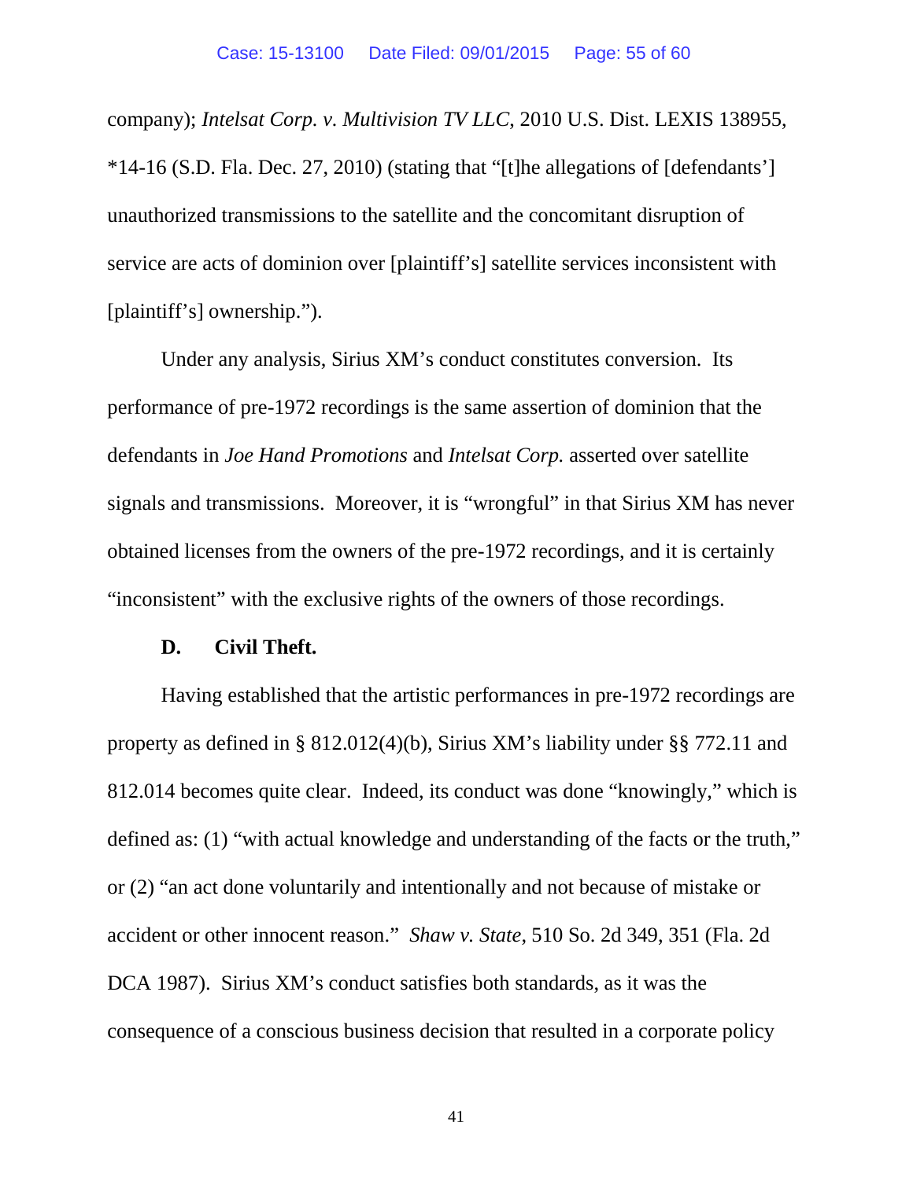company); *Intelsat Corp. v. Multivision TV LLC*, 2010 U.S. Dist. LEXIS 138955, *14-16 (S.D. Fla. Dec. 27, 2010) (stating that "[t]he allegations of [defendants'] unauthorized transmissions to the satellite and the concomitant disruption of service are acts of dominion over [plaintiff's] satellite services inconsistent with [plaintiff's] ownership.").

Under any analysis, Sirius XM's conduct constitutes conversion. Its performance of pre-1972 recordings is the same assertion of dominion that the defendants in *Joe Hand Promotions* and *Intelsat Corp.* asserted over satellite signals and transmissions. Moreover, it is "wrongful" in that Sirius XM has never obtained licenses from the owners of the pre-1972 recordings, and it is certainly "inconsistent" with the exclusive rights of the owners of those recordings.

**D. Civil Theft.**

Having established that the artistic performances in pre-1972 recordings are property as defined in § 812.012(4)(b), Sirius XM's liability under §§ 772.11 and 812.014 becomes quite clear. Indeed, its conduct was done "knowingly," which is defined as: (1) "with actual knowledge and understanding of the facts or the truth," or (2) "an act done voluntarily and intentionally and not because of mistake or accident or other innocent reason." *Shaw v. State*, 510 So. 2d 349, 351 (Fla. 2d DCA 1987). Sirius XM's conduct satisfies both standards, as it was the consequence of a conscious business decision that resulted in a corporate policy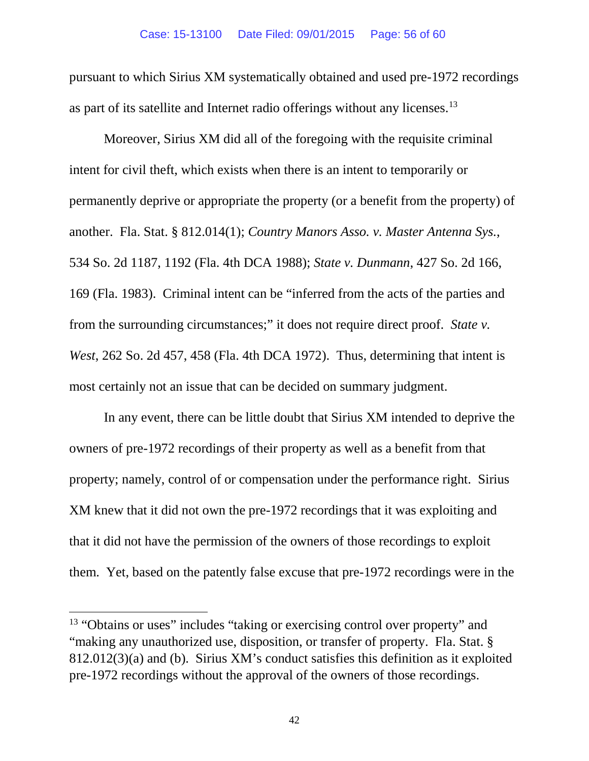pursuant to which Sirius XM systematically obtained and used pre-1972 recordings as part of its satellite and Internet radio offerings without any licenses.[13]

Moreover, Sirius XM did all of the foregoing with the requisite criminal intent for civil theft, which exists when there is an intent to temporarily or permanently deprive or appropriate the property (or a benefit from the property) of another. Fla. Stat. § 812.014(1); *Country Manors Asso. v. Master Antenna Sys.*, 534 So. 2d 1187, 1192 (Fla. 4th DCA 1988); *State v. Dunmann*, 427 So. 2d 166, 169 (Fla. 1983). Criminal intent can be "inferred from the acts of the parties and from the surrounding circumstances;" it does not require direct proof. *State v. West*, 262 So. 2d 457, 458 (Fla. 4th DCA 1972). Thus, determining that intent is most certainly not an issue that can be decided on summary judgment.

In any event, there can be little doubt that Sirius XM intended to deprive the owners of pre-1972 recordings of their property as well as a benefit from that property; namely, control of or compensation under the performance right. Sirius XM knew that it did not own the pre-1972 recordings that it was exploiting and that it did not have the permission of the owners of those recordings to exploit them. Yet, based on the patently false excuse that pre-1972 recordings were in the

---

[13] "Obtains or uses" includes "taking or exercising control over property" and "making any unauthorized use, disposition, or transfer of property. Fla. Stat. § 812.012(3)(a) and (b). Sirius XM's conduct satisfies this definition as it exploited pre-1972 recordings without the approval of the owners of those recordings.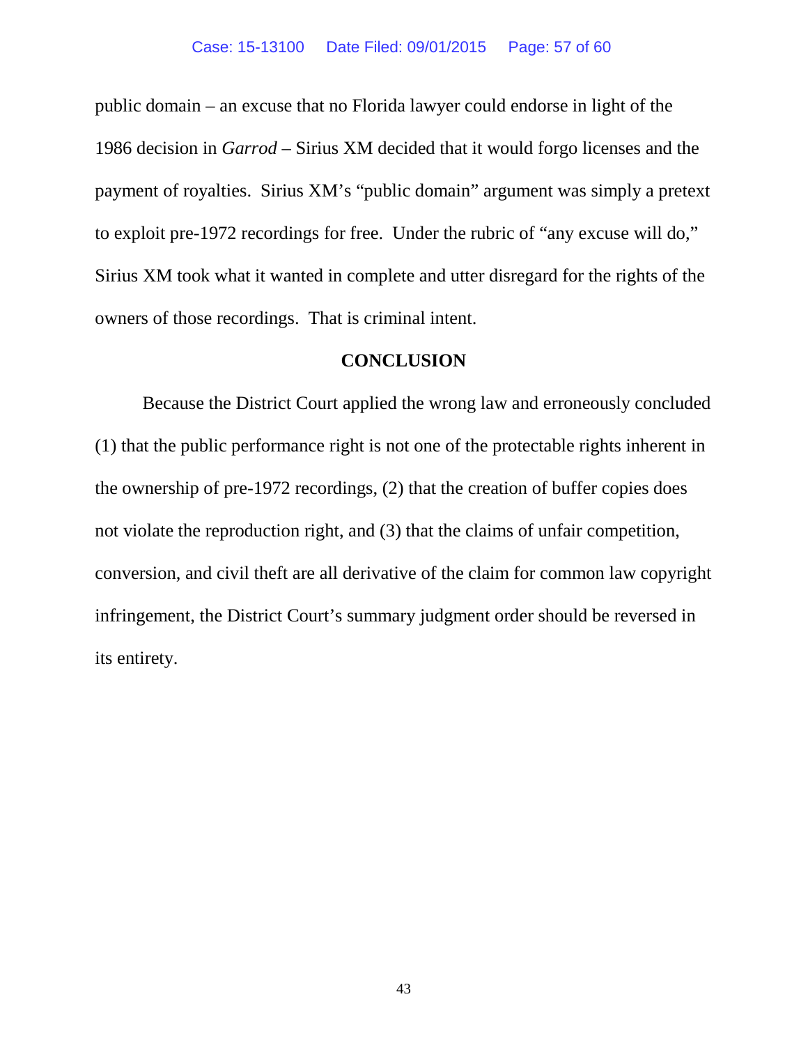public domain – an excuse that no Florida lawyer could endorse in light of the 1986 decision in *Garrod* – Sirius XM decided that it would forgo licenses and the payment of royalties. Sirius XM's "public domain" argument was simply a pretext to exploit pre-1972 recordings for free. Under the rubric of "any excuse will do," Sirius XM took what it wanted in complete and utter disregard for the rights of the owners of those recordings. That is criminal intent.

## CONCLUSION

Because the District Court applied the wrong law and erroneously concluded (1) that the public performance right is not one of the protectable rights inherent in the ownership of pre-1972 recordings, (2) that the creation of buffer copies does not violate the reproduction right, and (3) that the claims of unfair competition, conversion, and civil theft are all derivative of the claim for common law copyright infringement, the District Court's summary judgment order should be reversed in its entirety.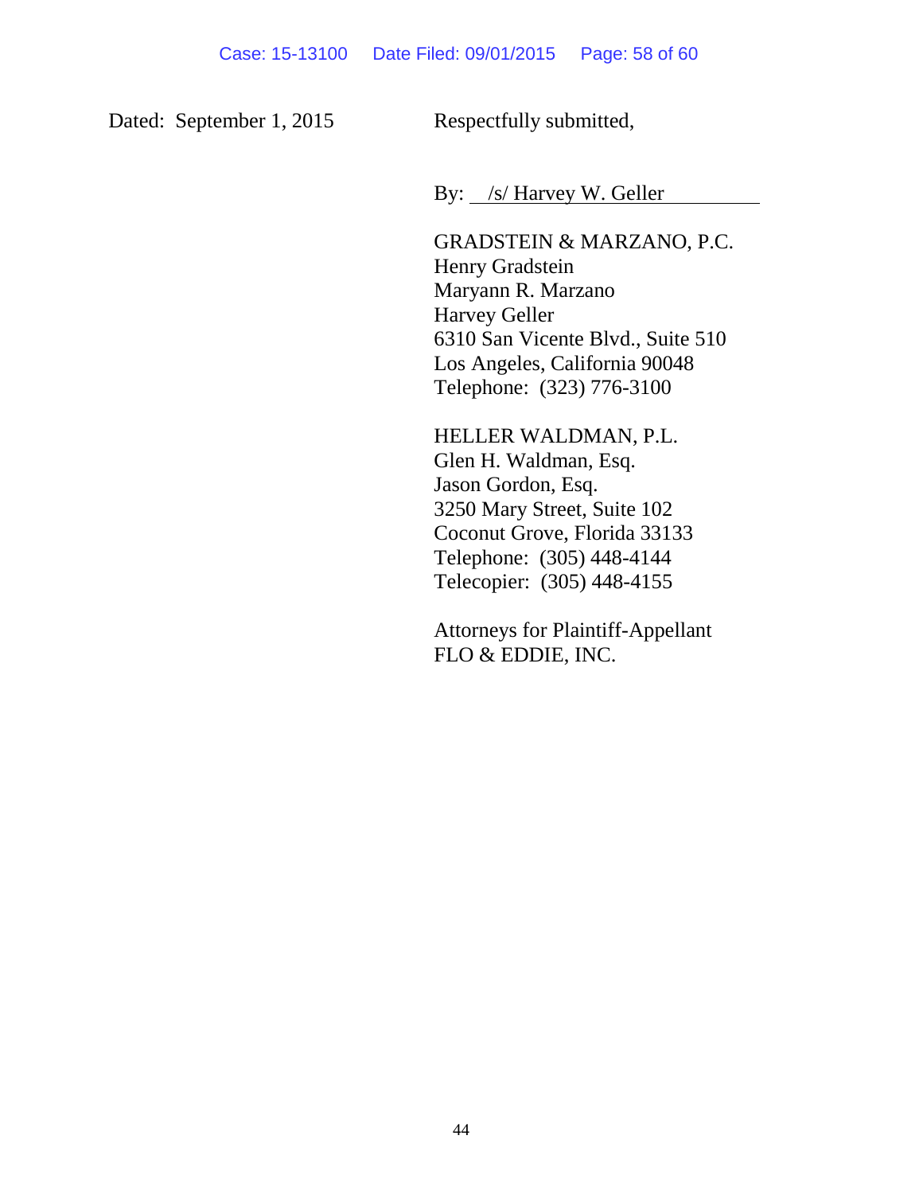Dated: September 1, 2015

Respectfully submitted,

By: /s/ Harvey W. Geller

GRADSTEIN & MARZANO, P.C.
Henry Gradstein
Maryann R. Marzano
Harvey Geller
6310 San Vicente Blvd., Suite 510
Los Angeles, California 90048
Telephone: (323) 776-3100

HELLER WALDMAN, P.L.
Glen H. Waldman, Esq.
Jason Gordon, Esq.
3250 Mary Street, Suite 102
Coconut Grove, Florida 33133
Telephone: (305) 448-4144
Telecopier: (305) 448-4155

Attorneys for Plaintiff-Appellant
FLO & EDDIE, INC.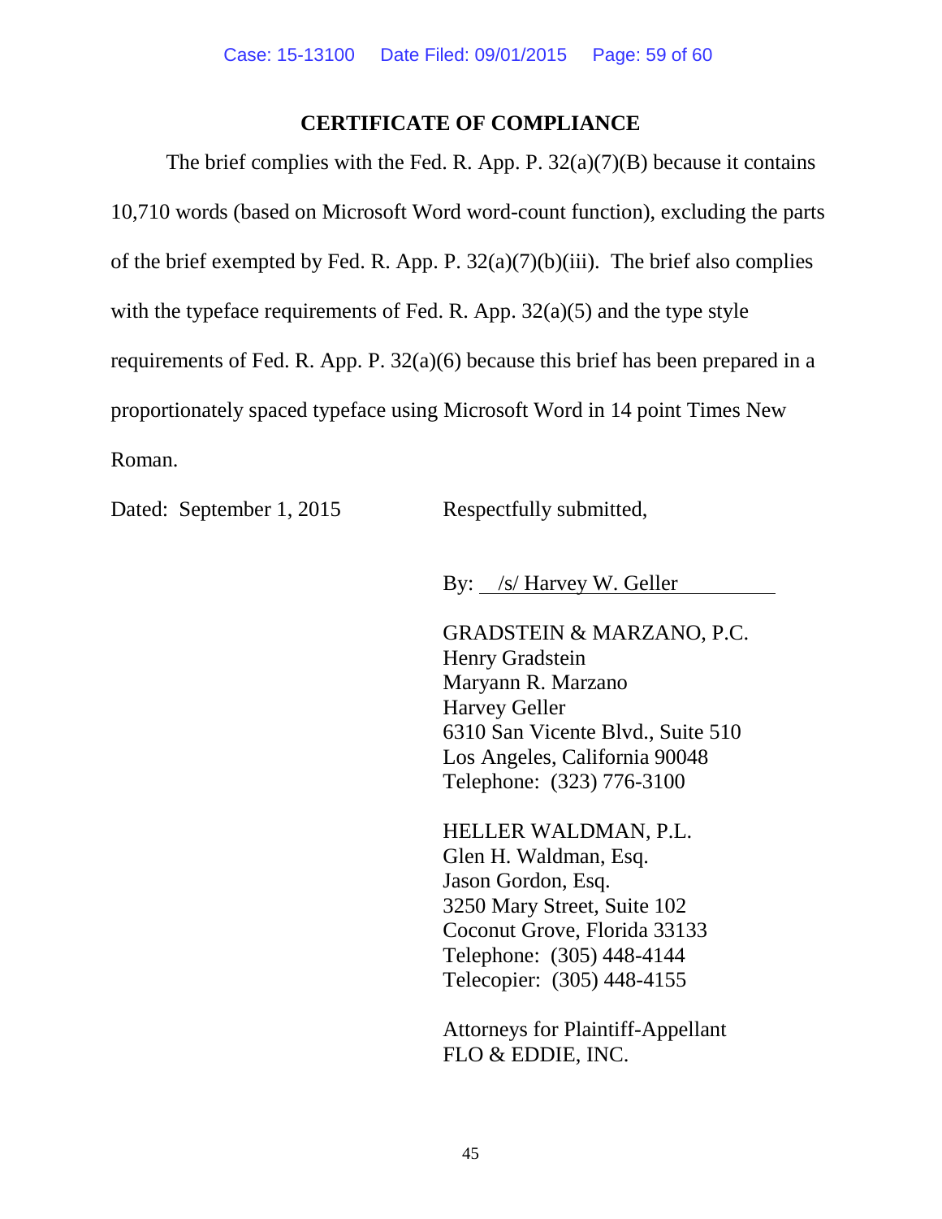## CERTIFICATE OF COMPLIANCE

The brief complies with the Fed. R. App. P. 32(a)(7)(B) because it contains 10,710 words (based on Microsoft Word word-count function), excluding the parts of the brief exempted by Fed. R. App. P. 32(a)(7)(b)(iii). The brief also complies with the typeface requirements of Fed. R. App. 32(a)(5) and the type style requirements of Fed. R. App. P. 32(a)(6) because this brief has been prepared in a proportionately spaced typeface using Microsoft Word in 14 point Times New Roman.

Dated: September 1, 2015

Respectfully submitted,

By: /s/ Harvey W. Geller

GRADSTEIN & MARZANO, P.C.
Henry Gradstein
Maryann R. Marzano
Harvey Geller
6310 San Vicente Blvd., Suite 510
Los Angeles, California 90048
Telephone: (323) 776-3100

HELLER WALDMAN, P.L.
Glen H. Waldman, Esq.
Jason Gordon, Esq.
3250 Mary Street, Suite 102
Coconut Grove, Florida 33133
Telephone: (305) 448-4144
Telecopier: (305) 448-4155

Attorneys for Plaintiff-Appellant
FLO & EDDIE, INC.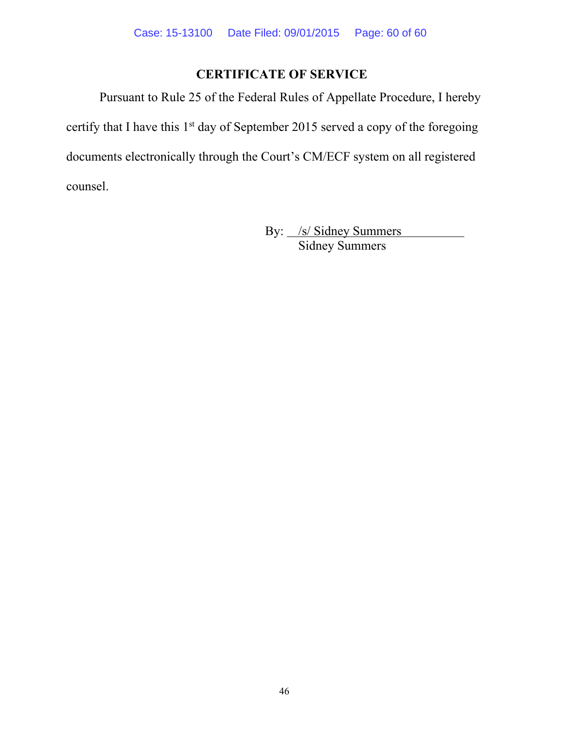## CERTIFICATE OF SERVICE

Pursuant to Rule 25 of the Federal Rules of Appellate Procedure, I hereby certify that I have this 1st day of September 2015 served a copy of the foregoing documents electronically through the Court's CM/ECF system on all registered counsel.

By: /s/ Sidney Summers
Sidney Summers